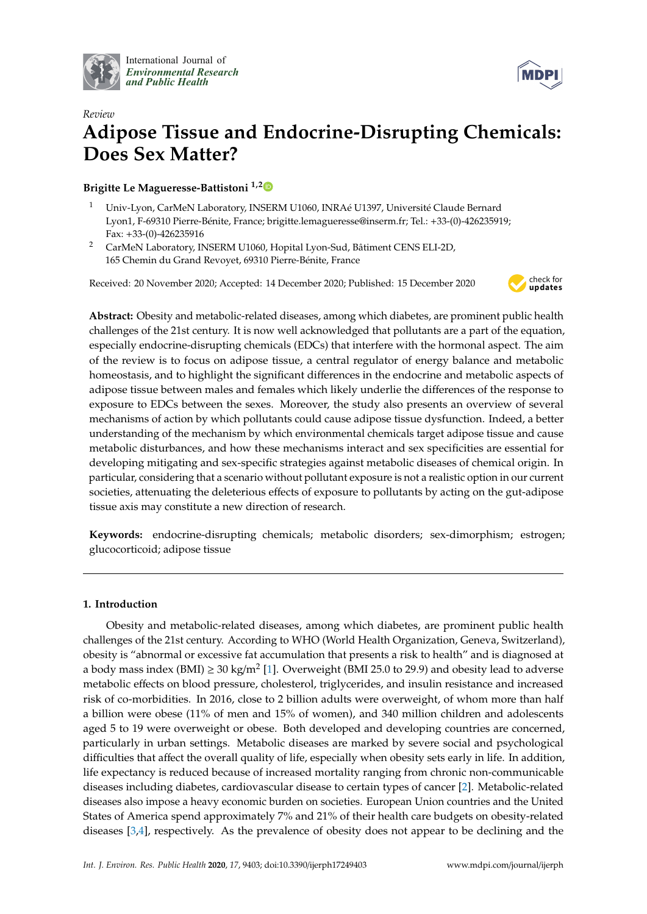*Review*

# Adipose Tissue and Endocrine-Disrupting Chemicals: Does Sex Matter?

**Brigitte Le Magueresse-Battistoni** [1,2]

[1] Univ-Lyon, CarMeN Laboratory, INSERM U1060, INRAé U1397, Université Claude Bernard Lyon1, F-69310 Pierre-Bénite, France; brigitte.lemagueresse@inserm.fr; Tel.: +33-(0)-426235919; Fax: +33-(0)-426235916

[2] CarMeN Laboratory, INSERM U1060, Hopital Lyon-Sud, Bâtiment CENS ELI-2D, 165 Chemin du Grand Revoyet, 69310 Pierre-Bénite, France

Received: 20 November 2020; Accepted: 14 December 2020; Published: 15 December 2020

**Abstract:** Obesity and metabolic-related diseases, among which diabetes, are prominent public health challenges of the 21st century. It is now well acknowledged that pollutants are a part of the equation, especially endocrine-disrupting chemicals (EDCs) that interfere with the hormonal aspect. The aim of the review is to focus on adipose tissue, a central regulator of energy balance and metabolic homeostasis, and to highlight the significant differences in the endocrine and metabolic aspects of adipose tissue between males and females which likely underlie the differences of the response to exposure to EDCs between the sexes. Moreover, the study also presents an overview of several mechanisms of action by which pollutants could cause adipose tissue dysfunction. Indeed, a better understanding of the mechanism by which environmental chemicals target adipose tissue and cause metabolic disturbances, and how these mechanisms interact and sex specificities are essential for developing mitigating and sex-specific strategies against metabolic diseases of chemical origin. In particular, considering that a scenario without pollutant exposure is not a realistic option in our current societies, attenuating the deleterious effects of exposure to pollutants by acting on the gut-adipose tissue axis may constitute a new direction of research.

**Keywords:** endocrine-disrupting chemicals; metabolic disorders; sex-dimorphism; estrogen; glucocorticoid; adipose tissue

## 1. Introduction

Obesity and metabolic-related diseases, among which diabetes, are prominent public health challenges of the 21st century. According to WHO (World Health Organization, Geneva, Switzerland), obesity is "abnormal or excessive fat accumulation that presents a risk to health" and is diagnosed at a body mass index (BMI) ≥ 30 $kg/m^2$ [1]. Overweight (BMI 25.0 to 29.9) and obesity lead to adverse metabolic effects on blood pressure, cholesterol, triglycerides, and insulin resistance and increased risk of co-morbidities. In 2016, close to 2 billion adults were overweight, of whom more than half a billion were obese (11% of men and 15% of women), and 340 million children and adolescents aged 5 to 19 were overweight or obese. Both developed and developing countries are concerned, particularly in urban settings. Metabolic diseases are marked by severe social and psychological difficulties that affect the overall quality of life, especially when obesity sets early in life. In addition, life expectancy is reduced because of increased mortality ranging from chronic non-communicable diseases including diabetes, cardiovascular disease to certain types of cancer [2]. Metabolic-related diseases also impose a heavy economic burden on societies. European Union countries and the United States of America spend approximately 7% and 21% of their health care budgets on obesity-related diseases [3,4], respectively. As the prevalence of obesity does not appear to be declining and the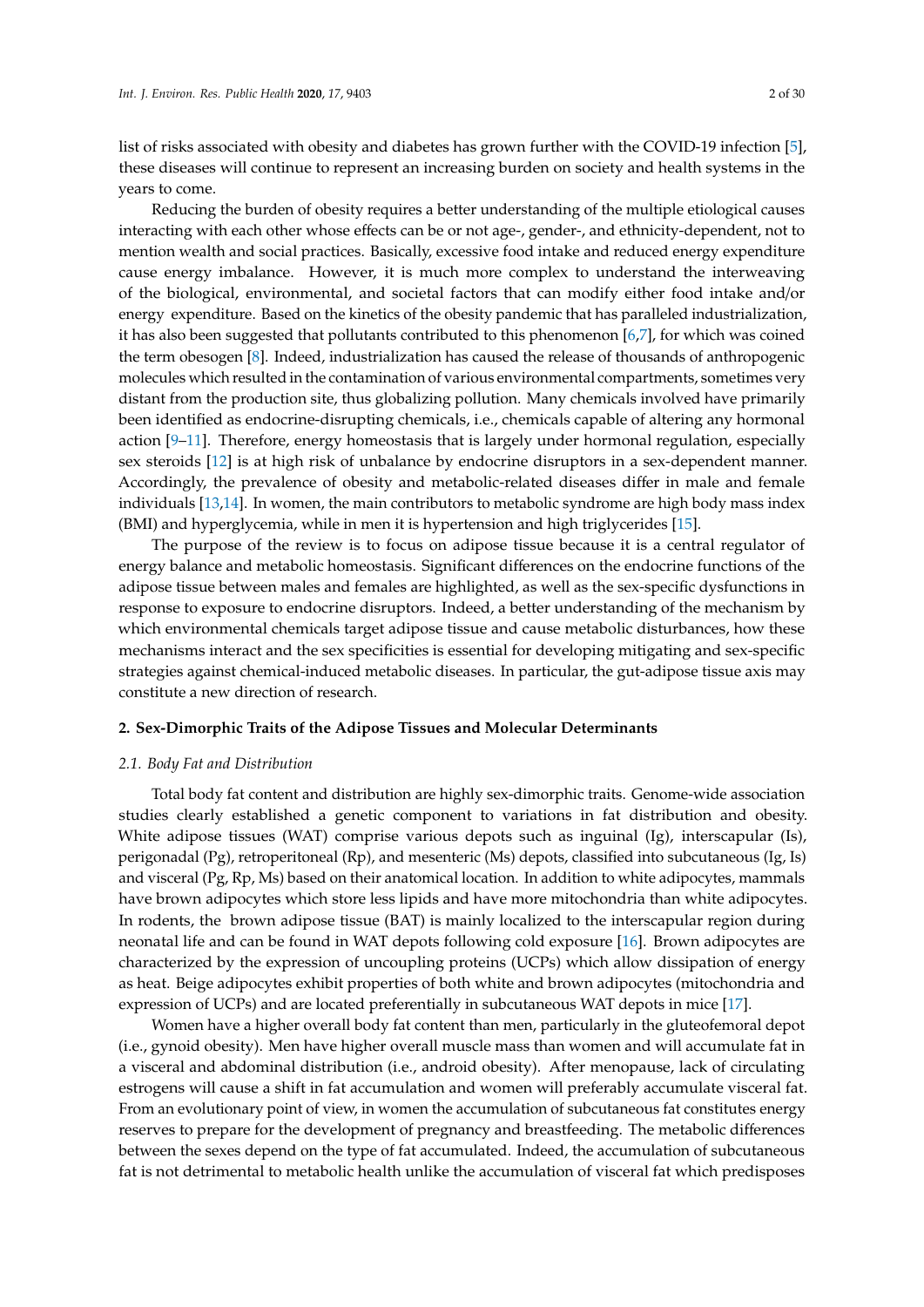list of risks associated with obesity and diabetes has grown further with the COVID-19 infection [5], these diseases will continue to represent an increasing burden on society and health systems in the years to come.

Reducing the burden of obesity requires a better understanding of the multiple etiological causes interacting with each other whose effects can be or not age-, gender-, and ethnicity-dependent, not to mention wealth and social practices. Basically, excessive food intake and reduced energy expenditure cause energy imbalance. However, it is much more complex to understand the interweaving of the biological, environmental, and societal factors that can modify either food intake and/or energy expenditure. Based on the kinetics of the obesity pandemic that has paralleled industrialization, it has also been suggested that pollutants contributed to this phenomenon [6,7], for which was coined the term obesogen [8]. Indeed, industrialization has caused the release of thousands of anthropogenic molecules which resulted in the contamination of various environmental compartments, sometimes very distant from the production site, thus globalizing pollution. Many chemicals involved have primarily been identified as endocrine-disrupting chemicals, i.e., chemicals capable of altering any hormonal action [9–11]. Therefore, energy homeostasis that is largely under hormonal regulation, especially sex steroids [12] is at high risk of unbalance by endocrine disruptors in a sex-dependent manner. Accordingly, the prevalence of obesity and metabolic-related diseases differ in male and female individuals [13,14]. In women, the main contributors to metabolic syndrome are high body mass index (BMI) and hyperglycemia, while in men it is hypertension and high triglycerides [15].

The purpose of the review is to focus on adipose tissue because it is a central regulator of energy balance and metabolic homeostasis. Significant differences on the endocrine functions of the adipose tissue between males and females are highlighted, as well as the sex-specific dysfunctions in response to exposure to endocrine disruptors. Indeed, a better understanding of the mechanism by which environmental chemicals target adipose tissue and cause metabolic disturbances, how these mechanisms interact and the sex specificities is essential for developing mitigating and sex-specific strategies against chemical-induced metabolic diseases. In particular, the gut-adipose tissue axis may constitute a new direction of research.

## 2. Sex-Dimorphic Traits of the Adipose Tissues and Molecular Determinants

### *2.1. Body Fat and Distribution*

Total body fat content and distribution are highly sex-dimorphic traits. Genome-wide association studies clearly established a genetic component to variations in fat distribution and obesity. White adipose tissues (WAT) comprise various depots such as inguinal (Ig), interscapular (Is), perigonadal (Pg), retroperitoneal (Rp), and mesenteric (Ms) depots, classified into subcutaneous (Ig, Is) and visceral (Pg, Rp, Ms) based on their anatomical location. In addition to white adipocytes, mammals have brown adipocytes which store less lipids and have more mitochondria than white adipocytes. In rodents, the brown adipose tissue (BAT) is mainly localized to the interscapular region during neonatal life and can be found in WAT depots following cold exposure [16]. Brown adipocytes are characterized by the expression of uncoupling proteins (UCPs) which allow dissipation of energy as heat. Beige adipocytes exhibit properties of both white and brown adipocytes (mitochondria and expression of UCPs) and are located preferentially in subcutaneous WAT depots in mice [17].

Women have a higher overall body fat content than men, particularly in the gluteofemoral depot (i.e., gynoid obesity). Men have higher overall muscle mass than women and will accumulate fat in a visceral and abdominal distribution (i.e., android obesity). After menopause, lack of circulating estrogens will cause a shift in fat accumulation and women will preferably accumulate visceral fat. From an evolutionary point of view, in women the accumulation of subcutaneous fat constitutes energy reserves to prepare for the development of pregnancy and breastfeeding. The metabolic differences between the sexes depend on the type of fat accumulated. Indeed, the accumulation of subcutaneous fat is not detrimental to metabolic health unlike the accumulation of visceral fat which predisposes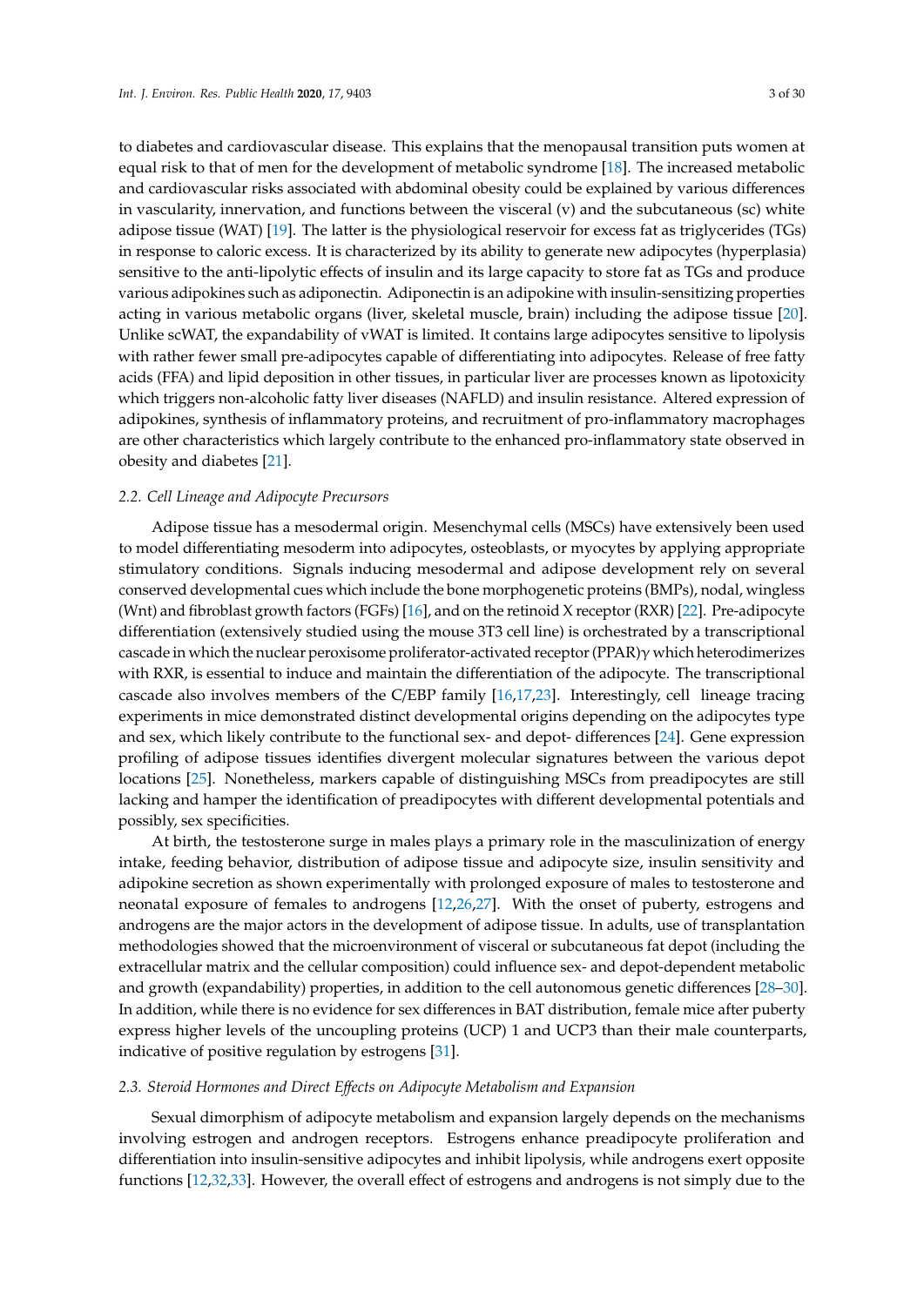to diabetes and cardiovascular disease. This explains that the menopausal transition puts women at equal risk to that of men for the development of metabolic syndrome [18]. The increased metabolic and cardiovascular risks associated with abdominal obesity could be explained by various differences in vascularity, innervation, and functions between the visceral (v) and the subcutaneous (sc) white adipose tissue (WAT) [19]. The latter is the physiological reservoir for excess fat as triglycerides (TGs) in response to caloric excess. It is characterized by its ability to generate new adipocytes (hyperplasia) sensitive to the anti-lipolytic effects of insulin and its large capacity to store fat as TGs and produce various adipokines such as adiponectin. Adiponectin is an adipokine with insulin-sensitizing properties acting in various metabolic organs (liver, skeletal muscle, brain) including the adipose tissue [20]. Unlike scWAT, the expandability of vWAT is limited. It contains large adipocytes sensitive to lipolysis with rather fewer small pre-adipocytes capable of differentiating into adipocytes. Release of free fatty acids (FFA) and lipid deposition in other tissues, in particular liver are processes known as lipotoxicity which triggers non-alcoholic fatty liver diseases (NAFLD) and insulin resistance. Altered expression of adipokines, synthesis of inflammatory proteins, and recruitment of pro-inflammatory macrophages are other characteristics which largely contribute to the enhanced pro-inflammatory state observed in obesity and diabetes [21].

### *2.2. Cell Lineage and Adipocyte Precursors*

Adipose tissue has a mesodermal origin. Mesenchymal cells (MSCs) have extensively been used to model differentiating mesoderm into adipocytes, osteoblasts, or myocytes by applying appropriate stimulatory conditions. Signals inducing mesodermal and adipose development rely on several conserved developmental cues which include the bone morphogenetic proteins (BMPs), nodal, wingless (Wnt) and fibroblast growth factors (FGFs) [16], and on the retinoid X receptor (RXR) [22]. Pre-adipocyte differentiation (extensively studied using the mouse 3T3 cell line) is orchestrated by a transcriptional cascade in which the nuclear peroxisome proliferator-activated receptor (PPAR)$\gamma$ which heterodimerizes with RXR, is essential to induce and maintain the differentiation of the adipocyte. The transcriptional cascade also involves members of the C/EBP family [16,17,23]. Interestingly, cell lineage tracing experiments in mice demonstrated distinct developmental origins depending on the adipocytes type and sex, which likely contribute to the functional sex- and depot- differences [24]. Gene expression profiling of adipose tissues identifies divergent molecular signatures between the various depot locations [25]. Nonetheless, markers capable of distinguishing MSCs from preadipocytes are still lacking and hamper the identification of preadipocytes with different developmental potentials and possibly, sex specificities.

At birth, the testosterone surge in males plays a primary role in the masculinization of energy intake, feeding behavior, distribution of adipose tissue and adipocyte size, insulin sensitivity and adipokine secretion as shown experimentally with prolonged exposure of males to testosterone and neonatal exposure of females to androgens [12,26,27]. With the onset of puberty, estrogens and androgens are the major actors in the development of adipose tissue. In adults, use of transplantation methodologies showed that the microenvironment of visceral or subcutaneous fat depot (including the extracellular matrix and the cellular composition) could influence sex- and depot-dependent metabolic and growth (expandability) properties, in addition to the cell autonomous genetic differences [28–30]. In addition, while there is no evidence for sex differences in BAT distribution, female mice after puberty express higher levels of the uncoupling proteins (UCP) 1 and UCP3 than their male counterparts, indicative of positive regulation by estrogens [31].

### *2.3. Steroid Hormones and Direct Effects on Adipocyte Metabolism and Expansion*

Sexual dimorphism of adipocyte metabolism and expansion largely depends on the mechanisms involving estrogen and androgen receptors. Estrogens enhance preadipocyte proliferation and differentiation into insulin-sensitive adipocytes and inhibit lipolysis, while androgens exert opposite functions [12,32,33]. However, the overall effect of estrogens and androgens is not simply due to the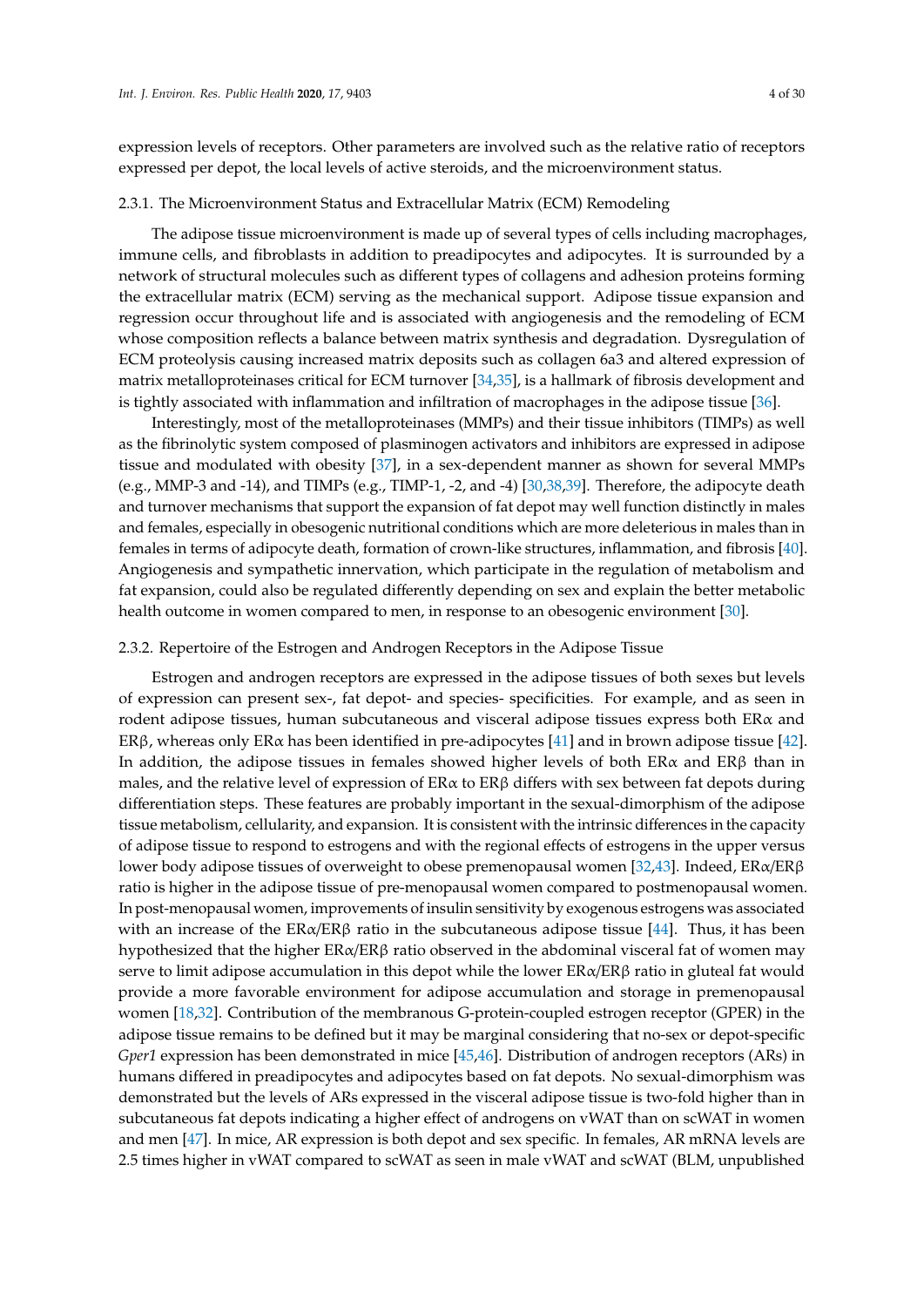expression levels of receptors. Other parameters are involved such as the relative ratio of receptors expressed per depot, the local levels of active steroids, and the microenvironment status.

### 2.3.1. The Microenvironment Status and Extracellular Matrix (ECM) Remodeling

The adipose tissue microenvironment is made up of several types of cells including macrophages, immune cells, and fibroblasts in addition to preadipocytes and adipocytes. It is surrounded by a network of structural molecules such as different types of collagens and adhesion proteins forming the extracellular matrix (ECM) serving as the mechanical support. Adipose tissue expansion and regression occur throughout life and is associated with angiogenesis and the remodeling of ECM whose composition reflects a balance between matrix synthesis and degradation. Dysregulation of ECM proteolysis causing increased matrix deposits such as collagen 6a3 and altered expression of matrix metalloproteinases critical for ECM turnover [34,35], is a hallmark of fibrosis development and is tightly associated with inflammation and infiltration of macrophages in the adipose tissue [36].

Interestingly, most of the metalloproteinases (MMPs) and their tissue inhibitors (TIMPs) as well as the fibrinolytic system composed of plasminogen activators and inhibitors are expressed in adipose tissue and modulated with obesity [37], in a sex-dependent manner as shown for several MMPs (e.g., MMP-3 and -14), and TIMPs (e.g., TIMP-1, -2, and -4) [30,38,39]. Therefore, the adipocyte death and turnover mechanisms that support the expansion of fat depot may well function distinctly in males and females, especially in obesogenic nutritional conditions which are more deleterious in males than in females in terms of adipocyte death, formation of crown-like structures, inflammation, and fibrosis [40]. Angiogenesis and sympathetic innervation, which participate in the regulation of metabolism and fat expansion, could also be regulated differently depending on sex and explain the better metabolic health outcome in women compared to men, in response to an obesogenic environment [30].

### 2.3.2. Repertoire of the Estrogen and Androgen Receptors in the Adipose Tissue

Estrogen and androgen receptors are expressed in the adipose tissues of both sexes but levels of expression can present sex-, fat depot- and species- specificities. For example, and as seen in rodent adipose tissues, human subcutaneous and visceral adipose tissues express both ERα and ERβ, whereas only ERα has been identified in pre-adipocytes [41] and in brown adipose tissue [42]. In addition, the adipose tissues in females showed higher levels of both ERα and ERβ than in males, and the relative level of expression of ERα to ERβ differs with sex between fat depots during differentiation steps. These features are probably important in the sexual-dimorphism of the adipose tissue metabolism, cellularity, and expansion. It is consistent with the intrinsic differences in the capacity of adipose tissue to respond to estrogens and with the regional effects of estrogens in the upper versus lower body adipose tissues of overweight to obese premenopausal women [32,43]. Indeed, ERα/ERβ ratio is higher in the adipose tissue of pre-menopausal women compared to postmenopausal women. In post-menopausal women, improvements of insulin sensitivity by exogenous estrogens was associated with an increase of the ERα/ERβ ratio in the subcutaneous adipose tissue [44]. Thus, it has been hypothesized that the higher ERα/ERβ ratio observed in the abdominal visceral fat of women may serve to limit adipose accumulation in this depot while the lower ERα/ERβ ratio in gluteal fat would provide a more favorable environment for adipose accumulation and storage in premenopausal women [18,32]. Contribution of the membranous G-protein-coupled estrogen receptor (GPER) in the adipose tissue remains to be defined but it may be marginal considering that no-sex or depot-specific *Gper1* expression has been demonstrated in mice [45,46]. Distribution of androgen receptors (ARs) in humans differed in preadipocytes and adipocytes based on fat depots. No sexual-dimorphism was demonstrated but the levels of ARs expressed in the visceral adipose tissue is two-fold higher than in subcutaneous fat depots indicating a higher effect of androgens on vWAT than on scWAT in women and men [47]. In mice, AR expression is both depot and sex specific. In females, AR mRNA levels are 2.5 times higher in vWAT compared to scWAT as seen in male vWAT and scWAT (BLM, unpublished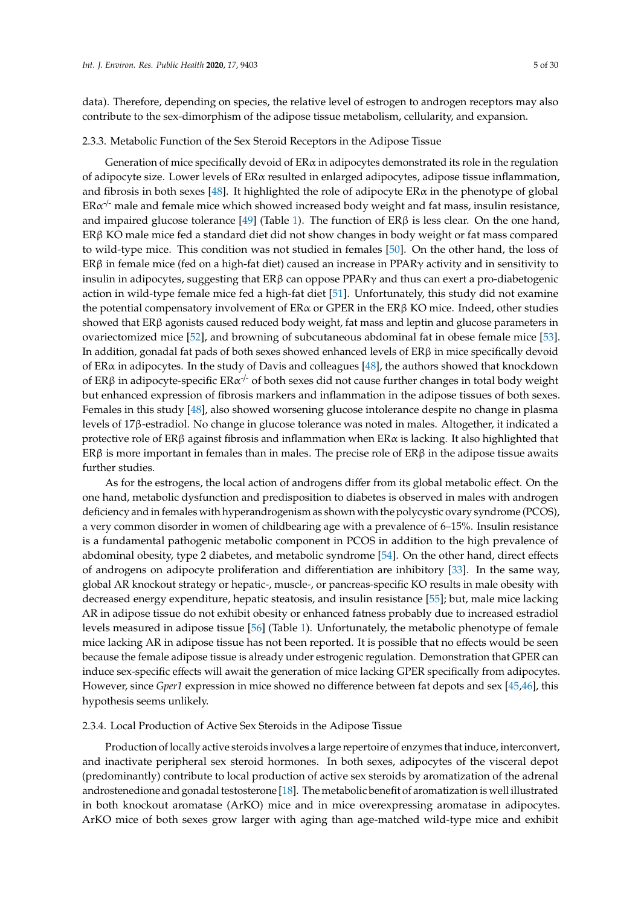data). Therefore, depending on species, the relative level of estrogen to androgen receptors may also contribute to the sex-dimorphism of the adipose tissue metabolism, cellularity, and expansion.

#### 2.3.3. Metabolic Function of the Sex Steroid Receptors in the Adipose Tissue

Generation of mice specifically devoid of ERα in adipocytes demonstrated its role in the regulation of adipocyte size. Lower levels of ERα resulted in enlarged adipocytes, adipose tissue inflammation, and fibrosis in both sexes [48]. It highlighted the role of adipocyte ERα in the phenotype of global ERα$^{-/-}$ male and female mice which showed increased body weight and fat mass, insulin resistance, and impaired glucose tolerance [49] (Table 1). The function of ERβ is less clear. On the one hand, ERβ KO male mice fed a standard diet did not show changes in body weight or fat mass compared to wild-type mice. This condition was not studied in females [50]. On the other hand, the loss of ERβ in female mice (fed on a high-fat diet) caused an increase in PPARγ activity and in sensitivity to insulin in adipocytes, suggesting that ERβ can oppose PPARγ and thus can exert a pro-diabetogenic action in wild-type female mice fed a high-fat diet [51]. Unfortunately, this study did not examine the potential compensatory involvement of ERα or GPER in the ERβ KO mice. Indeed, other studies showed that ERβ agonists caused reduced body weight, fat mass and leptin and glucose parameters in ovariectomized mice [52], and browning of subcutaneous abdominal fat in obese female mice [53]. In addition, gonadal fat pads of both sexes showed enhanced levels of ERβ in mice specifically devoid of ERα in adipocytes. In the study of Davis and colleagues [48], the authors showed that knockdown of ERβ in adipocyte-specific ERα$^{-/-}$ of both sexes did not cause further changes in total body weight but enhanced expression of fibrosis markers and inflammation in the adipose tissues of both sexes. Females in this study [48], also showed worsening glucose intolerance despite no change in plasma levels of 17β-estradiol. No change in glucose tolerance was noted in males. Altogether, it indicated a protective role of ERβ against fibrosis and inflammation when ERα is lacking. It also highlighted that ERβ is more important in females than in males. The precise role of ERβ in the adipose tissue awaits further studies.

As for the estrogens, the local action of androgens differ from its global metabolic effect. On the one hand, metabolic dysfunction and predisposition to diabetes is observed in males with androgen deficiency and in females with hyperandrogenism as shown with the polycystic ovary syndrome (PCOS), a very common disorder in women of childbearing age with a prevalence of 6–15%. Insulin resistance is a fundamental pathogenic metabolic component in PCOS in addition to the high prevalence of abdominal obesity, type 2 diabetes, and metabolic syndrome [54]. On the other hand, direct effects of androgens on adipocyte proliferation and differentiation are inhibitory [33]. In the same way, global AR knockout strategy or hepatic-, muscle-, or pancreas-specific KO results in male obesity with decreased energy expenditure, hepatic steatosis, and insulin resistance [55]; but, male mice lacking AR in adipose tissue do not exhibit obesity or enhanced fatness probably due to increased estradiol levels measured in adipose tissue [56] (Table 1). Unfortunately, the metabolic phenotype of female mice lacking AR in adipose tissue has not been reported. It is possible that no effects would be seen because the female adipose tissue is already under estrogenic regulation. Demonstration that GPER can induce sex-specific effects will await the generation of mice lacking GPER specifically from adipocytes. However, since *Gper1* expression in mice showed no difference between fat depots and sex [45,46], this hypothesis seems unlikely.

#### 2.3.4. Local Production of Active Sex Steroids in the Adipose Tissue

Production of locally active steroids involves a large repertoire of enzymes that induce, interconvert, and inactivate peripheral sex steroid hormones. In both sexes, adipocytes of the visceral depot (predominantly) contribute to local production of active sex steroids by aromatization of the adrenal androstenedione and gonadal testosterone [18]. The metabolic benefit of aromatization is well illustrated in both knockout aromatase (ArKO) mice and in mice overexpressing aromatase in adipocytes. ArKO mice of both sexes grow larger with aging than age-matched wild-type mice and exhibit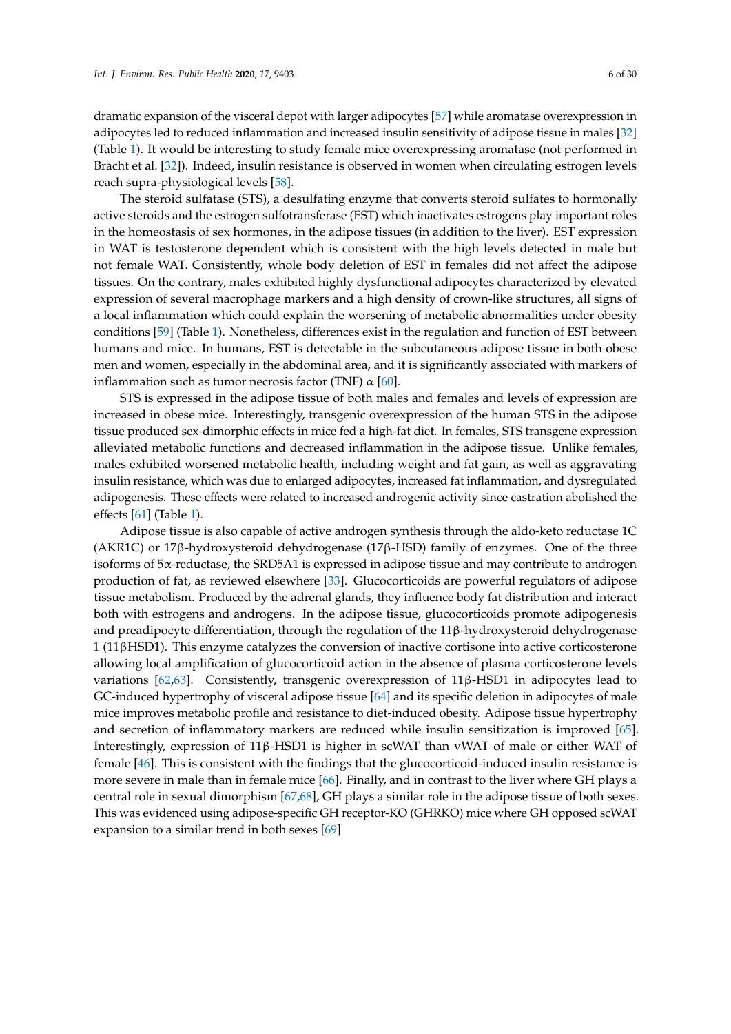dramatic expansion of the visceral depot with larger adipocytes [57] while aromatase overexpression in adipocytes led to reduced inflammation and increased insulin sensitivity of adipose tissue in males [32] (Table 1). It would be interesting to study female mice overexpressing aromatase (not performed in Bracht et al. [32]). Indeed, insulin resistance is observed in women when circulating estrogen levels reach supra-physiological levels [58].

The steroid sulfatase (STS), a desulfating enzyme that converts steroid sulfates to hormonally active steroids and the estrogen sulfotransferase (EST) which inactivates estrogens play important roles in the homeostasis of sex hormones, in the adipose tissues (in addition to the liver). EST expression in WAT is testosterone dependent which is consistent with the high levels detected in male but not female WAT. Consistently, whole body deletion of EST in females did not affect the adipose tissues. On the contrary, males exhibited highly dysfunctional adipocytes characterized by elevated expression of several macrophage markers and a high density of crown-like structures, all signs of a local inflammation which could explain the worsening of metabolic abnormalities under obesity conditions [59] (Table 1). Nonetheless, differences exist in the regulation and function of EST between humans and mice. In humans, EST is detectable in the subcutaneous adipose tissue in both obese men and women, especially in the abdominal area, and it is significantly associated with markers of inflammation such as tumor necrosis factor (TNF) $\alpha$ [60].

STS is expressed in the adipose tissue of both males and females and levels of expression are increased in obese mice. Interestingly, transgenic overexpression of the human STS in the adipose tissue produced sex-dimorphic effects in mice fed a high-fat diet. In females, STS transgene expression alleviated metabolic functions and decreased inflammation in the adipose tissue. Unlike females, males exhibited worsened metabolic health, including weight and fat gain, as well as aggravating insulin resistance, which was due to enlarged adipocytes, increased fat inflammation, and dysregulated adipogenesis. These effects were related to increased androgenic activity since castration abolished the effects [61] (Table 1).

Adipose tissue is also capable of active androgen synthesis through the aldo-keto reductase 1C (AKR1C) or 17β-hydroxysteroid dehydrogenase (17β-HSD) family of enzymes. One of the three isoforms of 5α-reductase, the SRD5A1 is expressed in adipose tissue and may contribute to androgen production of fat, as reviewed elsewhere [33]. Glucocorticoids are powerful regulators of adipose tissue metabolism. Produced by the adrenal glands, they influence body fat distribution and interact both with estrogens and androgens. In the adipose tissue, glucocorticoids promote adipogenesis and preadipocyte differentiation, through the regulation of the 11β-hydroxysteroid dehydrogenase 1 (11βHSD1). This enzyme catalyzes the conversion of inactive cortisone into active corticosterone allowing local amplification of glucocorticoid action in the absence of plasma corticosterone levels variations [62,63]. Consistently, transgenic overexpression of 11β-HSD1 in adipocytes lead to GC-induced hypertrophy of visceral adipose tissue [64] and its specific deletion in adipocytes of male mice improves metabolic profile and resistance to diet-induced obesity. Adipose tissue hypertrophy and secretion of inflammatory markers are reduced while insulin sensitization is improved [65]. Interestingly, expression of 11β-HSD1 is higher in scWAT than vWAT of male or either WAT of female [46]. This is consistent with the findings that the glucocorticoid-induced insulin resistance is more severe in male than in female mice [66]. Finally, and in contrast to the liver where GH plays a central role in sexual dimorphism [67,68], GH plays a similar role in the adipose tissue of both sexes. This was evidenced using adipose-specific GH receptor-KO (GHRKO) mice where GH opposed scWAT expansion to a similar trend in both sexes [69]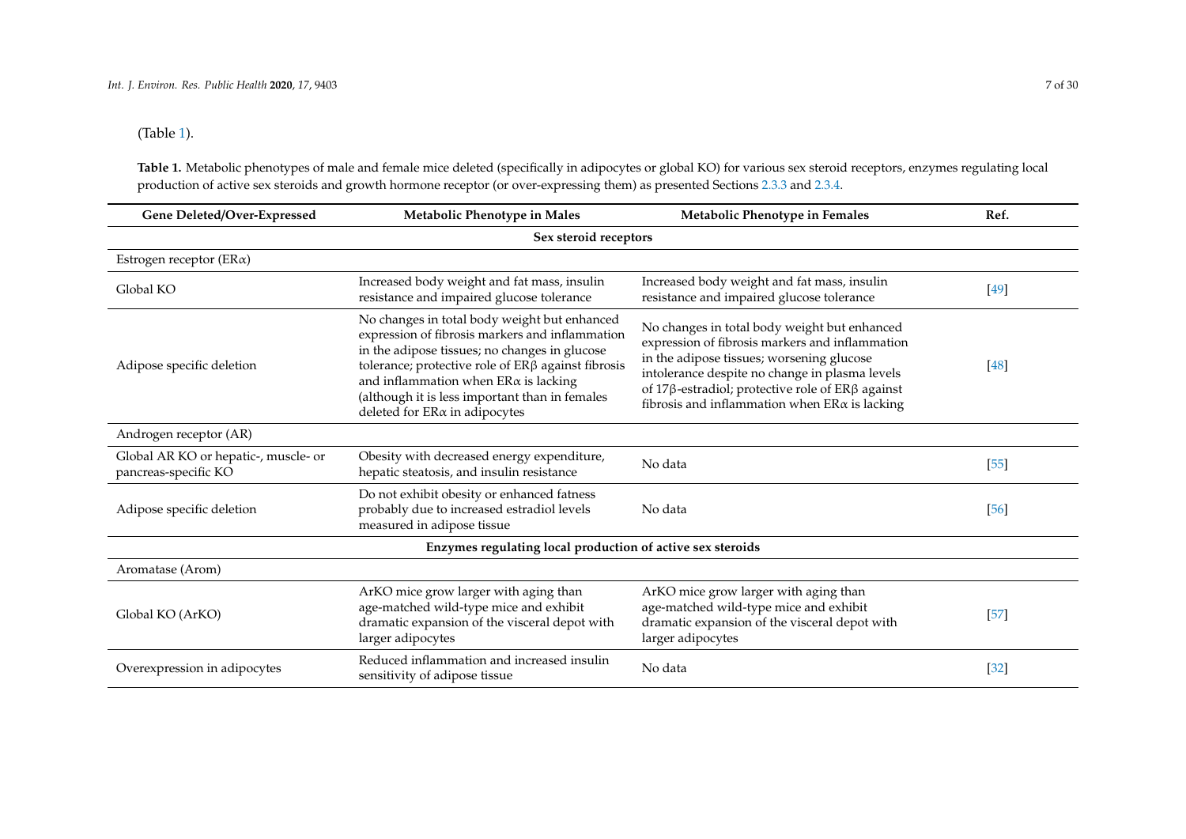(Table 1).

**Table 1.** Metabolic phenotypes of male and female mice deleted (specifically in adipocytes or global KO) for various sex steroid receptors, enzymes regulating local production of active sex steroids and growth hormone receptor (or over-expressing them) as presented Sections 2.3.3 and 2.3.4.

| Gene Deleted/Over-Expressed | Metabolic Phenotype in Males | Metabolic Phenotype in Females | Ref. |
|---|---|---|---|
| | **Sex steroid receptors** | | |
| Estrogen receptor (ERα) | | | |
| Global KO | Increased body weight and fat mass, insulin resistance and impaired glucose tolerance | Increased body weight and fat mass, insulin resistance and impaired glucose tolerance | [49] |
| Adipose specific deletion | No changes in total body weight but enhanced expression of fibrosis markers and inflammation in the adipose tissues; no changes in glucose tolerance; protective role of ERβ against fibrosis and inflammation when ERα is lacking (although it is less important than in females deleted for ERα in adipocytes | No changes in total body weight but enhanced expression of fibrosis markers and inflammation in the adipose tissues; worsening glucose intolerance despite no change in plasma levels of 17β-estradiol; protective role of ERβ against fibrosis and inflammation when ERα is lacking | [48] |
| Androgen receptor (AR) | | | |
| Global AR KO or hepatic-, muscle- or pancreas-specific KO | Obesity with decreased energy expenditure, hepatic steatosis, and insulin resistance | No data | [55] |
| Adipose specific deletion | Do not exhibit obesity or enhanced fatness probably due to increased estradiol levels measured in adipose tissue | No data | [56] |
| | **Enzymes regulating local production of active sex steroids** | | |
| Aromatase (Arom) | | | |
| Global KO (ArKO) | ArKO mice grow larger with aging than age-matched wild-type mice and exhibit dramatic expansion of the visceral depot with larger adipocytes | ArKO mice grow larger with aging than age-matched wild-type mice and exhibit dramatic expansion of the visceral depot with larger adipocytes | [57] |
| Overexpression in adipocytes | Reduced inflammation and increased insulin sensitivity of adipose tissue | No data | [32] |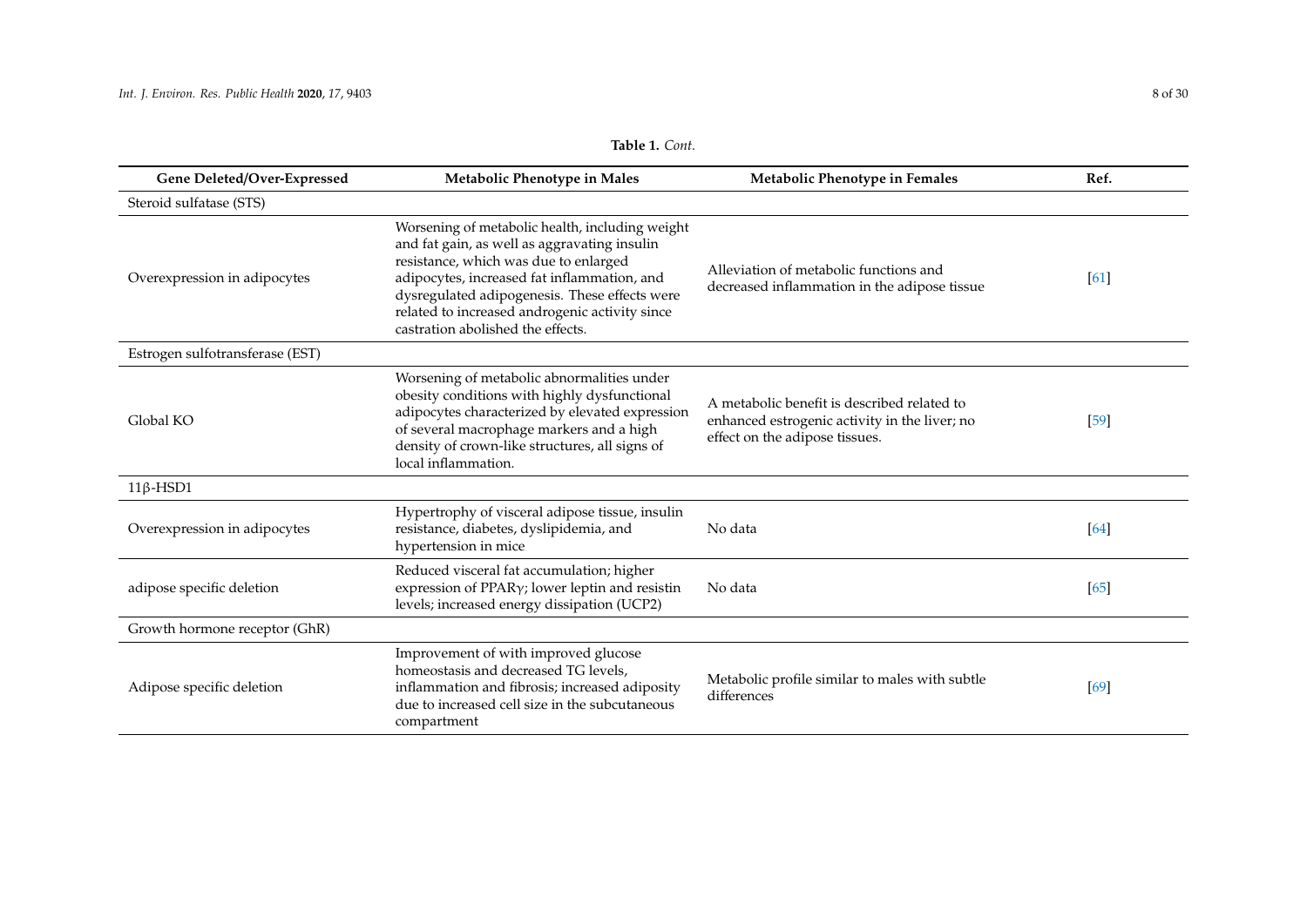**Table 1.** *Cont.*

| Gene Deleted/Over-Expressed | Metabolic Phenotype in Males | Metabolic Phenotype in Females | Ref. |
|---|---|---|---|
| Steroid sulfatase (STS) | | | |
| Overexpression in adipocytes | Worsening of metabolic health, including weight and fat gain, as well as aggravating insulin resistance, which was due to enlarged adipocytes, increased fat inflammation, and dysregulated adipogenesis. These effects were related to increased androgenic activity since castration abolished the effects. | Alleviation of metabolic functions and decreased inflammation in the adipose tissue | [61] |
| Estrogen sulfotransferase (EST) | | | |
| Global KO | Worsening of metabolic abnormalities under obesity conditions with highly dysfunctional adipocytes characterized by elevated expression of several macrophage markers and a high density of crown-like structures, all signs of local inflammation. | A metabolic benefit is described related to enhanced estrogenic activity in the liver; no effect on the adipose tissues. | [59] |
| 11β-HSD1 | | | |
| Overexpression in adipocytes | Hypertrophy of visceral adipose tissue, insulin resistance, diabetes, dyslipidemia, and hypertension in mice | No data | [64] |
| adipose specific deletion | Reduced visceral fat accumulation; higher expression of PPARγ; lower leptin and resistin levels; increased energy dissipation (UCP2) | No data | [65] |
| Growth hormone receptor (GhR) | | | |
| Adipose specific deletion | Improvement of with improved glucose homeostasis and decreased TG levels, inflammation and fibrosis; increased adiposity due to increased cell size in the subcutaneous compartment | Metabolic profile similar to males with subtle differences | [69] |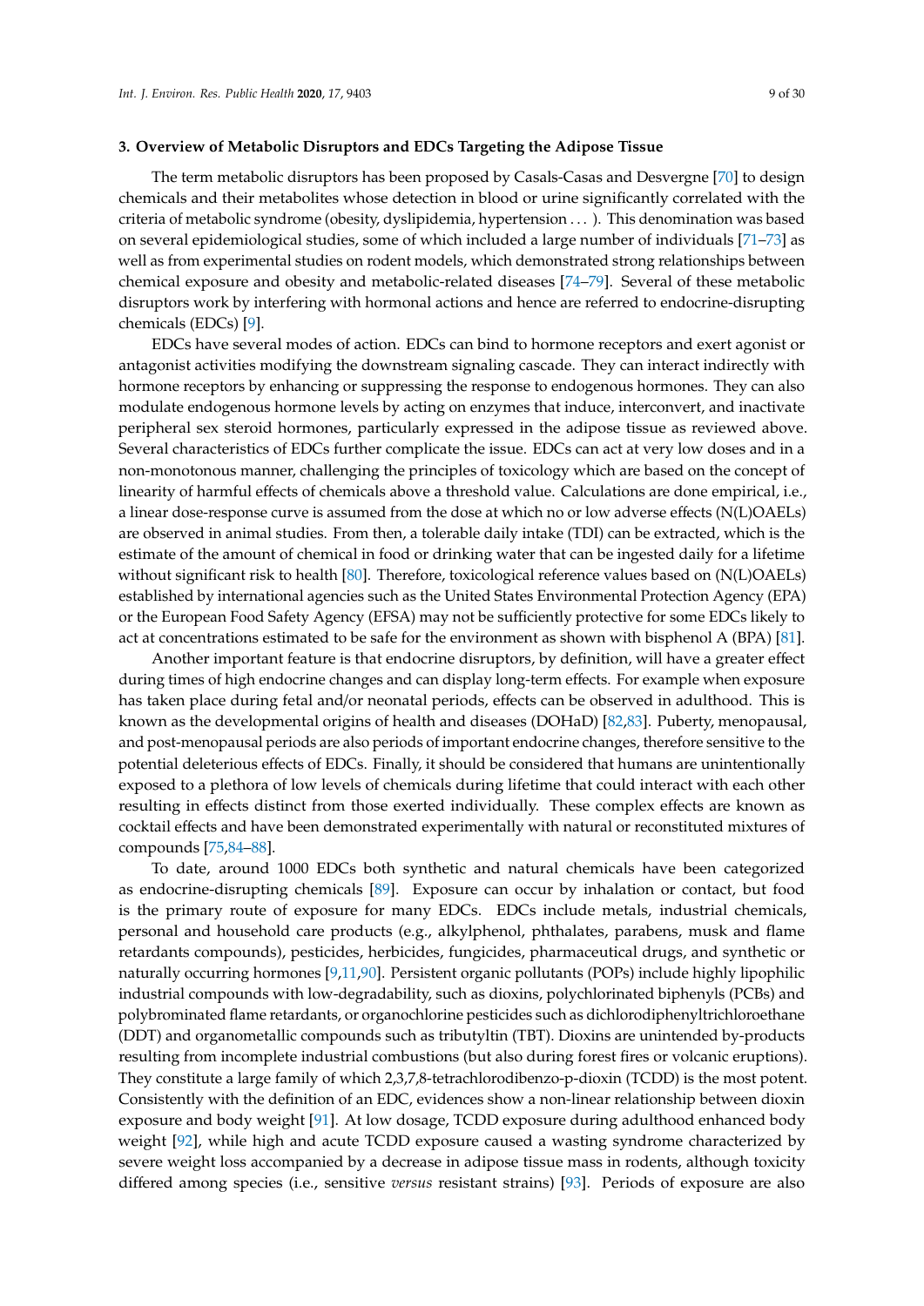### 3. Overview of Metabolic Disruptors and EDCs Targeting the Adipose Tissue

The term metabolic disruptors has been proposed by Casals-Casas and Desvergne [70] to design chemicals and their metabolites whose detection in blood or urine significantly correlated with the criteria of metabolic syndrome (obesity, dyslipidemia, hypertension . . . ). This denomination was based on several epidemiological studies, some of which included a large number of individuals [71–73] as well as from experimental studies on rodent models, which demonstrated strong relationships between chemical exposure and obesity and metabolic-related diseases [74–79]. Several of these metabolic disruptors work by interfering with hormonal actions and hence are referred to endocrine-disrupting chemicals (EDCs) [9].

EDCs have several modes of action. EDCs can bind to hormone receptors and exert agonist or antagonist activities modifying the downstream signaling cascade. They can interact indirectly with hormone receptors by enhancing or suppressing the response to endogenous hormones. They can also modulate endogenous hormone levels by acting on enzymes that induce, interconvert, and inactivate peripheral sex steroid hormones, particularly expressed in the adipose tissue as reviewed above. Several characteristics of EDCs further complicate the issue. EDCs can act at very low doses and in a non-monotonous manner, challenging the principles of toxicology which are based on the concept of linearity of harmful effects of chemicals above a threshold value. Calculations are done empirical, i.e., a linear dose-response curve is assumed from the dose at which no or low adverse effects (N(L)OAELs) are observed in animal studies. From then, a tolerable daily intake (TDI) can be extracted, which is the estimate of the amount of chemical in food or drinking water that can be ingested daily for a lifetime without significant risk to health [80]. Therefore, toxicological reference values based on (N(L)OAELs) established by international agencies such as the United States Environmental Protection Agency (EPA) or the European Food Safety Agency (EFSA) may not be sufficiently protective for some EDCs likely to act at concentrations estimated to be safe for the environment as shown with bisphenol A (BPA) [81].

Another important feature is that endocrine disruptors, by definition, will have a greater effect during times of high endocrine changes and can display long-term effects. For example when exposure has taken place during fetal and/or neonatal periods, effects can be observed in adulthood. This is known as the developmental origins of health and diseases (DOHaD) [82,83]. Puberty, menopausal, and post-menopausal periods are also periods of important endocrine changes, therefore sensitive to the potential deleterious effects of EDCs. Finally, it should be considered that humans are unintentionally exposed to a plethora of low levels of chemicals during lifetime that could interact with each other resulting in effects distinct from those exerted individually. These complex effects are known as cocktail effects and have been demonstrated experimentally with natural or reconstituted mixtures of compounds [75,84–88].

To date, around 1000 EDCs both synthetic and natural chemicals have been categorized as endocrine-disrupting chemicals [89]. Exposure can occur by inhalation or contact, but food is the primary route of exposure for many EDCs. EDCs include metals, industrial chemicals, personal and household care products (e.g., alkylphenol, phthalates, parabens, musk and flame retardants compounds), pesticides, herbicides, fungicides, pharmaceutical drugs, and synthetic or naturally occurring hormones [9,11,90]. Persistent organic pollutants (POPs) include highly lipophilic industrial compounds with low-degradability, such as dioxins, polychlorinated biphenyls (PCBs) and polybrominated flame retardants, or organochlorine pesticides such as dichlorodiphenyltrichloroethane (DDT) and organometallic compounds such as tributyltin (TBT). Dioxins are unintended by-products resulting from incomplete industrial combustions (but also during forest fires or volcanic eruptions). They constitute a large family of which 2,3,7,8-tetrachlorodibenzo-p-dioxin (TCDD) is the most potent. Consistently with the definition of an EDC, evidences show a non-linear relationship between dioxin exposure and body weight [91]. At low dosage, TCDD exposure during adulthood enhanced body weight [92], while high and acute TCDD exposure caused a wasting syndrome characterized by severe weight loss accompanied by a decrease in adipose tissue mass in rodents, although toxicity differed among species (i.e., sensitive *versus* resistant strains) [93]. Periods of exposure are also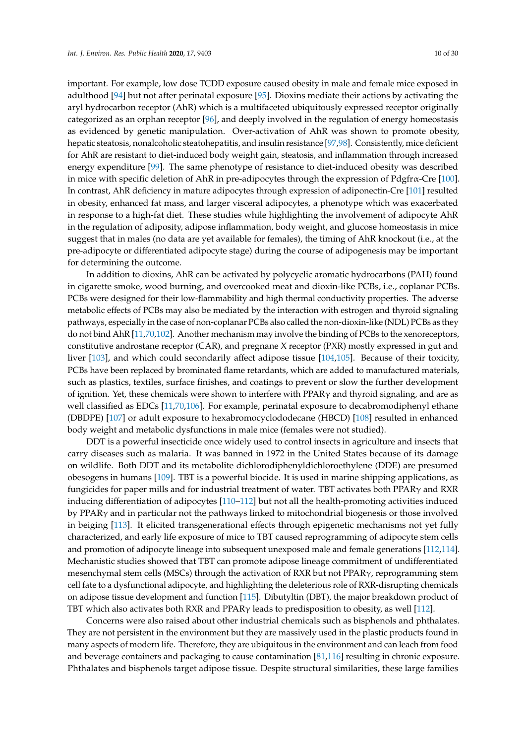important. For example, low dose TCDD exposure caused obesity in male and female mice exposed in adulthood [94] but not after perinatal exposure [95]. Dioxins mediate their actions by activating the aryl hydrocarbon receptor (AhR) which is a multifaceted ubiquitously expressed receptor originally categorized as an orphan receptor [96], and deeply involved in the regulation of energy homeostasis as evidenced by genetic manipulation. Over-activation of AhR was shown to promote obesity, hepatic steatosis, nonalcoholic steatohepatitis, and insulin resistance [97,98]. Consistently, mice deficient for AhR are resistant to diet-induced body weight gain, steatosis, and inflammation through increased energy expenditure [99]. The same phenotype of resistance to diet-induced obesity was described in mice with specific deletion of AhR in pre-adipocytes through the expression of Pdgfrα-Cre [100]. In contrast, AhR deficiency in mature adipocytes through expression of adiponectin-Cre [101] resulted in obesity, enhanced fat mass, and larger visceral adipocytes, a phenotype which was exacerbated in response to a high-fat diet. These studies while highlighting the involvement of adipocyte AhR in the regulation of adiposity, adipose inflammation, body weight, and glucose homeostasis in mice suggest that in males (no data are yet available for females), the timing of AhR knockout (i.e., at the pre-adipocyte or differentiated adipocyte stage) during the course of adipogenesis may be important for determining the outcome.

In addition to dioxins, AhR can be activated by polycyclic aromatic hydrocarbons (PAH) found in cigarette smoke, wood burning, and overcooked meat and dioxin-like PCBs, i.e., coplanar PCBs. PCBs were designed for their low-flammability and high thermal conductivity properties. The adverse metabolic effects of PCBs may also be mediated by the interaction with estrogen and thyroid signaling pathways, especially in the case of non-coplanar PCBs also called the non-dioxin-like (NDL) PCBs as they do not bind AhR [11,70,102]. Another mechanism may involve the binding of PCBs to the xenoreceptors, constitutive androstane receptor (CAR), and pregnane X receptor (PXR) mostly expressed in gut and liver [103], and which could secondarily affect adipose tissue [104,105]. Because of their toxicity, PCBs have been replaced by brominated flame retardants, which are added to manufactured materials, such as plastics, textiles, surface finishes, and coatings to prevent or slow the further development of ignition. Yet, these chemicals were shown to interfere with PPARγ and thyroid signaling, and are as well classified as EDCs [11,70,106]. For example, perinatal exposure to decabromodiphenyl ethane (DBDPE) [107] or adult exposure to hexabromocyclododecane (HBCD) [108] resulted in enhanced body weight and metabolic dysfunctions in male mice (females were not studied).

DDT is a powerful insecticide once widely used to control insects in agriculture and insects that carry diseases such as malaria. It was banned in 1972 in the United States because of its damage on wildlife. Both DDT and its metabolite dichlorodiphenyldichloroethylene (DDE) are presumed obesogens in humans [109]. TBT is a powerful biocide. It is used in marine shipping applications, as fungicides for paper mills and for industrial treatment of water. TBT activates both PPARγ and RXR inducing differentiation of adipocytes [110–112] but not all the health-promoting activities induced by PPARγ and in particular not the pathways linked to mitochondrial biogenesis or those involved in beiging [113]. It elicited transgenerational effects through epigenetic mechanisms not yet fully characterized, and early life exposure of mice to TBT caused reprogramming of adipocyte stem cells and promotion of adipocyte lineage into subsequent unexposed male and female generations [112,114]. Mechanistic studies showed that TBT can promote adipose lineage commitment of undifferentiated mesenchymal stem cells (MSCs) through the activation of RXR but not PPARγ, reprogramming stem cell fate to a dysfunctional adipocyte, and highlighting the deleterious role of RXR-disrupting chemicals on adipose tissue development and function [115]. Dibutyltin (DBT), the major breakdown product of TBT which also activates both RXR and PPARγ leads to predisposition to obesity, as well [112].

Concerns were also raised about other industrial chemicals such as bisphenols and phthalates. They are not persistent in the environment but they are massively used in the plastic products found in many aspects of modern life. Therefore, they are ubiquitous in the environment and can leach from food and beverage containers and packaging to cause contamination [81,116] resulting in chronic exposure. Phthalates and bisphenols target adipose tissue. Despite structural similarities, these large families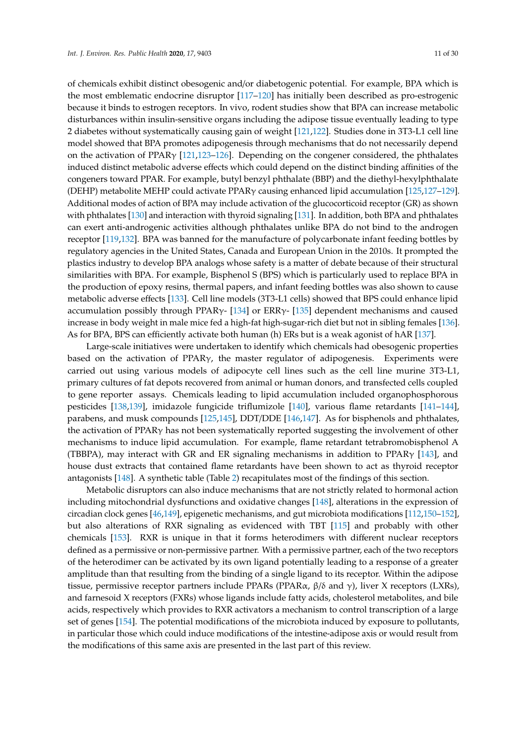of chemicals exhibit distinct obesogenic and/or diabetogenic potential. For example, BPA which is the most emblematic endocrine disruptor [117–120] has initially been described as pro-estrogenic because it binds to estrogen receptors. In vivo, rodent studies show that BPA can increase metabolic disturbances within insulin-sensitive organs including the adipose tissue eventually leading to type 2 diabetes without systematically causing gain of weight [121,122]. Studies done in 3T3-L1 cell line model showed that BPA promotes adipogenesis through mechanisms that do not necessarily depend on the activation of PPARγ [121,123–126]. Depending on the congener considered, the phthalates induced distinct metabolic adverse effects which could depend on the distinct binding affinities of the congeners toward PPAR. For example, butyl benzyl phthalate (BBP) and the diethyl-hexylphthalate (DEHP) metabolite MEHP could activate PPARγ causing enhanced lipid accumulation [125,127–129]. Additional modes of action of BPA may include activation of the glucocorticoid receptor (GR) as shown with phthalates [130] and interaction with thyroid signaling [131]. In addition, both BPA and phthalates can exert anti-androgenic activities although phthalates unlike BPA do not bind to the androgen receptor [119,132]. BPA was banned for the manufacture of polycarbonate infant feeding bottles by regulatory agencies in the United States, Canada and European Union in the 2010s. It prompted the plastics industry to develop BPA analogs whose safety is a matter of debate because of their structural similarities with BPA. For example, Bisphenol S (BPS) which is particularly used to replace BPA in the production of epoxy resins, thermal papers, and infant feeding bottles was also shown to cause metabolic adverse effects [133]. Cell line models (3T3-L1 cells) showed that BPS could enhance lipid accumulation possibly through PPARγ- [134] or ERRγ- [135] dependent mechanisms and caused increase in body weight in male mice fed a high-fat high-sugar-rich diet but not in sibling females [136]. As for BPA, BPS can efficiently activate both human (h) ERs but is a weak agonist of hAR [137].

Large-scale initiatives were undertaken to identify which chemicals had obesogenic properties based on the activation of PPARγ, the master regulator of adipogenesis. Experiments were carried out using various models of adipocyte cell lines such as the cell line murine 3T3-L1, primary cultures of fat depots recovered from animal or human donors, and transfected cells coupled to gene reporter assays. Chemicals leading to lipid accumulation included organophosphorous pesticides [138,139], imidazole fungicide triflumizole [140], various flame retardants [141–144], parabens, and musk compounds [125,145], DDT/DDE [146,147]. As for bisphenols and phthalates, the activation of PPARγ has not been systematically reported suggesting the involvement of other mechanisms to induce lipid accumulation. For example, flame retardant tetrabromobisphenol A (TBBPA), may interact with GR and ER signaling mechanisms in addition to PPARγ [143], and house dust extracts that contained flame retardants have been shown to act as thyroid receptor antagonists [148]. A synthetic table (Table 2) recapitulates most of the findings of this section.

Metabolic disruptors can also induce mechanisms that are not strictly related to hormonal action including mitochondrial dysfunctions and oxidative changes [148], alterations in the expression of circadian clock genes [46,149], epigenetic mechanisms, and gut microbiota modifications [112,150–152], but also alterations of RXR signaling as evidenced with TBT [115] and probably with other chemicals [153]. RXR is unique in that it forms heterodimers with different nuclear receptors defined as a permissive or non-permissive partner. With a permissive partner, each of the two receptors of the heterodimer can be activated by its own ligand potentially leading to a response of a greater amplitude than that resulting from the binding of a single ligand to its receptor. Within the adipose tissue, permissive receptor partners include PPARs (PPARα, β/δ and γ), liver X receptors (LXRs), and farnesoid X receptors (FXRs) whose ligands include fatty acids, cholesterol metabolites, and bile acids, respectively which provides to RXR activators a mechanism to control transcription of a large set of genes [154]. The potential modifications of the microbiota induced by exposure to pollutants, in particular those which could induce modifications of the intestine-adipose axis or would result from the modifications of this same axis are presented in the last part of this review.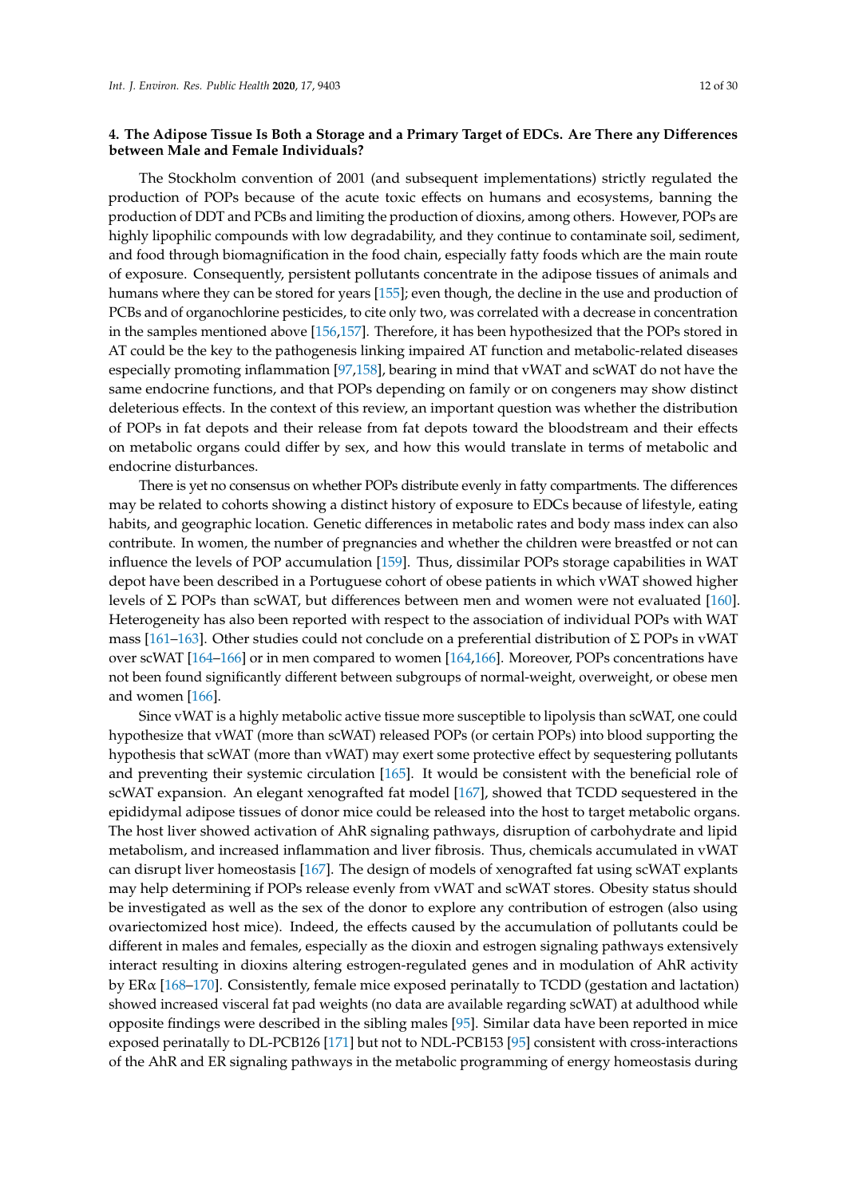## 4. The Adipose Tissue Is Both a Storage and a Primary Target of EDCs. Are There any Differences between Male and Female Individuals?

The Stockholm convention of 2001 (and subsequent implementations) strictly regulated the production of POPs because of the acute toxic effects on humans and ecosystems, banning the production of DDT and PCBs and limiting the production of dioxins, among others. However, POPs are highly lipophilic compounds with low degradability, and they continue to contaminate soil, sediment, and food through biomagnification in the food chain, especially fatty foods which are the main route of exposure. Consequently, persistent pollutants concentrate in the adipose tissues of animals and humans where they can be stored for years [155]; even though, the decline in the use and production of PCBs and of organochlorine pesticides, to cite only two, was correlated with a decrease in concentration in the samples mentioned above [156,157]. Therefore, it has been hypothesized that the POPs stored in AT could be the key to the pathogenesis linking impaired AT function and metabolic-related diseases especially promoting inflammation [97,158], bearing in mind that vWAT and scWAT do not have the same endocrine functions, and that POPs depending on family or on congeners may show distinct deleterious effects. In the context of this review, an important question was whether the distribution of POPs in fat depots and their release from fat depots toward the bloodstream and their effects on metabolic organs could differ by sex, and how this would translate in terms of metabolic and endocrine disturbances.

There is yet no consensus on whether POPs distribute evenly in fatty compartments. The differences may be related to cohorts showing a distinct history of exposure to EDCs because of lifestyle, eating habits, and geographic location. Genetic differences in metabolic rates and body mass index can also contribute. In women, the number of pregnancies and whether the children were breastfed or not can influence the levels of POP accumulation [159]. Thus, dissimilar POPs storage capabilities in WAT depot have been described in a Portuguese cohort of obese patients in which vWAT showed higher levels of Σ POPs than scWAT, but differences between men and women were not evaluated [160]. Heterogeneity has also been reported with respect to the association of individual POPs with WAT mass [161–163]. Other studies could not conclude on a preferential distribution of Σ POPs in vWAT over scWAT [164–166] or in men compared to women [164,166]. Moreover, POPs concentrations have not been found significantly different between subgroups of normal-weight, overweight, or obese men and women [166].

Since vWAT is a highly metabolic active tissue more susceptible to lipolysis than scWAT, one could hypothesize that vWAT (more than scWAT) released POPs (or certain POPs) into blood supporting the hypothesis that scWAT (more than vWAT) may exert some protective effect by sequestering pollutants and preventing their systemic circulation [165]. It would be consistent with the beneficial role of scWAT expansion. An elegant xenografted fat model [167], showed that TCDD sequestered in the epididymal adipose tissues of donor mice could be released into the host to target metabolic organs. The host liver showed activation of AhR signaling pathways, disruption of carbohydrate and lipid metabolism, and increased inflammation and liver fibrosis. Thus, chemicals accumulated in vWAT can disrupt liver homeostasis [167]. The design of models of xenografted fat using scWAT explants may help determining if POPs release evenly from vWAT and scWAT stores. Obesity status should be investigated as well as the sex of the donor to explore any contribution of estrogen (also using ovariectomized host mice). Indeed, the effects caused by the accumulation of pollutants could be different in males and females, especially as the dioxin and estrogen signaling pathways extensively interact resulting in dioxins altering estrogen-regulated genes and in modulation of AhR activity by ERα [168–170]. Consistently, female mice exposed perinatally to TCDD (gestation and lactation) showed increased visceral fat pad weights (no data are available regarding scWAT) at adulthood while opposite findings were described in the sibling males [95]. Similar data have been reported in mice exposed perinatally to DL-PCB126 [171] but not to NDL-PCB153 [95] consistent with cross-interactions of the AhR and ER signaling pathways in the metabolic programming of energy homeostasis during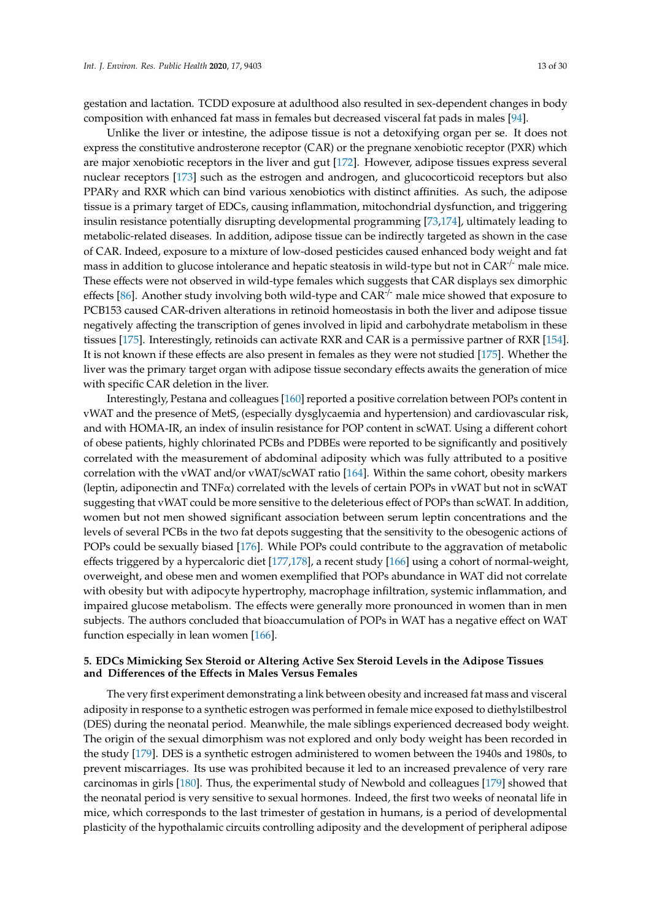gestation and lactation. TCDD exposure at adulthood also resulted in sex-dependent changes in body composition with enhanced fat mass in females but decreased visceral fat pads in males [94].

Unlike the liver or intestine, the adipose tissue is not a detoxifying organ per se. It does not express the constitutive androsterone receptor (CAR) or the pregnane xenobiotic receptor (PXR) which are major xenobiotic receptors in the liver and gut [172]. However, adipose tissues express several nuclear receptors [173] such as the estrogen and androgen, and glucocorticoid receptors but also PPARγ and RXR which can bind various xenobiotics with distinct affinities. As such, the adipose tissue is a primary target of EDCs, causing inflammation, mitochondrial dysfunction, and triggering insulin resistance potentially disrupting developmental programming [73,174], ultimately leading to metabolic-related diseases. In addition, adipose tissue can be indirectly targeted as shown in the case of CAR. Indeed, exposure to a mixture of low-dosed pesticides caused enhanced body weight and fat mass in addition to glucose intolerance and hepatic steatosis in wild-type but not in $CAR^{-/-}$ male mice. These effects were not observed in wild-type females which suggests that CAR displays sex dimorphic effects [86]. Another study involving both wild-type and $CAR^{-/-}$ male mice showed that exposure to PCB153 caused CAR-driven alterations in retinoid homeostasis in both the liver and adipose tissue negatively affecting the transcription of genes involved in lipid and carbohydrate metabolism in these tissues [175]. Interestingly, retinoids can activate RXR and CAR is a permissive partner of RXR [154]. It is not known if these effects are also present in females as they were not studied [175]. Whether the liver was the primary target organ with adipose tissue secondary effects awaits the generation of mice with specific CAR deletion in the liver.

Interestingly, Pestana and colleagues [160] reported a positive correlation between POPs content in vWAT and the presence of MetS, (especially dysglycaemia and hypertension) and cardiovascular risk, and with HOMA-IR, an index of insulin resistance for POP content in scWAT. Using a different cohort of obese patients, highly chlorinated PCBs and PDBEs were reported to be significantly and positively correlated with the measurement of abdominal adiposity which was fully attributed to a positive correlation with the vWAT and/or vWAT/scWAT ratio [164]. Within the same cohort, obesity markers (leptin, adiponectin and TNFα) correlated with the levels of certain POPs in vWAT but not in scWAT suggesting that vWAT could be more sensitive to the deleterious effect of POPs than scWAT. In addition, women but not men showed significant association between serum leptin concentrations and the levels of several PCBs in the two fat depots suggesting that the sensitivity to the obesogenic actions of POPs could be sexually biased [176]. While POPs could contribute to the aggravation of metabolic effects triggered by a hypercaloric diet [177,178], a recent study [166] using a cohort of normal-weight, overweight, and obese men and women exemplified that POPs abundance in WAT did not correlate with obesity but with adipocyte hypertrophy, macrophage infiltration, systemic inflammation, and impaired glucose metabolism. The effects were generally more pronounced in women than in men subjects. The authors concluded that bioaccumulation of POPs in WAT has a negative effect on WAT function especially in lean women [166].

## 5. EDCs Mimicking Sex Steroid or Altering Active Sex Steroid Levels in the Adipose Tissues and Differences of the Effects in Males Versus Females

The very first experiment demonstrating a link between obesity and increased fat mass and visceral adiposity in response to a synthetic estrogen was performed in female mice exposed to diethylstilbestrol (DES) during the neonatal period. Meanwhile, the male siblings experienced decreased body weight. The origin of the sexual dimorphism was not explored and only body weight has been recorded in the study [179]. DES is a synthetic estrogen administered to women between the 1940s and 1980s, to prevent miscarriages. Its use was prohibited because it led to an increased prevalence of very rare carcinomas in girls [180]. Thus, the experimental study of Newbold and colleagues [179] showed that the neonatal period is very sensitive to sexual hormones. Indeed, the first two weeks of neonatal life in mice, which corresponds to the last trimester of gestation in humans, is a period of developmental plasticity of the hypothalamic circuits controlling adiposity and the development of peripheral adipose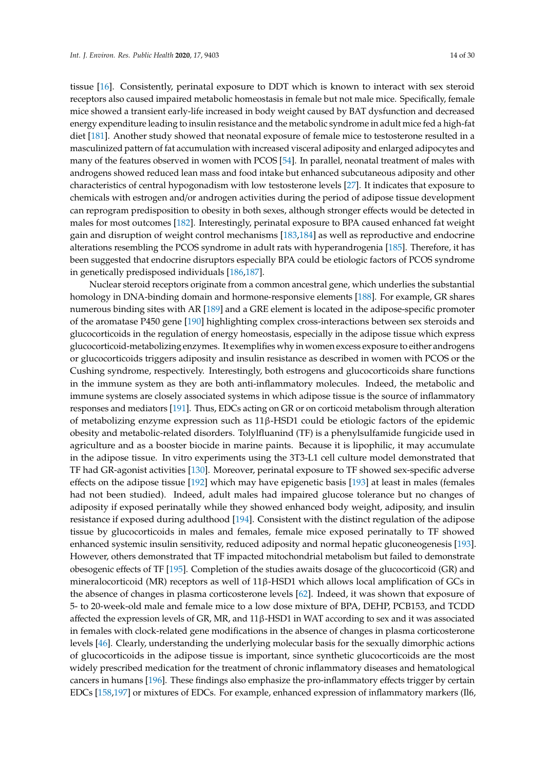tissue [16]. Consistently, perinatal exposure to DDT which is known to interact with sex steroid receptors also caused impaired metabolic homeostasis in female but not male mice. Specifically, female mice showed a transient early-life increased in body weight caused by BAT dysfunction and decreased energy expenditure leading to insulin resistance and the metabolic syndrome in adult mice fed a high-fat diet [181]. Another study showed that neonatal exposure of female mice to testosterone resulted in a masculinized pattern of fat accumulation with increased visceral adiposity and enlarged adipocytes and many of the features observed in women with PCOS [54]. In parallel, neonatal treatment of males with androgens showed reduced lean mass and food intake but enhanced subcutaneous adiposity and other characteristics of central hypogonadism with low testosterone levels [27]. It indicates that exposure to chemicals with estrogen and/or androgen activities during the period of adipose tissue development can reprogram predisposition to obesity in both sexes, although stronger effects would be detected in males for most outcomes [182]. Interestingly, perinatal exposure to BPA caused enhanced fat weight gain and disruption of weight control mechanisms [183,184] as well as reproductive and endocrine alterations resembling the PCOS syndrome in adult rats with hyperandrogenia [185]. Therefore, it has been suggested that endocrine disruptors especially BPA could be etiologic factors of PCOS syndrome in genetically predisposed individuals [186,187].

Nuclear steroid receptors originate from a common ancestral gene, which underlies the substantial homology in DNA-binding domain and hormone-responsive elements [188]. For example, GR shares numerous binding sites with AR [189] and a GRE element is located in the adipose-specific promoter of the aromatase P450 gene [190] highlighting complex cross-interactions between sex steroids and glucocorticoids in the regulation of energy homeostasis, especially in the adipose tissue which express glucocorticoid-metabolizing enzymes. It exemplifies why in women excess exposure to either androgens or glucocorticoids triggers adiposity and insulin resistance as described in women with PCOS or the Cushing syndrome, respectively. Interestingly, both estrogens and glucocorticoids share functions in the immune system as they are both anti-inflammatory molecules. Indeed, the metabolic and immune systems are closely associated systems in which adipose tissue is the source of inflammatory responses and mediators [191]. Thus, EDCs acting on GR or on corticoid metabolism through alteration of metabolizing enzyme expression such as 11β-HSD1 could be etiologic factors of the epidemic obesity and metabolic-related disorders. Tolylfluanind (TF) is a phenylsulfamide fungicide used in agriculture and as a booster biocide in marine paints. Because it is lipophilic, it may accumulate in the adipose tissue. In vitro experiments using the 3T3-L1 cell culture model demonstrated that TF had GR-agonist activities [130]. Moreover, perinatal exposure to TF showed sex-specific adverse effects on the adipose tissue [192] which may have epigenetic basis [193] at least in males (females had not been studied). Indeed, adult males had impaired glucose tolerance but no changes of adiposity if exposed perinatally while they showed enhanced body weight, adiposity, and insulin resistance if exposed during adulthood [194]. Consistent with the distinct regulation of the adipose tissue by glucocorticoids in males and females, female mice exposed perinatally to TF showed enhanced systemic insulin sensitivity, reduced adiposity and normal hepatic gluconeogenesis [193]. However, others demonstrated that TF impacted mitochondrial metabolism but failed to demonstrate obesogenic effects of TF [195]. Completion of the studies awaits dosage of the glucocorticoid (GR) and mineralocorticoid (MR) receptors as well of 11β-HSD1 which allows local amplification of GCs in the absence of changes in plasma corticosterone levels [62]. Indeed, it was shown that exposure of 5- to 20-week-old male and female mice to a low dose mixture of BPA, DEHP, PCB153, and TCDD affected the expression levels of GR, MR, and 11β-HSD1 in WAT according to sex and it was associated in females with clock-related gene modifications in the absence of changes in plasma corticosterone levels [46]. Clearly, understanding the underlying molecular basis for the sexually dimorphic actions of glucocorticoids in the adipose tissue is important, since synthetic glucocorticoids are the most widely prescribed medication for the treatment of chronic inflammatory diseases and hematological cancers in humans [196]. These findings also emphasize the pro-inflammatory effects trigger by certain EDCs [158,197] or mixtures of EDCs. For example, enhanced expression of inflammatory markers (Il6,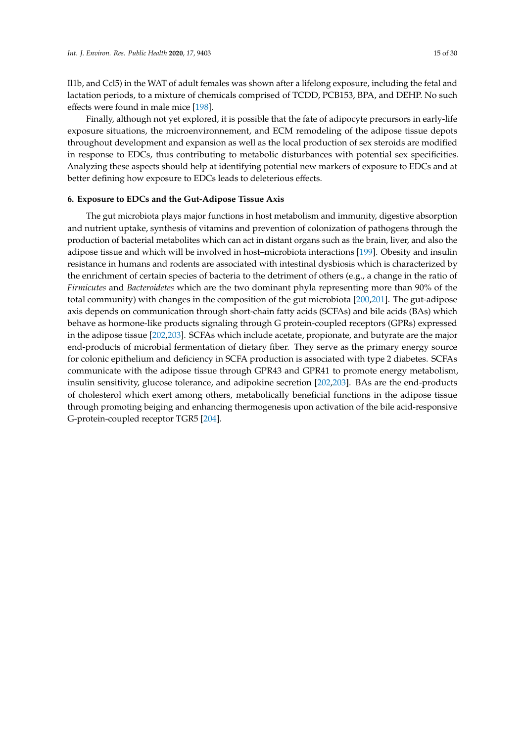Il1b, and Ccl5) in the WAT of adult females was shown after a lifelong exposure, including the fetal and lactation periods, to a mixture of chemicals comprised of TCDD, PCB153, BPA, and DEHP. No such effects were found in male mice [198].

Finally, although not yet explored, it is possible that the fate of adipocyte precursors in early-life exposure situations, the microenvironnement, and ECM remodeling of the adipose tissue depots throughout development and expansion as well as the local production of sex steroids are modified in response to EDCs, thus contributing to metabolic disturbances with potential sex specificities. Analyzing these aspects should help at identifying potential new markers of exposure to EDCs and at better defining how exposure to EDCs leads to deleterious effects.

## 6. Exposure to EDCs and the Gut-Adipose Tissue Axis

The gut microbiota plays major functions in host metabolism and immunity, digestive absorption and nutrient uptake, synthesis of vitamins and prevention of colonization of pathogens through the production of bacterial metabolites which can act in distant organs such as the brain, liver, and also the adipose tissue and which will be involved in host–microbiota interactions [199]. Obesity and insulin resistance in humans and rodents are associated with intestinal dysbiosis which is characterized by the enrichment of certain species of bacteria to the detriment of others (e.g., a change in the ratio of *Firmicutes* and *Bacteroidetes* which are the two dominant phyla representing more than 90% of the total community) with changes in the composition of the gut microbiota [200,201]. The gut-adipose axis depends on communication through short-chain fatty acids (SCFAs) and bile acids (BAs) which behave as hormone-like products signaling through G protein-coupled receptors (GPRs) expressed in the adipose tissue [202,203]. SCFAs which include acetate, propionate, and butyrate are the major end-products of microbial fermentation of dietary fiber. They serve as the primary energy source for colonic epithelium and deficiency in SCFA production is associated with type 2 diabetes. SCFAs communicate with the adipose tissue through GPR43 and GPR41 to promote energy metabolism, insulin sensitivity, glucose tolerance, and adipokine secretion [202,203]. BAs are the end-products of cholesterol which exert among others, metabolically beneficial functions in the adipose tissue through promoting beiging and enhancing thermogenesis upon activation of the bile acid-responsive G-protein-coupled receptor TGR5 [204].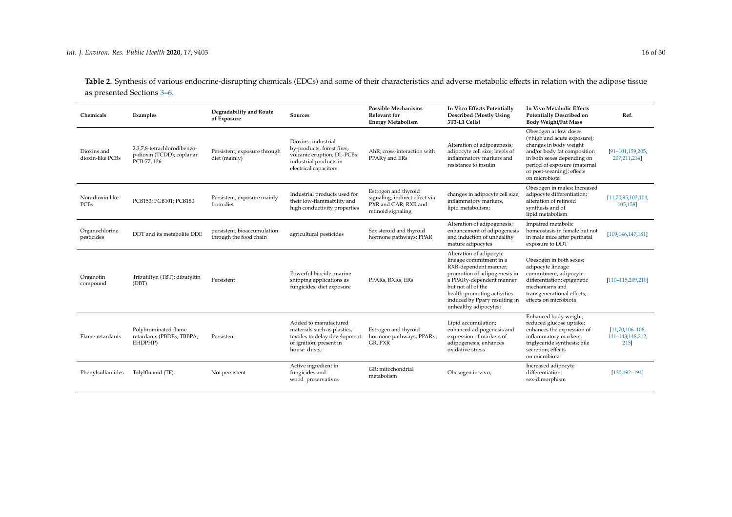**Table 2.** Synthesis of various endocrine-disrupting chemicals (EDCs) and some of their characteristics and adverse metabolic effects in relation with the adipose tissue as presented Sections 3–6.

| Chemicals | Examples | Degradability and Route of Exposure | Sources | Possible Mechanisms Relevant for Energy Metabolism | In Vitro Effects Potentially Described (Mostly Using 3T3-L1 Cells) | In Vivo Metabolic Effects Potentially Described on Body Weight/Fat Mass | Ref. |
|---|---|---|---|---|---|---|---|
| Dioxins and dioxin-like PCBs | 2,3,7,8-tetrachlorodibenzo-p-dioxin (TCDD); coplanar PCB-77, 126 | Persistent; exposure through diet (mainly) | Dioxins: industrial by-products, forest fires, volcanic eruption; DL-PCBs: industrial products in electrical capacitors | AhR; cross-interaction with PPARγ and ERs | Alteration of adipogenesis; adipocyte cell size; levels of inflammatory markers and resistance to insulin | Obesogen at low doses (≠high and acute exposure); changes in body weight and/or body fat composition in both sexes depending on period of exposure (maternal or post-weaning); effects on microbiota | [91–101,159,205,207,211,214] |
| Non-dioxin like PCBs | PCB153; PCB101; PCB180 | Persistent; exposure mainly from diet | Industrial products used for their low-flammability and high conductivity properties | Estrogen and thyroid signaling; indirect effect via PXR and CAR; RXR and retinoid signaling | changes in adipocyte cell size; inflammatory markers, lipid metabolism; | Obesogen in males; Increased adipocyte differentiation; alteration of retinoid synthesis and of lipid metabolism | [11,70,95,102,104,105,158] |
| Organochlorine pesticides | DDT and its metabolite DDE | persistent; bioaccumulation through the food chain | agricultural pesticides | Sex steroid and thyroid hormone pathways; PPAR | Alteration of adipogenesis; enhancement of adipogenesis and induction of unhealthy mature adipocytes | Impaired metabolic homeostasis in female but not in male mice after perinatal exposure to DDT | [109,146,147,181] |
| Organotin compound | Tributiltyn (TBT); dibutyltin (DBT) | Persistent | Powerful biocide; marine shipping applications as fungicides; diet exposure | PPARs, RXRs, ERs | Alteration of adipocyte lineage commitment in a RXR-dependent manner; promotion of adipogenesis in a PPARγ-dependent manner but not all of the health-promoting activities induced by Pparγ resulting in unhealthy adipocytes; | Obesogen in both sexes; adipocyte lineage commitment; adipocyte differentiation; epigenetic mechanisms and transgenerational effects; effects on microbiota | [110–115,209,210] |
| Flame retardants | Polybrominated flame retardants (PBDEs; TBBPA; EHDPHP) | Persistent | Added to manufactured materials such as plastics, textiles to delay development of ignition; present in house dusts; | Estrogen and thyroid hormone pathways; PPARγ, GR, PXR | Lipid accumulation; enhanced adipogenesis and expression of markers of adipogenesis; enhances oxidative stress | Enhanced body weight; reduced glucose uptake; enhances the expression of inflammatory markers; triglyceride synthesis; bile secretion; effects on microbiota | [11,70,106–108,141–143,148,212,215] |
| Phenylsulfamides | Tolylfluanid (TF) | Not persistent | Active ingredient in fungicides and wood preservatives | GR; mitochondrial metabolism | Obesogen in vivo; | Increased adipocyte differentiation; sex-dimorphism | [130,192–194] |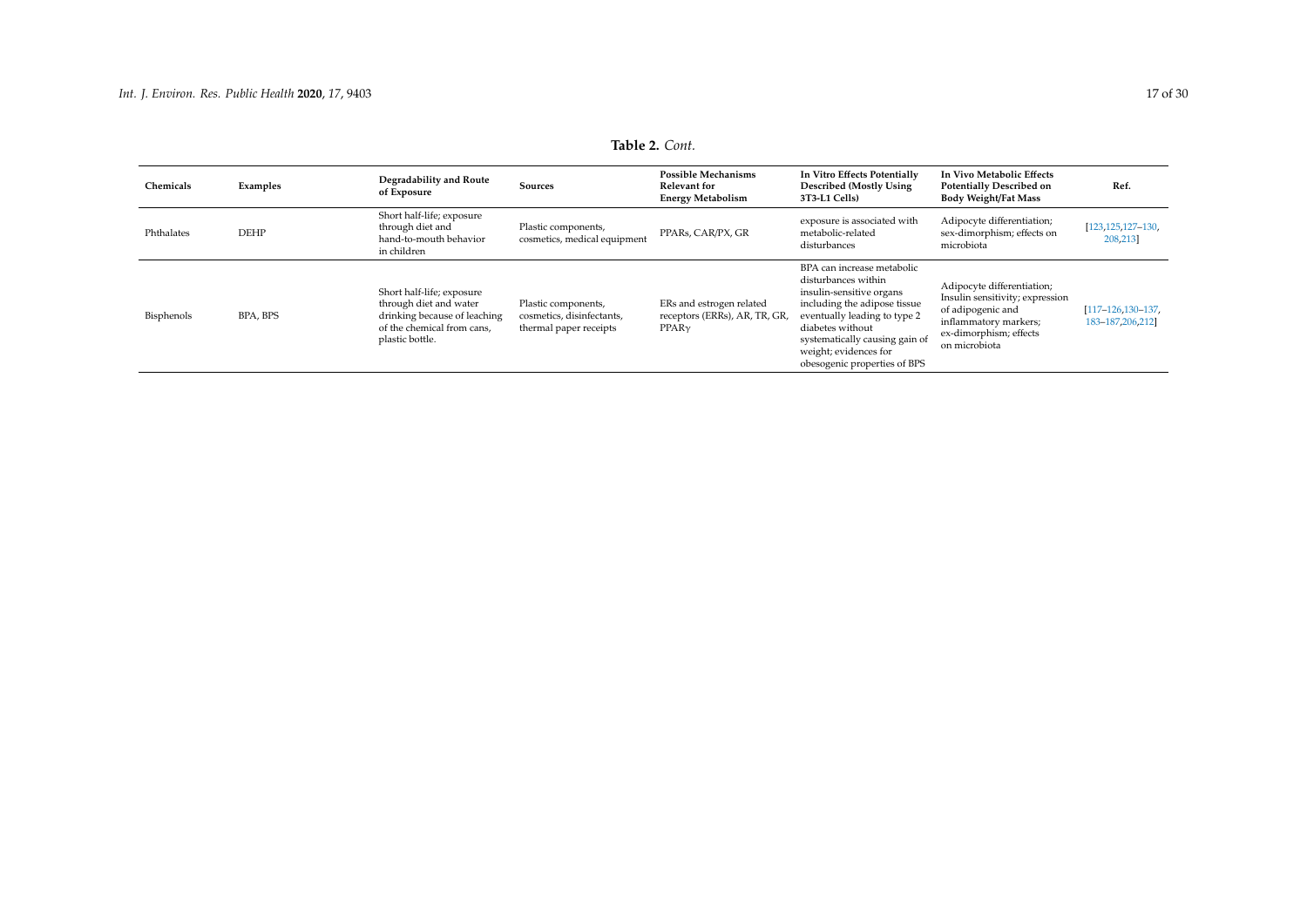**Table 2.** *Cont.*

| Chemicals | Examples | Degradability and Route of Exposure | Sources | Possible Mechanisms Relevant for Energy Metabolism | In Vitro Effects Potentially Described (Mostly Using 3T3-L1 Cells) | In Vivo Metabolic Effects Potentially Described on Body Weight/Fat Mass | Ref. |
|---|---|---|---|---|---|---|---|
| Phthalates | DEHP | Short half-life; exposure through diet and hand-to-mouth behavior in children | Plastic components, cosmetics, medical equipment | PPARs, CAR/PX, GR | exposure is associated with metabolic-related disturbances | Adipocyte differentiation; sex-dimorphism; effects on microbiota | [123,125,127–130,208,213] |
| Bisphenols | BPA, BPS | Short half-life; exposure through diet and water drinking because of leaching of the chemical from cans, plastic bottle. | Plastic components, cosmetics, disinfectants, thermal paper receipts | ERs and estrogen related receptors (ERRs), AR, TR, GR, PPARγ | BPA can increase metabolic disturbances within insulin-sensitive organs including the adipose tissue eventually leading to type 2 diabetes without systematically causing gain of weight; evidences for obesogenic properties of BPS | Adipocyte differentiation; Insulin sensitivity; expression of adipogenic and inflammatory markers; ex-dimorphism; effects on microbiota | [117–126,130–137,183–187,206,212] |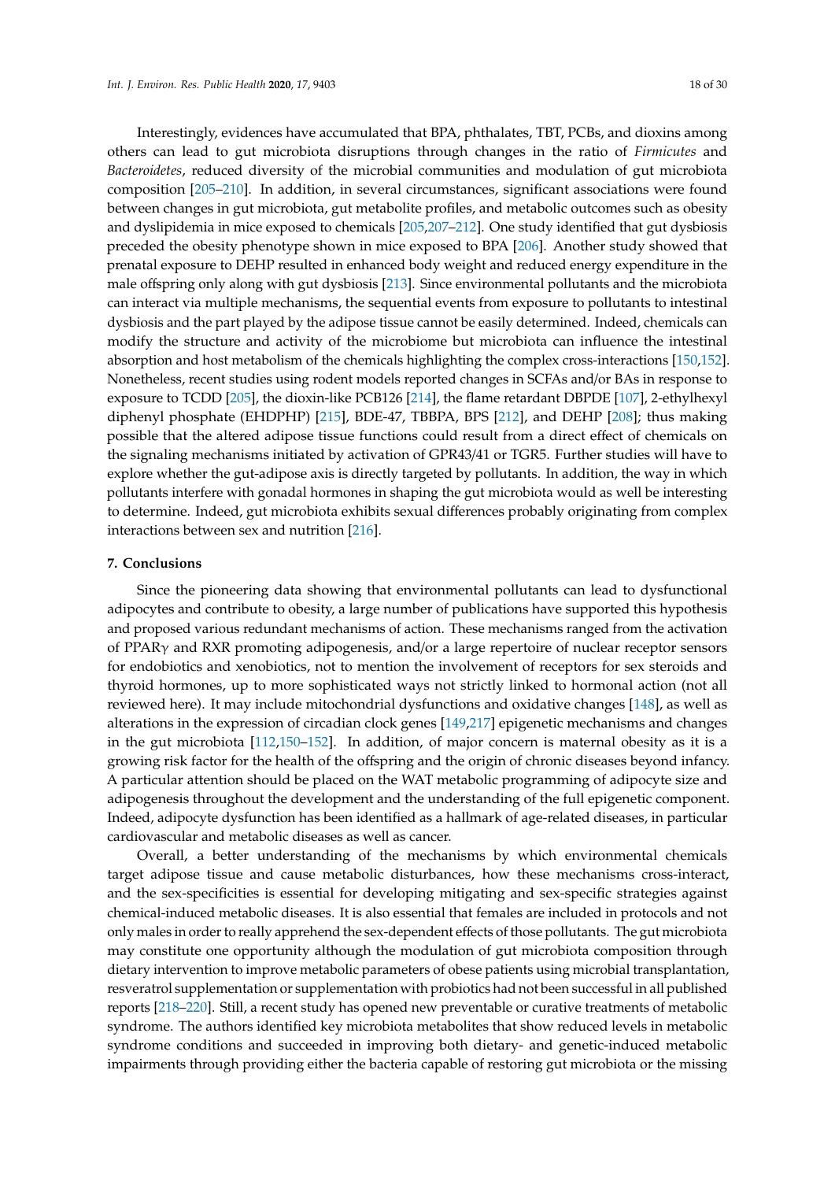Interestingly, evidences have accumulated that BPA, phthalates, TBT, PCBs, and dioxins among others can lead to gut microbiota disruptions through changes in the ratio of *Firmicutes* and *Bacteroidetes*, reduced diversity of the microbial communities and modulation of gut microbiota composition [205–210]. In addition, in several circumstances, significant associations were found between changes in gut microbiota, gut metabolite profiles, and metabolic outcomes such as obesity and dyslipidemia in mice exposed to chemicals [205,207–212]. One study identified that gut dysbiosis preceded the obesity phenotype shown in mice exposed to BPA [206]. Another study showed that prenatal exposure to DEHP resulted in enhanced body weight and reduced energy expenditure in the male offspring only along with gut dysbiosis [213]. Since environmental pollutants and the microbiota can interact via multiple mechanisms, the sequential events from exposure to pollutants to intestinal dysbiosis and the part played by the adipose tissue cannot be easily determined. Indeed, chemicals can modify the structure and activity of the microbiome but microbiota can influence the intestinal absorption and host metabolism of the chemicals highlighting the complex cross-interactions [150,152]. Nonetheless, recent studies using rodent models reported changes in SCFAs and/or BAs in response to exposure to TCDD [205], the dioxin-like PCB126 [214], the flame retardant DBPDE [107], 2-ethylhexyl diphenyl phosphate (EHDPHP) [215], BDE-47, TBBPA, BPS [212], and DEHP [208]; thus making possible that the altered adipose tissue functions could result from a direct effect of chemicals on the signaling mechanisms initiated by activation of GPR43/41 or TGR5. Further studies will have to explore whether the gut-adipose axis is directly targeted by pollutants. In addition, the way in which pollutants interfere with gonadal hormones in shaping the gut microbiota would as well be interesting to determine. Indeed, gut microbiota exhibits sexual differences probably originating from complex interactions between sex and nutrition [216].

## 7. Conclusions

Since the pioneering data showing that environmental pollutants can lead to dysfunctional adipocytes and contribute to obesity, a large number of publications have supported this hypothesis and proposed various redundant mechanisms of action. These mechanisms ranged from the activation of PPARγ and RXR promoting adipogenesis, and/or a large repertoire of nuclear receptor sensors for endobiotics and xenobiotics, not to mention the involvement of receptors for sex steroids and thyroid hormones, up to more sophisticated ways not strictly linked to hormonal action (not all reviewed here). It may include mitochondrial dysfunctions and oxidative changes [148], as well as alterations in the expression of circadian clock genes [149,217] epigenetic mechanisms and changes in the gut microbiota [112,150–152]. In addition, of major concern is maternal obesity as it is a growing risk factor for the health of the offspring and the origin of chronic diseases beyond infancy. A particular attention should be placed on the WAT metabolic programming of adipocyte size and adipogenesis throughout the development and the understanding of the full epigenetic component. Indeed, adipocyte dysfunction has been identified as a hallmark of age-related diseases, in particular cardiovascular and metabolic diseases as well as cancer.

Overall, a better understanding of the mechanisms by which environmental chemicals target adipose tissue and cause metabolic disturbances, how these mechanisms cross-interact, and the sex-specificities is essential for developing mitigating and sex-specific strategies against chemical-induced metabolic diseases. It is also essential that females are included in protocols and not only males in order to really apprehend the sex-dependent effects of those pollutants. The gut microbiota may constitute one opportunity although the modulation of gut microbiota composition through dietary intervention to improve metabolic parameters of obese patients using microbial transplantation, resveratrol supplementation or supplementation with probiotics had not been successful in all published reports [218–220]. Still, a recent study has opened new preventable or curative treatments of metabolic syndrome. The authors identified key microbiota metabolites that show reduced levels in metabolic syndrome conditions and succeeded in improving both dietary- and genetic-induced metabolic impairments through providing either the bacteria capable of restoring gut microbiota or the missing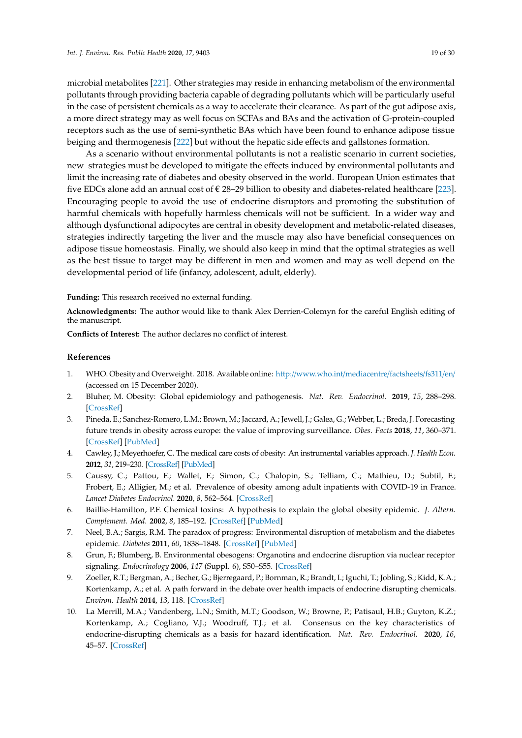microbial metabolites [221]. Other strategies may reside in enhancing metabolism of the environmental pollutants through providing bacteria capable of degrading pollutants which will be particularly useful in the case of persistent chemicals as a way to accelerate their clearance. As part of the gut adipose axis, a more direct strategy may as well focus on SCFAs and BAs and the activation of G-protein-coupled receptors such as the use of semi-synthetic BAs which have been found to enhance adipose tissue beiging and thermogenesis [222] but without the hepatic side effects and gallstones formation.

As a scenario without environmental pollutants is not a realistic scenario in current societies, new strategies must be developed to mitigate the effects induced by environmental pollutants and limit the increasing rate of diabetes and obesity observed in the world. European Union estimates that five EDCs alone add an annual cost of € 28–29 billion to obesity and diabetes-related healthcare [223]. Encouraging people to avoid the use of endocrine disruptors and promoting the substitution of harmful chemicals with hopefully harmless chemicals will not be sufficient. In a wider way and although dysfunctional adipocytes are central in obesity development and metabolic-related diseases, strategies indirectly targeting the liver and the muscle may also have beneficial consequences on adipose tissue homeostasis. Finally, we should also keep in mind that the optimal strategies as well as the best tissue to target may be different in men and women and may as well depend on the developmental period of life (infancy, adolescent, adult, elderly).

**Funding:** This research received no external funding.

**Acknowledgments:** The author would like to thank Alex Derrien-Colemyn for the careful English editing of the manuscript.

**Conflicts of Interest:** The author declares no conflict of interest.

## References

1. WHO. Obesity and Overweight. 2018. Available online: http://www.who.int/mediacentre/factsheets/fs311/en/ (accessed on 15 December 2020).
2. Bluher, M. Obesity: Global epidemiology and pathogenesis. *Nat. Rev. Endocrinol.* **2019**, *15*, 288–298. [CrossRef]
3. Pineda, E.; Sanchez-Romero, L.M.; Brown, M.; Jaccard, A.; Jewell, J.; Galea, G.; Webber, L.; Breda, J. Forecasting future trends in obesity across europe: the value of improving surveillance. *Obes. Facts* **2018**, *11*, 360–371. [CrossRef] [PubMed]
4. Cawley, J.; Meyerhoefer, C. The medical care costs of obesity: An instrumental variables approach. *J. Health Econ.* **2012**, *31*, 219–230. [CrossRef] [PubMed]
5. Caussy, C.; Pattou, F.; Wallet, F.; Simon, C.; Chalopin, S.; Telliam, C.; Mathieu, D.; Subtil, F.; Frobert, E.; Alligier, M.; et al. Prevalence of obesity among adult inpatients with COVID-19 in France. *Lancet Diabetes Endocrinol.* **2020**, *8*, 562–564. [CrossRef]
6. Baillie-Hamilton, P.F. Chemical toxins: A hypothesis to explain the global obesity epidemic. *J. Altern. Complement. Med.* **2002**, *8*, 185–192. [CrossRef] [PubMed]
7. Neel, B.A.; Sargis, R.M. The paradox of progress: Environmental disruption of metabolism and the diabetes epidemic. *Diabetes* **2011**, *60*, 1838–1848. [CrossRef] [PubMed]
8. Grun, F.; Blumberg, B. Environmental obesogens: Organotins and endocrine disruption via nuclear receptor signaling. *Endocrinology* **2006**, *147* (Suppl. 6), S50–S55. [CrossRef]
9. Zoeller, R.T.; Bergman, A.; Becher, G.; Bjerregaard, P.; Bornman, R.; Brandt, I.; Iguchi, T.; Jobling, S.; Kidd, K.A.; Kortenkamp, A.; et al. A path forward in the debate over health impacts of endocrine disrupting chemicals. *Environ. Health* **2014**, *13*, 118. [CrossRef]
10. La Merrill, M.A.; Vandenberg, L.N.; Smith, M.T.; Goodson, W.; Browne, P.; Patisaul, H.B.; Guyton, K.Z.; Kortenkamp, A.; Cogliano, V.J.; Woodruff, T.J.; et al. Consensus on the key characteristics of endocrine-disrupting chemicals as a basis for hazard identification. *Nat. Rev. Endocrinol.* **2020**, *16*, 45–57. [CrossRef]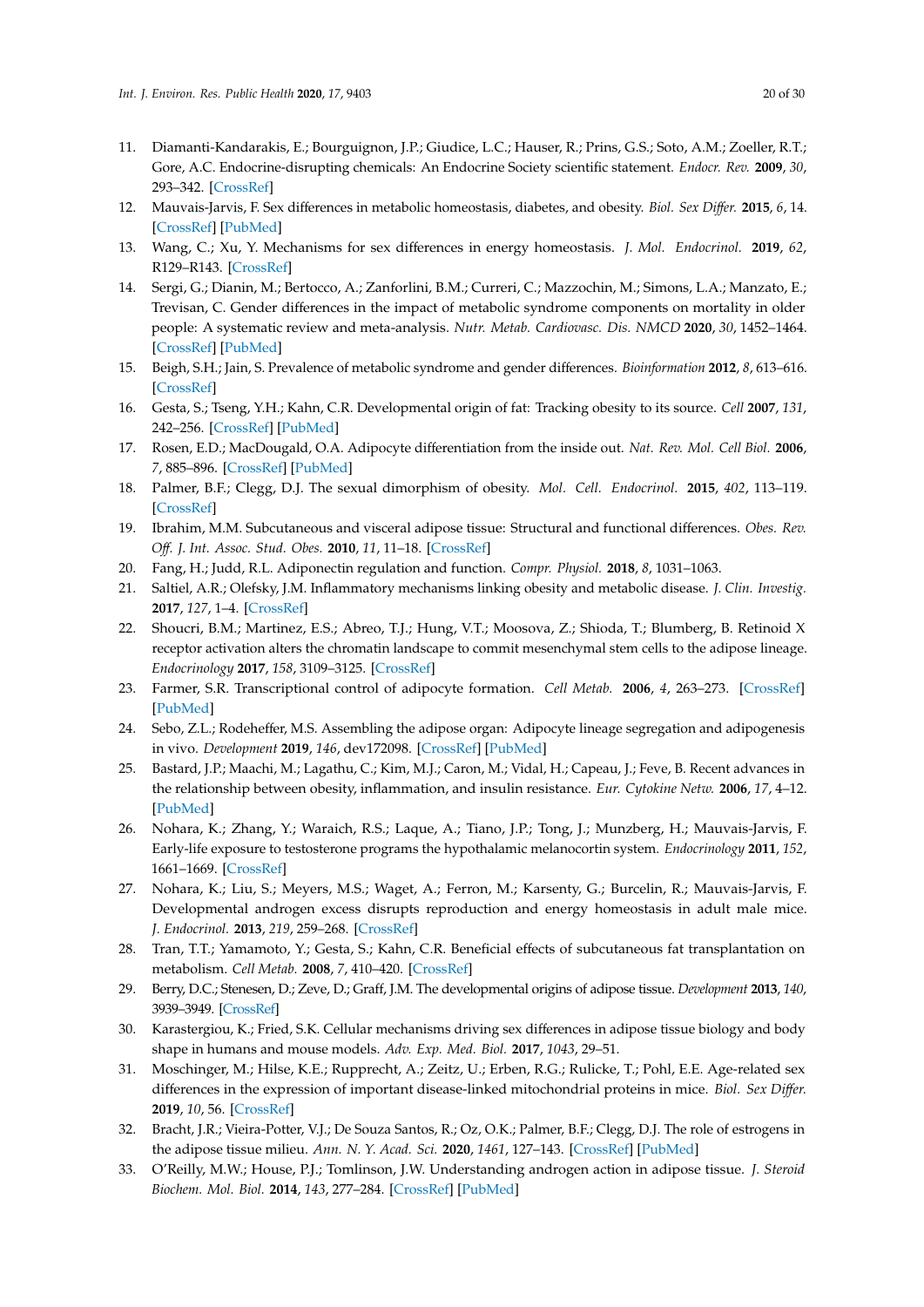11. Diamanti-Kandarakis, E.; Bourguignon, J.P.; Giudice, L.C.; Hauser, R.; Prins, G.S.; Soto, A.M.; Zoeller, R.T.; Gore, A.C. Endocrine-disrupting chemicals: An Endocrine Society scientific statement. *Endocr. Rev.* **2009**, *30*, 293–342. [CrossRef]
12. Mauvais-Jarvis, F. Sex differences in metabolic homeostasis, diabetes, and obesity. *Biol. Sex Differ.* **2015**, *6*, 14. [CrossRef] [PubMed]
13. Wang, C.; Xu, Y. Mechanisms for sex differences in energy homeostasis. *J. Mol. Endocrinol.* **2019**, *62*, R129–R143. [CrossRef]
14. Sergi, G.; Dianin, M.; Bertocco, A.; Zanforlini, B.M.; Curreri, C.; Mazzochin, M.; Simons, L.A.; Manzato, E.; Trevisan, C. Gender differences in the impact of metabolic syndrome components on mortality in older people: A systematic review and meta-analysis. *Nutr. Metab. Cardiovasc. Dis. NMCD* **2020**, *30*, 1452–1464. [CrossRef] [PubMed]
15. Beigh, S.H.; Jain, S. Prevalence of metabolic syndrome and gender differences. *Bioinformation* **2012**, *8*, 613–616. [CrossRef]
16. Gesta, S.; Tseng, Y.H.; Kahn, C.R. Developmental origin of fat: Tracking obesity to its source. *Cell* **2007**, *131*, 242–256. [CrossRef] [PubMed]
17. Rosen, E.D.; MacDougald, O.A. Adipocyte differentiation from the inside out. *Nat. Rev. Mol. Cell Biol.* **2006**, *7*, 885–896. [CrossRef] [PubMed]
18. Palmer, B.F.; Clegg, D.J. The sexual dimorphism of obesity. *Mol. Cell. Endocrinol.* **2015**, *402*, 113–119. [CrossRef]
19. Ibrahim, M.M. Subcutaneous and visceral adipose tissue: Structural and functional differences. *Obes. Rev. Off. J. Int. Assoc. Stud. Obes.* **2010**, *11*, 11–18. [CrossRef]
20. Fang, H.; Judd, R.L. Adiponectin regulation and function. *Compr. Physiol.* **2018**, *8*, 1031–1063.
21. Saltiel, A.R.; Olefsky, J.M. Inflammatory mechanisms linking obesity and metabolic disease. *J. Clin. Investig.* **2017**, *127*, 1–4. [CrossRef]
22. Shoucri, B.M.; Martinez, E.S.; Abreo, T.J.; Hung, V.T.; Moosova, Z.; Shioda, T.; Blumberg, B. Retinoid X receptor activation alters the chromatin landscape to commit mesenchymal stem cells to the adipose lineage. *Endocrinology* **2017**, *158*, 3109–3125. [CrossRef]
23. Farmer, S.R. Transcriptional control of adipocyte formation. *Cell Metab.* **2006**, *4*, 263–273. [CrossRef] [PubMed]
24. Sebo, Z.L.; Rodeheffer, M.S. Assembling the adipose organ: Adipocyte lineage segregation and adipogenesis in vivo. *Development* **2019**, *146*, dev172098. [CrossRef] [PubMed]
25. Bastard, J.P.; Maachi, M.; Lagathu, C.; Kim, M.J.; Caron, M.; Vidal, H.; Capeau, J.; Feve, B. Recent advances in the relationship between obesity, inflammation, and insulin resistance. *Eur. Cytokine Netw.* **2006**, *17*, 4–12. [PubMed]
26. Nohara, K.; Zhang, Y.; Waraich, R.S.; Laque, A.; Tiano, J.P.; Tong, J.; Munzberg, H.; Mauvais-Jarvis, F. Early-life exposure to testosterone programs the hypothalamic melanocortin system. *Endocrinology* **2011**, *152*, 1661–1669. [CrossRef]
27. Nohara, K.; Liu, S.; Meyers, M.S.; Waget, A.; Ferron, M.; Karsenty, G.; Burcelin, R.; Mauvais-Jarvis, F. Developmental androgen excess disrupts reproduction and energy homeostasis in adult male mice. *J. Endocrinol.* **2013**, *219*, 259–268. [CrossRef]
28. Tran, T.T.; Yamamoto, Y.; Gesta, S.; Kahn, C.R. Beneficial effects of subcutaneous fat transplantation on metabolism. *Cell Metab.* **2008**, *7*, 410–420. [CrossRef]
29. Berry, D.C.; Stenesen, D.; Zeve, D.; Graff, J.M. The developmental origins of adipose tissue. *Development* **2013**, *140*, 3939–3949. [CrossRef]
30. Karastergiou, K.; Fried, S.K. Cellular mechanisms driving sex differences in adipose tissue biology and body shape in humans and mouse models. *Adv. Exp. Med. Biol.* **2017**, *1043*, 29–51.
31. Moschinger, M.; Hilse, K.E.; Rupprecht, A.; Zeitz, U.; Erben, R.G.; Rulicke, T.; Pohl, E.E. Age-related sex differences in the expression of important disease-linked mitochondrial proteins in mice. *Biol. Sex Differ.* **2019**, *10*, 56. [CrossRef]
32. Bracht, J.R.; Vieira-Potter, V.J.; De Souza Santos, R.; Oz, O.K.; Palmer, B.F.; Clegg, D.J. The role of estrogens in the adipose tissue milieu. *Ann. N. Y. Acad. Sci.* **2020**, *1461*, 127–143. [CrossRef] [PubMed]
33. O'Reilly, M.W.; House, P.J.; Tomlinson, J.W. Understanding androgen action in adipose tissue. *J. Steroid Biochem. Mol. Biol.* **2014**, *143*, 277–284. [CrossRef] [PubMed]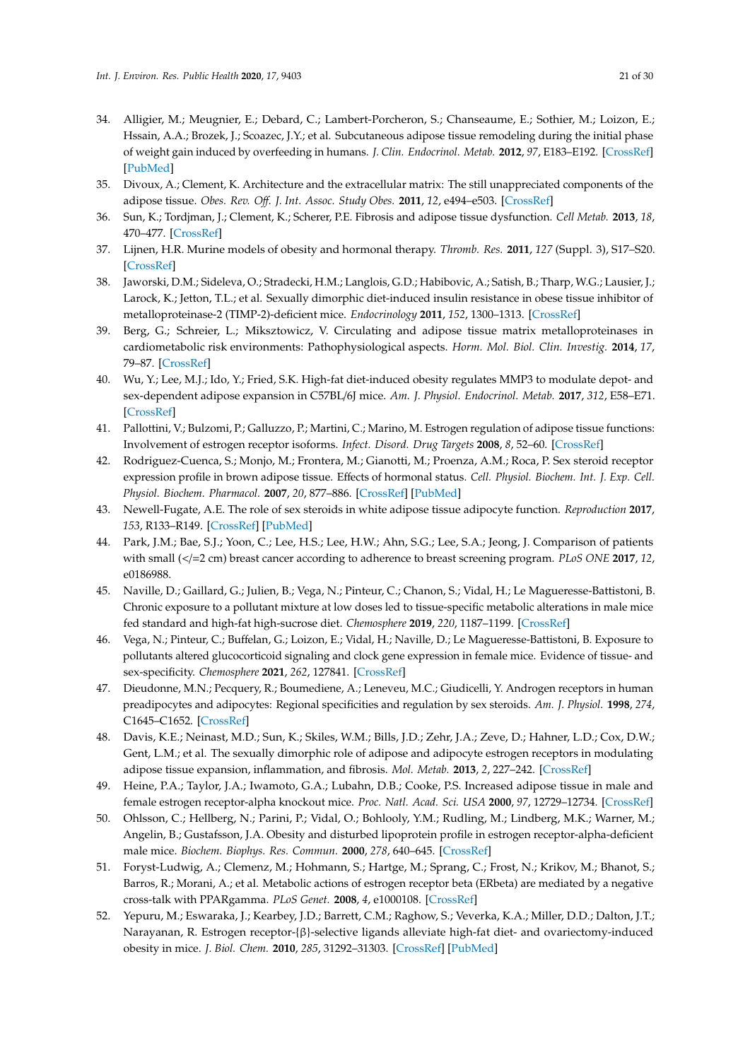34. Alligier, M.; Meugnier, E.; Debard, C.; Lambert-Porcheron, S.; Chanseaume, E.; Sothier, M.; Loizon, E.; Hssain, A.A.; Brozek, J.; Scoazec, J.Y.; et al. Subcutaneous adipose tissue remodeling during the initial phase of weight gain induced by overfeeding in humans. *J. Clin. Endocrinol. Metab.* **2012**, *97*, E183–E192. [CrossRef] [PubMed]
35. Divoux, A.; Clement, K. Architecture and the extracellular matrix: The still unappreciated components of the adipose tissue. *Obes. Rev. Off. J. Int. Assoc. Study Obes.* **2011**, *12*, e494–e503. [CrossRef]
36. Sun, K.; Tordjman, J.; Clement, K.; Scherer, P.E. Fibrosis and adipose tissue dysfunction. *Cell Metab.* **2013**, *18*, 470–477. [CrossRef]
37. Lijnen, H.R. Murine models of obesity and hormonal therapy. *Thromb. Res.* **2011**, *127* (Suppl. 3), S17–S20. [CrossRef]
38. Jaworski, D.M.; Sideleva, O.; Stradecki, H.M.; Langlois, G.D.; Habibovic, A.; Satish, B.; Tharp, W.G.; Lausier, J.; Larock, K.; Jetton, T.L.; et al. Sexually dimorphic diet-induced insulin resistance in obese tissue inhibitor of metalloproteinase-2 (TIMP-2)-deficient mice. *Endocrinology* **2011**, *152*, 1300–1313. [CrossRef]
39. Berg, G.; Schreier, L.; Miksztowicz, V. Circulating and adipose tissue matrix metalloproteinases in cardiometabolic risk environments: Pathophysiological aspects. *Horm. Mol. Biol. Clin. Investig.* **2014**, *17*, 79–87. [CrossRef]
40. Wu, Y.; Lee, M.J.; Ido, Y.; Fried, S.K. High-fat diet-induced obesity regulates MMP3 to modulate depot- and sex-dependent adipose expansion in C57BL/6J mice. *Am. J. Physiol. Endocrinol. Metab.* **2017**, *312*, E58–E71. [CrossRef]
41. Pallottini, V.; Bulzomi, P.; Galluzzo, P.; Martini, C.; Marino, M. Estrogen regulation of adipose tissue functions: Involvement of estrogen receptor isoforms. *Infect. Disord. Drug Targets* **2008**, *8*, 52–60. [CrossRef]
42. Rodriguez-Cuenca, S.; Monjo, M.; Frontera, M.; Gianotti, M.; Proenza, A.M.; Roca, P. Sex steroid receptor expression profile in brown adipose tissue. Effects of hormonal status. *Cell. Physiol. Biochem. Int. J. Exp. Cell. Physiol. Biochem. Pharmacol.* **2007**, *20*, 877–886. [CrossRef] [PubMed]
43. Newell-Fugate, A.E. The role of sex steroids in white adipose tissue adipocyte function. *Reproduction* **2017**, *153*, R133–R149. [CrossRef] [PubMed]
44. Park, J.M.; Bae, S.J.; Yoon, C.; Lee, H.S.; Lee, H.W.; Ahn, S.G.; Lee, S.A.; Jeong, J. Comparison of patients with small (</=2 cm) breast cancer according to adherence to breast screening program. *PLoS ONE* **2017**, *12*, e0186988.
45. Naville, D.; Gaillard, G.; Julien, B.; Vega, N.; Pinteur, C.; Chanon, S.; Vidal, H.; Le Magueresse-Battistoni, B. Chronic exposure to a pollutant mixture at low doses led to tissue-specific metabolic alterations in male mice fed standard and high-fat high-sucrose diet. *Chemosphere* **2019**, *220*, 1187–1199. [CrossRef]
46. Vega, N.; Pinteur, C.; Buffelan, G.; Loizon, E.; Vidal, H.; Naville, D.; Le Magueresse-Battistoni, B. Exposure to pollutants altered glucocorticoid signaling and clock gene expression in female mice. Evidence of tissue- and sex-specificity. *Chemosphere* **2021**, *262*, 127841. [CrossRef]
47. Dieudonne, M.N.; Pecquery, R.; Boumediene, A.; Leneveu, M.C.; Giudicelli, Y. Androgen receptors in human preadipocytes and adipocytes: Regional specificities and regulation by sex steroids. *Am. J. Physiol.* **1998**, *274*, C1645–C1652. [CrossRef]
48. Davis, K.E.; Neinast, M.D.; Sun, K.; Skiles, W.M.; Bills, J.D.; Zehr, J.A.; Zeve, D.; Hahner, L.D.; Cox, D.W.; Gent, L.M.; et al. The sexually dimorphic role of adipose and adipocyte estrogen receptors in modulating adipose tissue expansion, inflammation, and fibrosis. *Mol. Metab.* **2013**, *2*, 227–242. [CrossRef]
49. Heine, P.A.; Taylor, J.A.; Iwamoto, G.A.; Lubahn, D.B.; Cooke, P.S. Increased adipose tissue in male and female estrogen receptor-alpha knockout mice. *Proc. Natl. Acad. Sci. USA* **2000**, *97*, 12729–12734. [CrossRef]
50. Ohlsson, C.; Hellberg, N.; Parini, P.; Vidal, O.; Bohlooly, Y.M.; Rudling, M.; Lindberg, M.K.; Warner, M.; Angelin, B.; Gustafsson, J.A. Obesity and disturbed lipoprotein profile in estrogen receptor-alpha-deficient male mice. *Biochem. Biophys. Res. Commun.* **2000**, *278*, 640–645. [CrossRef]
51. Foryst-Ludwig, A.; Clemenz, M.; Hohmann, S.; Hartge, M.; Sprang, C.; Frost, N.; Krikov, M.; Bhanot, S.; Barros, R.; Morani, A.; et al. Metabolic actions of estrogen receptor beta (ERbeta) are mediated by a negative cross-talk with PPARgamma. *PLoS Genet.* **2008**, *4*, e1000108. [CrossRef]
52. Yepuru, M.; Eswaraka, J.; Kearbey, J.D.; Barrett, C.M.; Raghow, S.; Veverka, K.A.; Miller, D.D.; Dalton, J.T.; Narayanan, R. Estrogen receptor-{β}-selective ligands alleviate high-fat diet- and ovariectomy-induced obesity in mice. *J. Biol. Chem.* **2010**, *285*, 31292–31303. [CrossRef] [PubMed]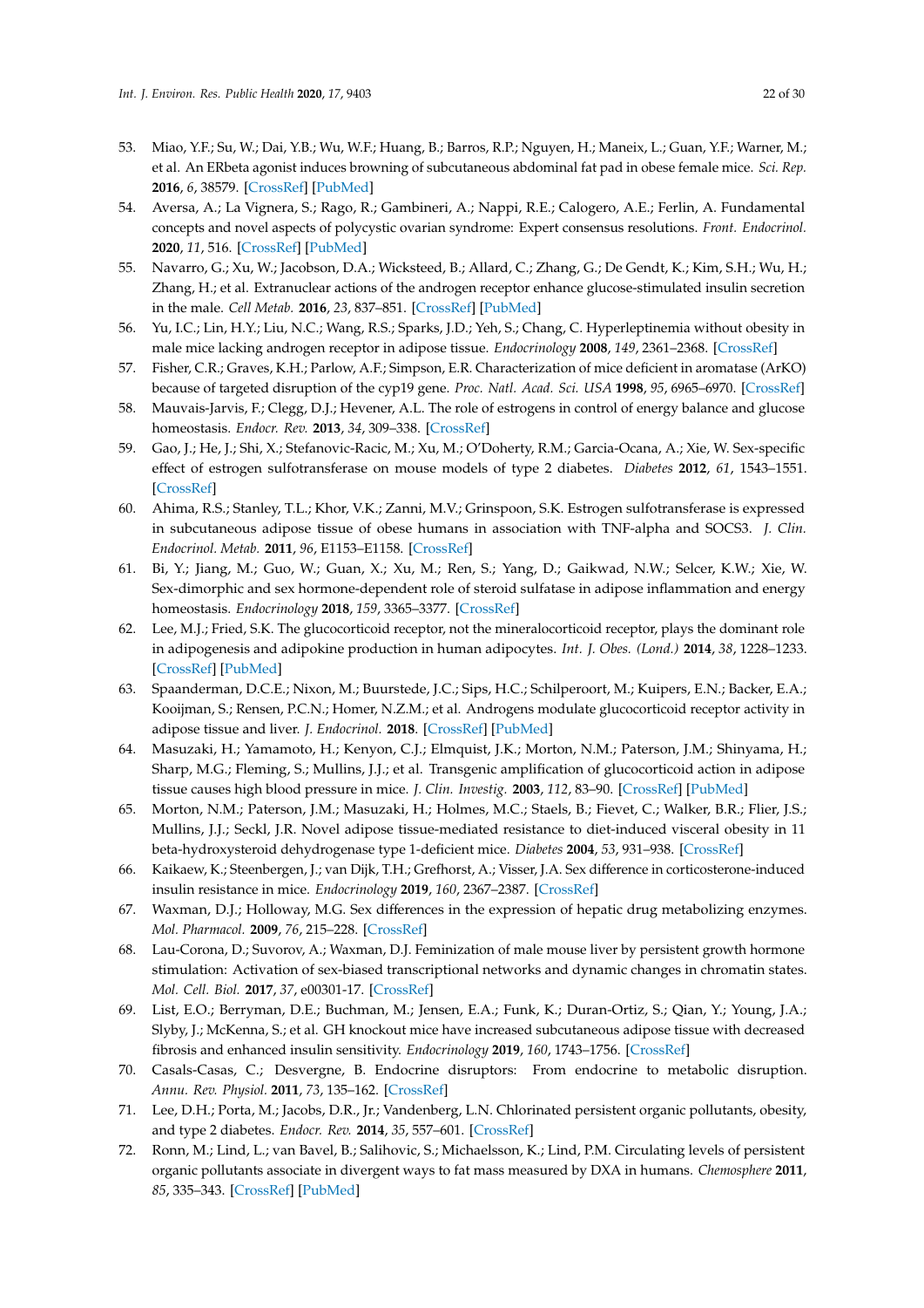53. Miao, Y.F.; Su, W.; Dai, Y.B.; Wu, W.F.; Huang, B.; Barros, R.P.; Nguyen, H.; Maneix, L.; Guan, Y.F.; Warner, M.; et al. An ERbeta agonist induces browning of subcutaneous abdominal fat pad in obese female mice. *Sci. Rep.* **2016**, *6*, 38579. [CrossRef] [PubMed]
54. Aversa, A.; La Vignera, S.; Rago, R.; Gambineri, A.; Nappi, R.E.; Calogero, A.E.; Ferlin, A. Fundamental concepts and novel aspects of polycystic ovarian syndrome: Expert consensus resolutions. *Front. Endocrinol.* **2020**, *11*, 516. [CrossRef] [PubMed]
55. Navarro, G.; Xu, W.; Jacobson, D.A.; Wicksteed, B.; Allard, C.; Zhang, G.; De Gendt, K.; Kim, S.H.; Wu, H.; Zhang, H.; et al. Extranuclear actions of the androgen receptor enhance glucose-stimulated insulin secretion in the male. *Cell Metab.* **2016**, *23*, 837–851. [CrossRef] [PubMed]
56. Yu, I.C.; Lin, H.Y.; Liu, N.C.; Wang, R.S.; Sparks, J.D.; Yeh, S.; Chang, C. Hyperleptinemia without obesity in male mice lacking androgen receptor in adipose tissue. *Endocrinology* **2008**, *149*, 2361–2368. [CrossRef]
57. Fisher, C.R.; Graves, K.H.; Parlow, A.F.; Simpson, E.R. Characterization of mice deficient in aromatase (ArKO) because of targeted disruption of the cyp19 gene. *Proc. Natl. Acad. Sci. USA* **1998**, *95*, 6965–6970. [CrossRef]
58. Mauvais-Jarvis, F.; Clegg, D.J.; Hevener, A.L. The role of estrogens in control of energy balance and glucose homeostasis. *Endocr. Rev.* **2013**, *34*, 309–338. [CrossRef]
59. Gao, J.; He, J.; Shi, X.; Stefanovic-Racic, M.; Xu, M.; O'Doherty, R.M.; Garcia-Ocana, A.; Xie, W. Sex-specific effect of estrogen sulfotransferase on mouse models of type 2 diabetes. *Diabetes* **2012**, *61*, 1543–1551. [CrossRef]
60. Ahima, R.S.; Stanley, T.L.; Khor, V.K.; Zanni, M.V.; Grinspoon, S.K. Estrogen sulfotransferase is expressed in subcutaneous adipose tissue of obese humans in association with TNF-alpha and SOCS3. *J. Clin. Endocrinol. Metab.* **2011**, *96*, E1153–E1158. [CrossRef]
61. Bi, Y.; Jiang, M.; Guo, W.; Guan, X.; Xu, M.; Ren, S.; Yang, D.; Gaikwad, N.W.; Selcer, K.W.; Xie, W. Sex-dimorphic and sex hormone-dependent role of steroid sulfatase in adipose inflammation and energy homeostasis. *Endocrinology* **2018**, *159*, 3365–3377. [CrossRef]
62. Lee, M.J.; Fried, S.K. The glucocorticoid receptor, not the mineralocorticoid receptor, plays the dominant role in adipogenesis and adipokine production in human adipocytes. *Int. J. Obes. (Lond.)* **2014**, *38*, 1228–1233. [CrossRef] [PubMed]
63. Spaanderman, D.C.E.; Nixon, M.; Buurstede, J.C.; Sips, H.C.; Schilperoort, M.; Kuipers, E.N.; Backer, E.A.; Kooijman, S.; Rensen, P.C.N.; Homer, N.Z.M.; et al. Androgens modulate glucocorticoid receptor activity in adipose tissue and liver. *J. Endocrinol.* **2018**. [CrossRef] [PubMed]
64. Masuzaki, H.; Yamamoto, H.; Kenyon, C.J.; Elmquist, J.K.; Morton, N.M.; Paterson, J.M.; Shinyama, H.; Sharp, M.G.; Fleming, S.; Mullins, J.J.; et al. Transgenic amplification of glucocorticoid action in adipose tissue causes high blood pressure in mice. *J. Clin. Investig.* **2003**, *112*, 83–90. [CrossRef] [PubMed]
65. Morton, N.M.; Paterson, J.M.; Masuzaki, H.; Holmes, M.C.; Staels, B.; Fievet, C.; Walker, B.R.; Flier, J.S.; Mullins, J.J.; Seckl, J.R. Novel adipose tissue-mediated resistance to diet-induced visceral obesity in 11 beta-hydroxysteroid dehydrogenase type 1-deficient mice. *Diabetes* **2004**, *53*, 931–938. [CrossRef]
66. Kaikaew, K.; Steenbergen, J.; van Dijk, T.H.; Grefhorst, A.; Visser, J.A. Sex difference in corticosterone-induced insulin resistance in mice. *Endocrinology* **2019**, *160*, 2367–2387. [CrossRef]
67. Waxman, D.J.; Holloway, M.G. Sex differences in the expression of hepatic drug metabolizing enzymes. *Mol. Pharmacol.* **2009**, *76*, 215–228. [CrossRef]
68. Lau-Corona, D.; Suvorov, A.; Waxman, D.J. Feminization of male mouse liver by persistent growth hormone stimulation: Activation of sex-biased transcriptional networks and dynamic changes in chromatin states. *Mol. Cell. Biol.* **2017**, *37*, e00301-17. [CrossRef]
69. List, E.O.; Berryman, D.E.; Buchman, M.; Jensen, E.A.; Funk, K.; Duran-Ortiz, S.; Qian, Y.; Young, J.A.; Slyby, J.; McKenna, S.; et al. GH knockout mice have increased subcutaneous adipose tissue with decreased fibrosis and enhanced insulin sensitivity. *Endocrinology* **2019**, *160*, 1743–1756. [CrossRef]
70. Casals-Casas, C.; Desvergne, B. Endocrine disruptors: From endocrine to metabolic disruption. *Annu. Rev. Physiol.* **2011**, *73*, 135–162. [CrossRef]
71. Lee, D.H.; Porta, M.; Jacobs, D.R., Jr.; Vandenberg, L.N. Chlorinated persistent organic pollutants, obesity, and type 2 diabetes. *Endocr. Rev.* **2014**, *35*, 557–601. [CrossRef]
72. Ronn, M.; Lind, L.; van Bavel, B.; Salihovic, S.; Michaelsson, K.; Lind, P.M. Circulating levels of persistent organic pollutants associate in divergent ways to fat mass measured by DXA in humans. *Chemosphere* **2011**, *85*, 335–343. [CrossRef] [PubMed]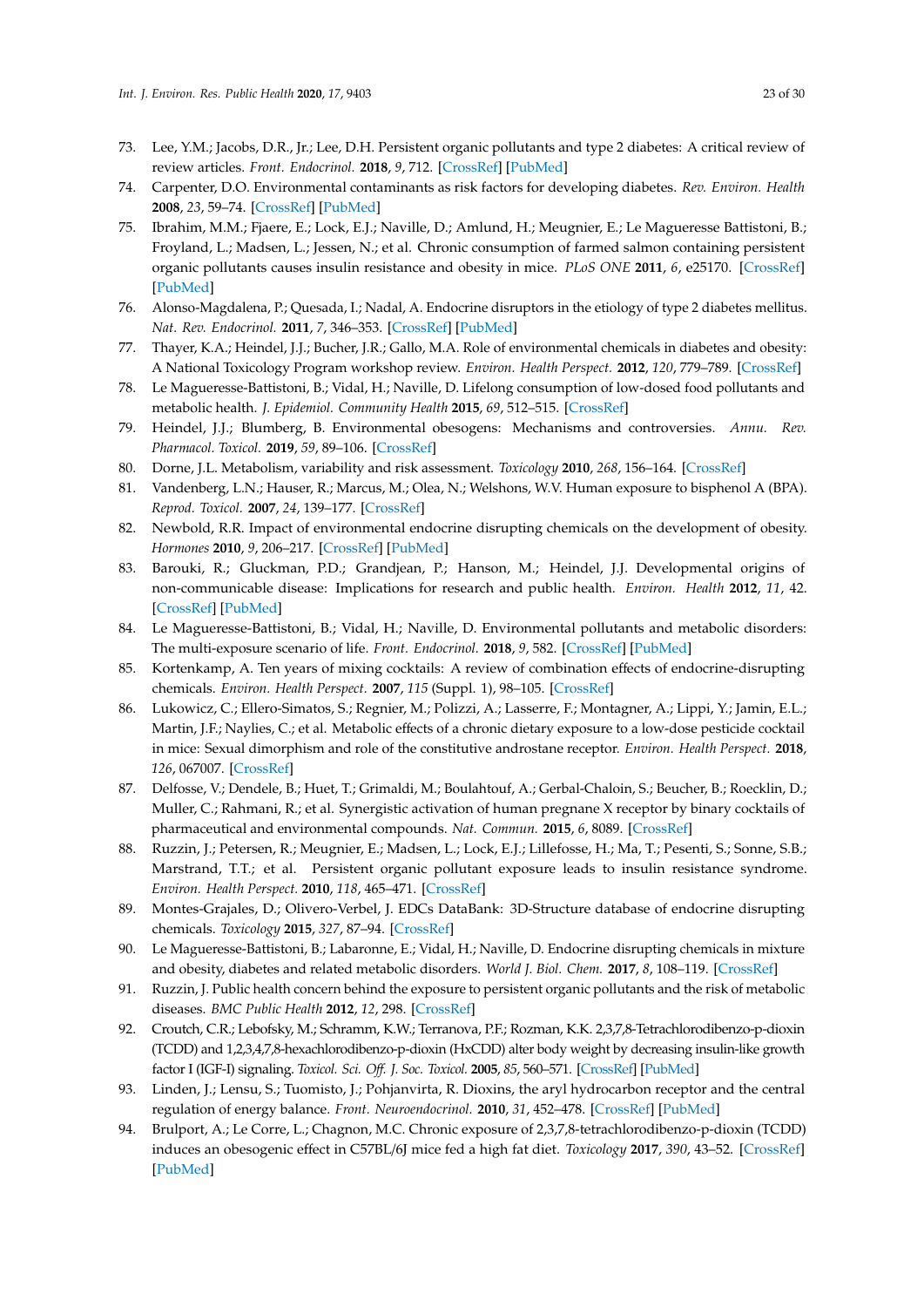73. Lee, Y.M.; Jacobs, D.R., Jr.; Lee, D.H. Persistent organic pollutants and type 2 diabetes: A critical review of review articles. *Front. Endocrinol.* **2018**, *9*, 712. [CrossRef] [PubMed]
74. Carpenter, D.O. Environmental contaminants as risk factors for developing diabetes. *Rev. Environ. Health* **2008**, *23*, 59–74. [CrossRef] [PubMed]
75. Ibrahim, M.M.; Fjaere, E.; Lock, E.J.; Naville, D.; Amlund, H.; Meugnier, E.; Le Magueresse Battistoni, B.; Froyland, L.; Madsen, L.; Jessen, N.; et al. Chronic consumption of farmed salmon containing persistent organic pollutants causes insulin resistance and obesity in mice. *PLoS ONE* **2011**, *6*, e25170. [CrossRef] [PubMed]
76. Alonso-Magdalena, P.; Quesada, I.; Nadal, A. Endocrine disruptors in the etiology of type 2 diabetes mellitus. *Nat. Rev. Endocrinol.* **2011**, *7*, 346–353. [CrossRef] [PubMed]
77. Thayer, K.A.; Heindel, J.J.; Bucher, J.R.; Gallo, M.A. Role of environmental chemicals in diabetes and obesity: A National Toxicology Program workshop review. *Environ. Health Perspect.* **2012**, *120*, 779–789. [CrossRef]
78. Le Magueresse-Battistoni, B.; Vidal, H.; Naville, D. Lifelong consumption of low-dosed food pollutants and metabolic health. *J. Epidemiol. Community Health* **2015**, *69*, 512–515. [CrossRef]
79. Heindel, J.J.; Blumberg, B. Environmental obesogens: Mechanisms and controversies. *Annu. Rev. Pharmacol. Toxicol.* **2019**, *59*, 89–106. [CrossRef]
80. Dorne, J.L. Metabolism, variability and risk assessment. *Toxicology* **2010**, *268*, 156–164. [CrossRef]
81. Vandenberg, L.N.; Hauser, R.; Marcus, M.; Olea, N.; Welshons, W.V. Human exposure to bisphenol A (BPA). *Reprod. Toxicol.* **2007**, *24*, 139–177. [CrossRef]
82. Newbold, R.R. Impact of environmental endocrine disrupting chemicals on the development of obesity. *Hormones* **2010**, *9*, 206–217. [CrossRef] [PubMed]
83. Barouki, R.; Gluckman, P.D.; Grandjean, P.; Hanson, M.; Heindel, J.J. Developmental origins of non-communicable disease: Implications for research and public health. *Environ. Health* **2012**, *11*, 42. [CrossRef] [PubMed]
84. Le Magueresse-Battistoni, B.; Vidal, H.; Naville, D. Environmental pollutants and metabolic disorders: The multi-exposure scenario of life. *Front. Endocrinol.* **2018**, *9*, 582. [CrossRef] [PubMed]
85. Kortenkamp, A. Ten years of mixing cocktails: A review of combination effects of endocrine-disrupting chemicals. *Environ. Health Perspect.* **2007**, *115* (Suppl. 1), 98–105. [CrossRef]
86. Lukowicz, C.; Ellero-Simatos, S.; Regnier, M.; Polizzi, A.; Lasserre, F.; Montagner, A.; Lippi, Y.; Jamin, E.L.; Martin, J.F.; Naylies, C.; et al. Metabolic effects of a chronic dietary exposure to a low-dose pesticide cocktail in mice: Sexual dimorphism and role of the constitutive androstane receptor. *Environ. Health Perspect.* **2018**, *126*, 067007. [CrossRef]
87. Delfosse, V.; Dendele, B.; Huet, T.; Grimaldi, M.; Boulahtouf, A.; Gerbal-Chaloin, S.; Beucher, B.; Roecklin, D.; Muller, C.; Rahmani, R.; et al. Synergistic activation of human pregnane X receptor by binary cocktails of pharmaceutical and environmental compounds. *Nat. Commun.* **2015**, *6*, 8089. [CrossRef]
88. Ruzzin, J.; Petersen, R.; Meugnier, E.; Madsen, L.; Lock, E.J.; Lillefosse, H.; Ma, T.; Pesenti, S.; Sonne, S.B.; Marstrand, T.T.; et al. Persistent organic pollutant exposure leads to insulin resistance syndrome. *Environ. Health Perspect.* **2010**, *118*, 465–471. [CrossRef]
89. Montes-Grajales, D.; Olivero-Verbel, J. EDCs DataBank: 3D-Structure database of endocrine disrupting chemicals. *Toxicology* **2015**, *327*, 87–94. [CrossRef]
90. Le Magueresse-Battistoni, B.; Labaronne, E.; Vidal, H.; Naville, D. Endocrine disrupting chemicals in mixture and obesity, diabetes and related metabolic disorders. *World J. Biol. Chem.* **2017**, *8*, 108–119. [CrossRef]
91. Ruzzin, J. Public health concern behind the exposure to persistent organic pollutants and the risk of metabolic diseases. *BMC Public Health* **2012**, *12*, 298. [CrossRef]
92. Croutch, C.R.; Lebofsky, M.; Schramm, K.W.; Terranova, P.F.; Rozman, K.K. 2,3,7,8-Tetrachlorodibenzo-p-dioxin (TCDD) and 1,2,3,4,7,8-hexachlorodibenzo-p-dioxin (HxCDD) alter body weight by decreasing insulin-like growth factor I (IGF-I) signaling. *Toxicol. Sci. Off. J. Soc. Toxicol.* **2005**, *85*, 560–571. [CrossRef] [PubMed]
93. Linden, J.; Lensu, S.; Tuomisto, J.; Pohjanvirta, R. Dioxins, the aryl hydrocarbon receptor and the central regulation of energy balance. *Front. Neuroendocrinol.* **2010**, *31*, 452–478. [CrossRef] [PubMed]
94. Brulport, A.; Le Corre, L.; Chagnon, M.C. Chronic exposure of 2,3,7,8-tetrachlorodibenzo-p-dioxin (TCDD) induces an obesogenic effect in C57BL/6J mice fed a high fat diet. *Toxicology* **2017**, *390*, 43–52. [CrossRef] [PubMed]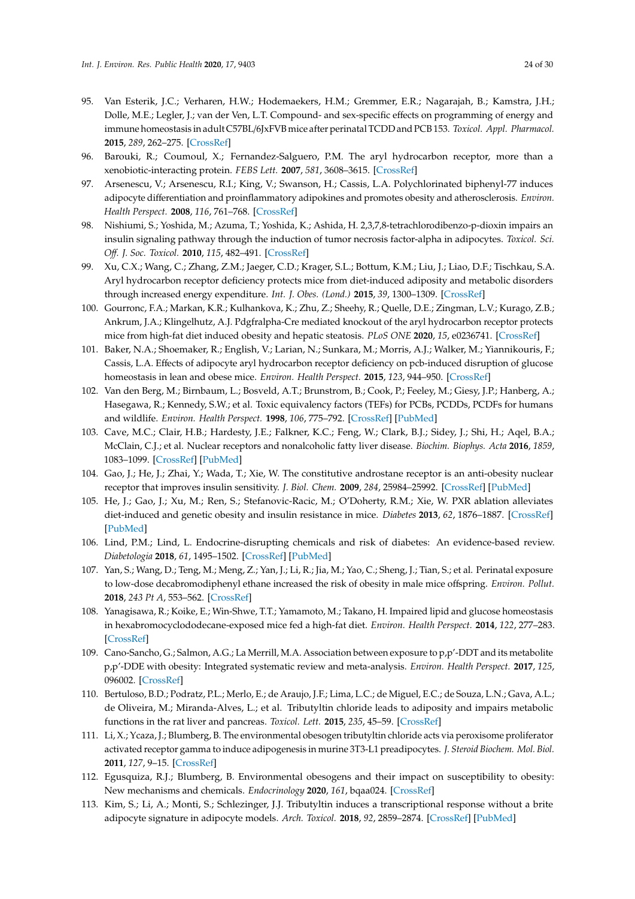95. Van Esterik, J.C.; Verharen, H.W.; Hodemaekers, H.M.; Gremmer, E.R.; Nagarajah, B.; Kamstra, J.H.; Dolle, M.E.; Legler, J.; van der Ven, L.T. Compound- and sex-specific effects on programming of energy and immune homeostasis in adult C57BL/6JxFVB mice after perinatal TCDD and PCB 153. *Toxicol. Appl. Pharmacol.* **2015**, *289*, 262–275. [CrossRef]
96. Barouki, R.; Coumoul, X.; Fernandez-Salguero, P.M. The aryl hydrocarbon receptor, more than a xenobiotic-interacting protein. *FEBS Lett.* **2007**, *581*, 3608–3615. [CrossRef]
97. Arsenescu, V.; Arsenescu, R.I.; King, V.; Swanson, H.; Cassis, L.A. Polychlorinated biphenyl-77 induces adipocyte differentiation and proinflammatory adipokines and promotes obesity and atherosclerosis. *Environ. Health Perspect.* **2008**, *116*, 761–768. [CrossRef]
98. Nishiumi, S.; Yoshida, M.; Azuma, T.; Yoshida, K.; Ashida, H. 2,3,7,8-tetrachlorodibenzo-p-dioxin impairs an insulin signaling pathway through the induction of tumor necrosis factor-alpha in adipocytes. *Toxicol. Sci. Off. J. Soc. Toxicol.* **2010**, *115*, 482–491. [CrossRef]
99. Xu, C.X.; Wang, C.; Zhang, Z.M.; Jaeger, C.D.; Krager, S.L.; Bottum, K.M.; Liu, J.; Liao, D.F.; Tischkau, S.A. Aryl hydrocarbon receptor deficiency protects mice from diet-induced adiposity and metabolic disorders through increased energy expenditure. *Int. J. Obes. (Lond.)* **2015**, *39*, 1300–1309. [CrossRef]
100. Gourronc, F.A.; Markan, K.R.; Kulhankova, K.; Zhu, Z.; Sheehy, R.; Quelle, D.E.; Zingman, L.V.; Kurago, Z.B.; Ankrum, J.A.; Klingelhutz, A.J. Pdgfralpha-Cre mediated knockout of the aryl hydrocarbon receptor protects mice from high-fat diet induced obesity and hepatic steatosis. *PLoS ONE* **2020**, *15*, e0236741. [CrossRef]
101. Baker, N.A.; Shoemaker, R.; English, V.; Larian, N.; Sunkara, M.; Morris, A.J.; Walker, M.; Yiannikouris, F.; Cassis, L.A. Effects of adipocyte aryl hydrocarbon receptor deficiency on pcb-induced disruption of glucose homeostasis in lean and obese mice. *Environ. Health Perspect.* **2015**, *123*, 944–950. [CrossRef]
102. Van den Berg, M.; Birnbaum, L.; Bosveld, A.T.; Brunstrom, B.; Cook, P.; Feeley, M.; Giesy, J.P.; Hanberg, A.; Hasegawa, R.; Kennedy, S.W.; et al. Toxic equivalency factors (TEFs) for PCBs, PCDDs, PCDFs for humans and wildlife. *Environ. Health Perspect.* **1998**, *106*, 775–792. [CrossRef] [PubMed]
103. Cave, M.C.; Clair, H.B.; Hardesty, J.E.; Falkner, K.C.; Feng, W.; Clark, B.J.; Sidey, J.; Shi, H.; Aqel, B.A.; McClain, C.J.; et al. Nuclear receptors and nonalcoholic fatty liver disease. *Biochim. Biophys. Acta* **2016**, *1859*, 1083–1099. [CrossRef] [PubMed]
104. Gao, J.; He, J.; Zhai, Y.; Wada, T.; Xie, W. The constitutive androstane receptor is an anti-obesity nuclear receptor that improves insulin sensitivity. *J. Biol. Chem.* **2009**, *284*, 25984–25992. [CrossRef] [PubMed]
105. He, J.; Gao, J.; Xu, M.; Ren, S.; Stefanovic-Racic, M.; O'Doherty, R.M.; Xie, W. PXR ablation alleviates diet-induced and genetic obesity and insulin resistance in mice. *Diabetes* **2013**, *62*, 1876–1887. [CrossRef] [PubMed]
106. Lind, P.M.; Lind, L. Endocrine-disrupting chemicals and risk of diabetes: An evidence-based review. *Diabetologia* **2018**, *61*, 1495–1502. [CrossRef] [PubMed]
107. Yan, S.; Wang, D.; Teng, M.; Meng, Z.; Yan, J.; Li, R.; Jia, M.; Yao, C.; Sheng, J.; Tian, S.; et al. Perinatal exposure to low-dose decabromodiphenyl ethane increased the risk of obesity in male mice offspring. *Environ. Pollut.* **2018**, *243 Pt A*, 553–562. [CrossRef]
108. Yanagisawa, R.; Koike, E.; Win-Shwe, T.T.; Yamamoto, M.; Takano, H. Impaired lipid and glucose homeostasis in hexabromocyclododecane-exposed mice fed a high-fat diet. *Environ. Health Perspect.* **2014**, *122*, 277–283. [CrossRef]
109. Cano-Sancho, G.; Salmon, A.G.; La Merrill, M.A. Association between exposure to p,p'-DDT and its metabolite p,p'-DDE with obesity: Integrated systematic review and meta-analysis. *Environ. Health Perspect.* **2017**, *125*, 096002. [CrossRef]
110. Bertuloso, B.D.; Podratz, P.L.; Merlo, E.; de Araujo, J.F.; Lima, L.C.; de Miguel, E.C.; de Souza, L.N.; Gava, A.L.; de Oliveira, M.; Miranda-Alves, L.; et al. Tributyltin chloride leads to adiposity and impairs metabolic functions in the rat liver and pancreas. *Toxicol. Lett.* **2015**, *235*, 45–59. [CrossRef]
111. Li, X.; Ycaza, J.; Blumberg, B. The environmental obesogen tributyltin chloride acts via peroxisome proliferator activated receptor gamma to induce adipogenesis in murine 3T3-L1 preadipocytes. *J. Steroid Biochem. Mol. Biol.* **2011**, *127*, 9–15. [CrossRef]
112. Egusquiza, R.J.; Blumberg, B. Environmental obesogens and their impact on susceptibility to obesity: New mechanisms and chemicals. *Endocrinology* **2020**, *161*, bqaa024. [CrossRef]
113. Kim, S.; Li, A.; Monti, S.; Schlezinger, J.J. Tributyltin induces a transcriptional response without a brite adipocyte signature in adipocyte models. *Arch. Toxicol.* **2018**, *92*, 2859–2874. [CrossRef] [PubMed]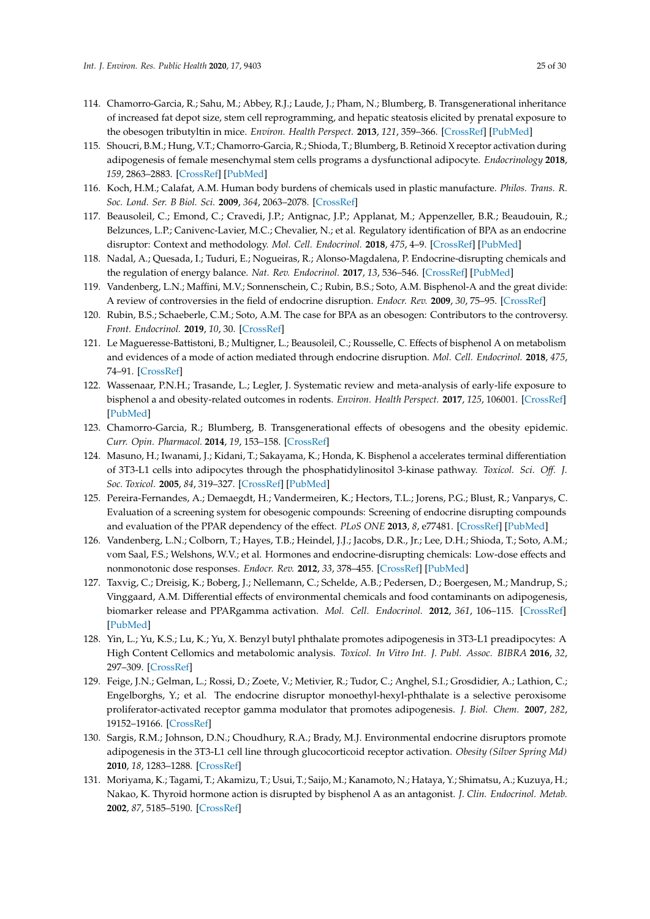114. Chamorro-Garcia, R.; Sahu, M.; Abbey, R.J.; Laude, J.; Pham, N.; Blumberg, B. Transgenerational inheritance of increased fat depot size, stem cell reprogramming, and hepatic steatosis elicited by prenatal exposure to the obesogen tributyltin in mice. *Environ. Health Perspect.* **2013**, *121*, 359–366. [CrossRef] [PubMed]
115. Shoucri, B.M.; Hung, V.T.; Chamorro-Garcia, R.; Shioda, T.; Blumberg, B. Retinoid X receptor activation during adipogenesis of female mesenchymal stem cells programs a dysfunctional adipocyte. *Endocrinology* **2018**, *159*, 2863–2883. [CrossRef] [PubMed]
116. Koch, H.M.; Calafat, A.M. Human body burdens of chemicals used in plastic manufacture. *Philos. Trans. R. Soc. Lond. Ser. B Biol. Sci.* **2009**, *364*, 2063–2078. [CrossRef]
117. Beausoleil, C.; Emond, C.; Cravedi, J.P.; Antignac, J.P.; Applanat, M.; Appenzeller, B.R.; Beaudouin, R.; Belzunces, L.P.; Canivenc-Lavier, M.C.; Chevalier, N.; et al. Regulatory identification of BPA as an endocrine disruptor: Context and methodology. *Mol. Cell. Endocrinol.* **2018**, *475*, 4–9. [CrossRef] [PubMed]
118. Nadal, A.; Quesada, I.; Tuduri, E.; Nogueiras, R.; Alonso-Magdalena, P. Endocrine-disrupting chemicals and the regulation of energy balance. *Nat. Rev. Endocrinol.* **2017**, *13*, 536–546. [CrossRef] [PubMed]
119. Vandenberg, L.N.; Maffini, M.V.; Sonnenschein, C.; Rubin, B.S.; Soto, A.M. Bisphenol-A and the great divide: A review of controversies in the field of endocrine disruption. *Endocr. Rev.* **2009**, *30*, 75–95. [CrossRef]
120. Rubin, B.S.; Schaeberle, C.M.; Soto, A.M. The case for BPA as an obesogen: Contributors to the controversy. *Front. Endocrinol.* **2019**, *10*, 30. [CrossRef]
121. Le Magueresse-Battistoni, B.; Multigner, L.; Beausoleil, C.; Rousselle, C. Effects of bisphenol A on metabolism and evidences of a mode of action mediated through endocrine disruption. *Mol. Cell. Endocrinol.* **2018**, *475*, 74–91. [CrossRef]
122. Wassenaar, P.N.H.; Trasande, L.; Legler, J. Systematic review and meta-analysis of early-life exposure to bisphenol a and obesity-related outcomes in rodents. *Environ. Health Perspect.* **2017**, *125*, 106001. [CrossRef] [PubMed]
123. Chamorro-Garcia, R.; Blumberg, B. Transgenerational effects of obesogens and the obesity epidemic. *Curr. Opin. Pharmacol.* **2014**, *19*, 153–158. [CrossRef]
124. Masuno, H.; Iwanami, J.; Kidani, T.; Sakayama, K.; Honda, K. Bisphenol a accelerates terminal differentiation of 3T3-L1 cells into adipocytes through the phosphatidylinositol 3-kinase pathway. *Toxicol. Sci. Off. J. Soc. Toxicol.* **2005**, *84*, 319–327. [CrossRef] [PubMed]
125. Pereira-Fernandes, A.; Demaegdt, H.; Vandermeiren, K.; Hectors, T.L.; Jorens, P.G.; Blust, R.; Vanparys, C. Evaluation of a screening system for obesogenic compounds: Screening of endocrine disrupting compounds and evaluation of the PPAR dependency of the effect. *PLoS ONE* **2013**, *8*, e77481. [CrossRef] [PubMed]
126. Vandenberg, L.N.; Colborn, T.; Hayes, T.B.; Heindel, J.J.; Jacobs, D.R., Jr.; Lee, D.H.; Shioda, T.; Soto, A.M.; vom Saal, F.S.; Welshons, W.V.; et al. Hormones and endocrine-disrupting chemicals: Low-dose effects and nonmonotonic dose responses. *Endocr. Rev.* **2012**, *33*, 378–455. [CrossRef] [PubMed]
127. Taxvig, C.; Dreisig, K.; Boberg, J.; Nellemann, C.; Schelde, A.B.; Pedersen, D.; Boergesen, M.; Mandrup, S.; Vinggaard, A.M. Differential effects of environmental chemicals and food contaminants on adipogenesis, biomarker release and PPARgamma activation. *Mol. Cell. Endocrinol.* **2012**, *361*, 106–115. [CrossRef] [PubMed]
128. Yin, L.; Yu, K.S.; Lu, K.; Yu, X. Benzyl butyl phthalate promotes adipogenesis in 3T3-L1 preadipocytes: A High Content Cellomics and metabolomic analysis. *Toxicol. In Vitro Int. J. Publ. Assoc. BIBRA* **2016**, *32*, 297–309. [CrossRef]
129. Feige, J.N.; Gelman, L.; Rossi, D.; Zoete, V.; Metivier, R.; Tudor, C.; Anghel, S.I.; Grosdidier, A.; Lathion, C.; Engelborghs, Y.; et al. The endocrine disruptor monoethyl-hexyl-phthalate is a selective peroxisome proliferator-activated receptor gamma modulator that promotes adipogenesis. *J. Biol. Chem.* **2007**, *282*, 19152–19166. [CrossRef]
130. Sargis, R.M.; Johnson, D.N.; Choudhury, R.A.; Brady, M.J. Environmental endocrine disruptors promote adipogenesis in the 3T3-L1 cell line through glucocorticoid receptor activation. *Obesity (Silver Spring Md)* **2010**, *18*, 1283–1288. [CrossRef]
131. Moriyama, K.; Tagami, T.; Akamizu, T.; Usui, T.; Saijo, M.; Kanamoto, N.; Hataya, Y.; Shimatsu, A.; Kuzuya, H.; Nakao, K. Thyroid hormone action is disrupted by bisphenol A as an antagonist. *J. Clin. Endocrinol. Metab.* **2002**, *87*, 5185–5190. [CrossRef]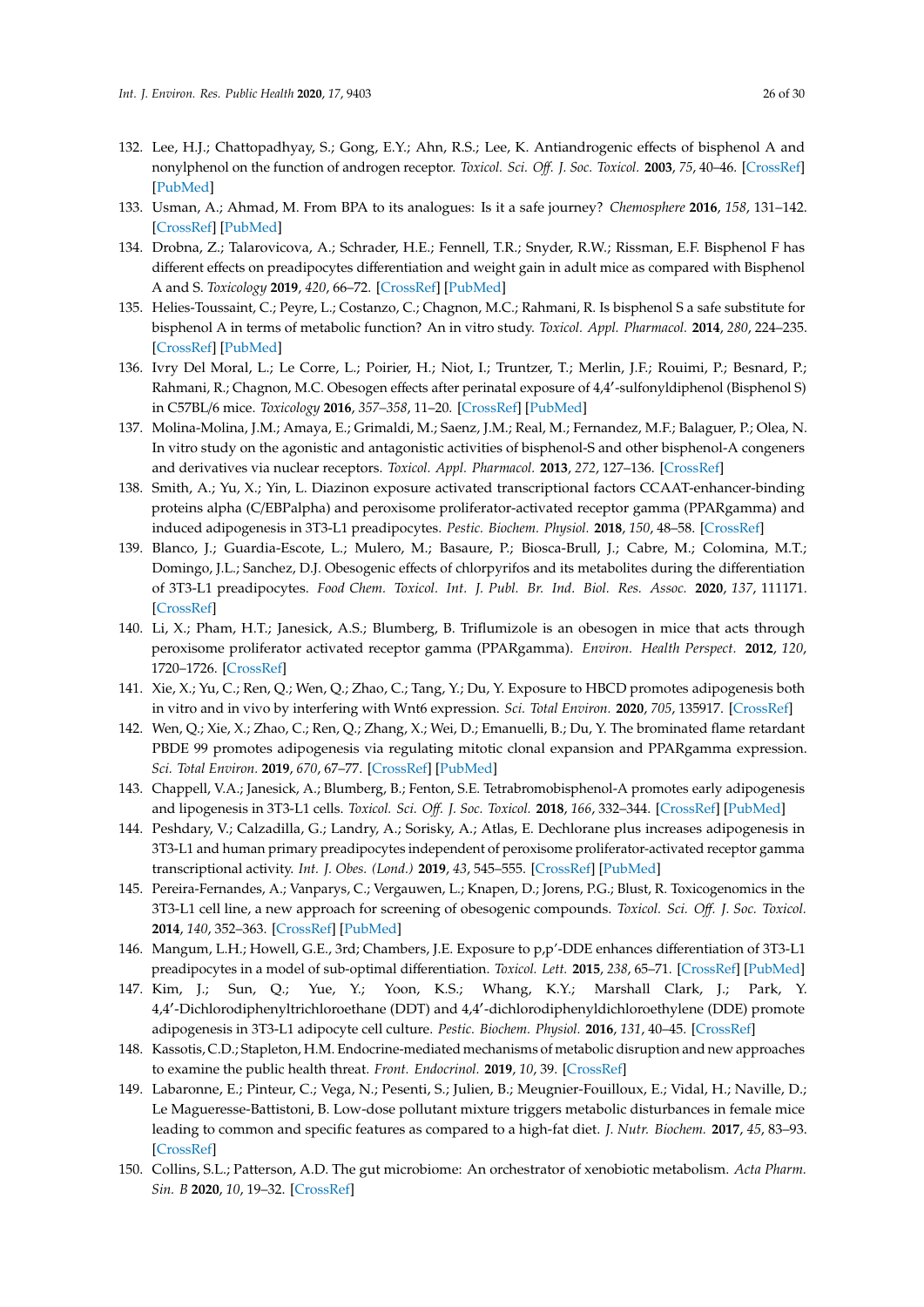132. Lee, H.J.; Chattopadhyay, S.; Gong, E.Y.; Ahn, R.S.; Lee, K. Antiandrogenic effects of bisphenol A and nonylphenol on the function of androgen receptor. *Toxicol. Sci. Off. J. Soc. Toxicol.* **2003**, *75*, 40–46. [CrossRef] [PubMed]
133. Usman, A.; Ahmad, M. From BPA to its analogues: Is it a safe journey? *Chemosphere* **2016**, *158*, 131–142. [CrossRef] [PubMed]
134. Drobna, Z.; Talarovicova, A.; Schrader, H.E.; Fennell, T.R.; Snyder, R.W.; Rissman, E.F. Bisphenol F has different effects on preadipocytes differentiation and weight gain in adult mice as compared with Bisphenol A and S. *Toxicology* **2019**, *420*, 66–72. [CrossRef] [PubMed]
135. Helies-Toussaint, C.; Peyre, L.; Costanzo, C.; Chagnon, M.C.; Rahmani, R. Is bisphenol S a safe substitute for bisphenol A in terms of metabolic function? An in vitro study. *Toxicol. Appl. Pharmacol.* **2014**, *280*, 224–235. [CrossRef] [PubMed]
136. Ivry Del Moral, L.; Le Corre, L.; Poirier, H.; Niot, I.; Truntzer, T.; Merlin, J.F.; Rouimi, P.; Besnard, P.; Rahmani, R.; Chagnon, M.C. Obesogen effects after perinatal exposure of 4,4′-sulfonyldiphenol (Bisphenol S) in C57BL/6 mice. *Toxicology* **2016**, *357–358*, 11–20. [CrossRef] [PubMed]
137. Molina-Molina, J.M.; Amaya, E.; Grimaldi, M.; Saenz, J.M.; Real, M.; Fernandez, M.F.; Balaguer, P.; Olea, N. In vitro study on the agonistic and antagonistic activities of bisphenol-S and other bisphenol-A congeners and derivatives via nuclear receptors. *Toxicol. Appl. Pharmacol.* **2013**, *272*, 127–136. [CrossRef]
138. Smith, A.; Yu, X.; Yin, L. Diazinon exposure activated transcriptional factors CCAAT-enhancer-binding proteins alpha (C/EBPalpha) and peroxisome proliferator-activated receptor gamma (PPARgamma) and induced adipogenesis in 3T3-L1 preadipocytes. *Pestic. Biochem. Physiol.* **2018**, *150*, 48–58. [CrossRef]
139. Blanco, J.; Guardia-Escote, L.; Mulero, M.; Basaure, P.; Biosca-Brull, J.; Cabre, M.; Colomina, M.T.; Domingo, J.L.; Sanchez, D.J. Obesogenic effects of chlorpyrifos and its metabolites during the differentiation of 3T3-L1 preadipocytes. *Food Chem. Toxicol. Int. J. Publ. Br. Ind. Biol. Res. Assoc.* **2020**, *137*, 111171. [CrossRef]
140. Li, X.; Pham, H.T.; Janesick, A.S.; Blumberg, B. Triflumizole is an obesogen in mice that acts through peroxisome proliferator activated receptor gamma (PPARgamma). *Environ. Health Perspect.* **2012**, *120*, 1720–1726. [CrossRef]
141. Xie, X.; Yu, C.; Ren, Q.; Wen, Q.; Zhao, C.; Tang, Y.; Du, Y. Exposure to HBCD promotes adipogenesis both in vitro and in vivo by interfering with Wnt6 expression. *Sci. Total Environ.* **2020**, *705*, 135917. [CrossRef]
142. Wen, Q.; Xie, X.; Zhao, C.; Ren, Q.; Zhang, X.; Wei, D.; Emanuelli, B.; Du, Y. The brominated flame retardant PBDE 99 promotes adipogenesis via regulating mitotic clonal expansion and PPARgamma expression. *Sci. Total Environ.* **2019**, *670*, 67–77. [CrossRef] [PubMed]
143. Chappell, V.A.; Janesick, A.; Blumberg, B.; Fenton, S.E. Tetrabromobisphenol-A promotes early adipogenesis and lipogenesis in 3T3-L1 cells. *Toxicol. Sci. Off. J. Soc. Toxicol.* **2018**, *166*, 332–344. [CrossRef] [PubMed]
144. Peshdary, V.; Calzadilla, G.; Landry, A.; Sorisky, A.; Atlas, E. Dechlorane plus increases adipogenesis in 3T3-L1 and human primary preadipocytes independent of peroxisome proliferator-activated receptor gamma transcriptional activity. *Int. J. Obes. (Lond.)* **2019**, *43*, 545–555. [CrossRef] [PubMed]
145. Pereira-Fernandes, A.; Vanparys, C.; Vergauwen, L.; Knapen, D.; Jorens, P.G.; Blust, R. Toxicogenomics in the 3T3-L1 cell line, a new approach for screening of obesogenic compounds. *Toxicol. Sci. Off. J. Soc. Toxicol.* **2014**, *140*, 352–363. [CrossRef] [PubMed]
146. Mangum, L.H.; Howell, G.E., 3rd; Chambers, J.E. Exposure to p,p′-DDE enhances differentiation of 3T3-L1 preadipocytes in a model of sub-optimal differentiation. *Toxicol. Lett.* **2015**, *238*, 65–71. [CrossRef] [PubMed]
147. Kim, J.; Sun, Q.; Yue, Y.; Yoon, K.S.; Whang, K.Y.; Marshall Clark, J.; Park, Y. 4,4′-Dichlorodiphenyltrichloroethane (DDT) and 4,4′-dichlorodiphenyldichloroethylene (DDE) promote adipogenesis in 3T3-L1 adipocyte cell culture. *Pestic. Biochem. Physiol.* **2016**, *131*, 40–45. [CrossRef]
148. Kassotis, C.D.; Stapleton, H.M. Endocrine-mediated mechanisms of metabolic disruption and new approaches to examine the public health threat. *Front. Endocrinol.* **2019**, *10*, 39. [CrossRef]
149. Labaronne, E.; Pinteur, C.; Vega, N.; Pesenti, S.; Julien, B.; Meugnier-Fouilloux, E.; Vidal, H.; Naville, D.; Le Magueresse-Battistoni, B. Low-dose pollutant mixture triggers metabolic disturbances in female mice leading to common and specific features as compared to a high-fat diet. *J. Nutr. Biochem.* **2017**, *45*, 83–93. [CrossRef]
150. Collins, S.L.; Patterson, A.D. The gut microbiome: An orchestrator of xenobiotic metabolism. *Acta Pharm. Sin. B* **2020**, *10*, 19–32. [CrossRef]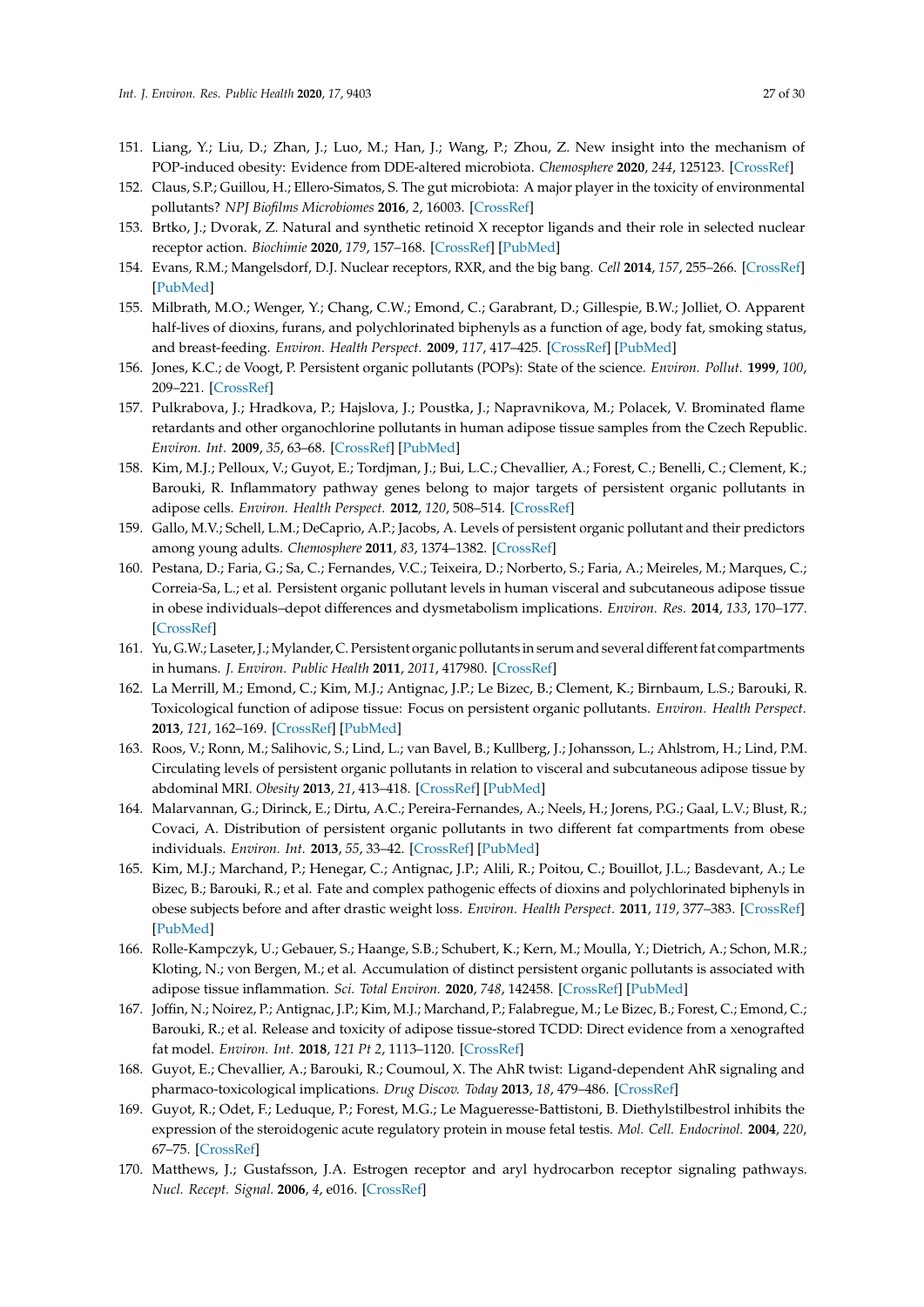151. Liang, Y.; Liu, D.; Zhan, J.; Luo, M.; Han, J.; Wang, P.; Zhou, Z. New insight into the mechanism of POP-induced obesity: Evidence from DDE-altered microbiota. *Chemosphere* **2020**, *244*, 125123. [CrossRef]
152. Claus, S.P.; Guillou, H.; Ellero-Simatos, S. The gut microbiota: A major player in the toxicity of environmental pollutants? *NPJ Biofilms Microbiomes* **2016**, *2*, 16003. [CrossRef]
153. Brtko, J.; Dvorak, Z. Natural and synthetic retinoid X receptor ligands and their role in selected nuclear receptor action. *Biochimie* **2020**, *179*, 157–168. [CrossRef] [PubMed]
154. Evans, R.M.; Mangelsdorf, D.J. Nuclear receptors, RXR, and the big bang. *Cell* **2014**, *157*, 255–266. [CrossRef] [PubMed]
155. Milbrath, M.O.; Wenger, Y.; Chang, C.W.; Emond, C.; Garabrant, D.; Gillespie, B.W.; Jolliet, O. Apparent half-lives of dioxins, furans, and polychlorinated biphenyls as a function of age, body fat, smoking status, and breast-feeding. *Environ. Health Perspect.* **2009**, *117*, 417–425. [CrossRef] [PubMed]
156. Jones, K.C.; de Voogt, P. Persistent organic pollutants (POPs): State of the science. *Environ. Pollut.* **1999**, *100*, 209–221. [CrossRef]
157. Pulkrabova, J.; Hradkova, P.; Hajslova, J.; Poustka, J.; Napravnikova, M.; Polacek, V. Brominated flame retardants and other organochlorine pollutants in human adipose tissue samples from the Czech Republic. *Environ. Int.* **2009**, *35*, 63–68. [CrossRef] [PubMed]
158. Kim, M.J.; Pelloux, V.; Guyot, E.; Tordjman, J.; Bui, L.C.; Chevallier, A.; Forest, C.; Benelli, C.; Clement, K.; Barouki, R. Inflammatory pathway genes belong to major targets of persistent organic pollutants in adipose cells. *Environ. Health Perspect.* **2012**, *120*, 508–514. [CrossRef]
159. Gallo, M.V.; Schell, L.M.; DeCaprio, A.P.; Jacobs, A. Levels of persistent organic pollutant and their predictors among young adults. *Chemosphere* **2011**, *83*, 1374–1382. [CrossRef]
160. Pestana, D.; Faria, G.; Sa, C.; Fernandes, V.C.; Teixeira, D.; Norberto, S.; Faria, A.; Meireles, M.; Marques, C.; Correia-Sa, L.; et al. Persistent organic pollutant levels in human visceral and subcutaneous adipose tissue in obese individuals–depot differences and dysmetabolism implications. *Environ. Res.* **2014**, *133*, 170–177. [CrossRef]
161. Yu, G.W.; Laseter, J.; Mylander, C. Persistent organic pollutants in serum and several different fat compartments in humans. *J. Environ. Public Health* **2011**, *2011*, 417980. [CrossRef]
162. La Merrill, M.; Emond, C.; Kim, M.J.; Antignac, J.P.; Le Bizec, B.; Clement, K.; Birnbaum, L.S.; Barouki, R. Toxicological function of adipose tissue: Focus on persistent organic pollutants. *Environ. Health Perspect.* **2013**, *121*, 162–169. [CrossRef] [PubMed]
163. Roos, V.; Ronn, M.; Salihovic, S.; Lind, L.; van Bavel, B.; Kullberg, J.; Johansson, L.; Ahlstrom, H.; Lind, P.M. Circulating levels of persistent organic pollutants in relation to visceral and subcutaneous adipose tissue by abdominal MRI. *Obesity* **2013**, *21*, 413–418. [CrossRef] [PubMed]
164. Malarvannan, G.; Dirinck, E.; Dirtu, A.C.; Pereira-Fernandes, A.; Neels, H.; Jorens, P.G.; Gaal, L.V.; Blust, R.; Covaci, A. Distribution of persistent organic pollutants in two different fat compartments from obese individuals. *Environ. Int.* **2013**, *55*, 33–42. [CrossRef] [PubMed]
165. Kim, M.J.; Marchand, P.; Henegar, C.; Antignac, J.P.; Alili, R.; Poitou, C.; Bouillot, J.L.; Basdevant, A.; Le Bizec, B.; Barouki, R.; et al. Fate and complex pathogenic effects of dioxins and polychlorinated biphenyls in obese subjects before and after drastic weight loss. *Environ. Health Perspect.* **2011**, *119*, 377–383. [CrossRef] [PubMed]
166. Rolle-Kampczyk, U.; Gebauer, S.; Haange, S.B.; Schubert, K.; Kern, M.; Moulla, Y.; Dietrich, A.; Schon, M.R.; Kloting, N.; von Bergen, M.; et al. Accumulation of distinct persistent organic pollutants is associated with adipose tissue inflammation. *Sci. Total Environ.* **2020**, *748*, 142458. [CrossRef] [PubMed]
167. Joffin, N.; Noirez, P.; Antignac, J.P.; Kim, M.J.; Marchand, P.; Falabregue, M.; Le Bizec, B.; Forest, C.; Emond, C.; Barouki, R.; et al. Release and toxicity of adipose tissue-stored TCDD: Direct evidence from a xenografted fat model. *Environ. Int.* **2018**, *121 Pt 2*, 1113–1120. [CrossRef]
168. Guyot, E.; Chevallier, A.; Barouki, R.; Coumoul, X. The AhR twist: Ligand-dependent AhR signaling and pharmaco-toxicological implications. *Drug Discov. Today* **2013**, *18*, 479–486. [CrossRef]
169. Guyot, R.; Odet, F.; Leduque, P.; Forest, M.G.; Le Magueresse-Battistoni, B. Diethylstilbestrol inhibits the expression of the steroidogenic acute regulatory protein in mouse fetal testis. *Mol. Cell. Endocrinol.* **2004**, *220*, 67–75. [CrossRef]
170. Matthews, J.; Gustafsson, J.A. Estrogen receptor and aryl hydrocarbon receptor signaling pathways. *Nucl. Recept. Signal.* **2006**, *4*, e016. [CrossRef]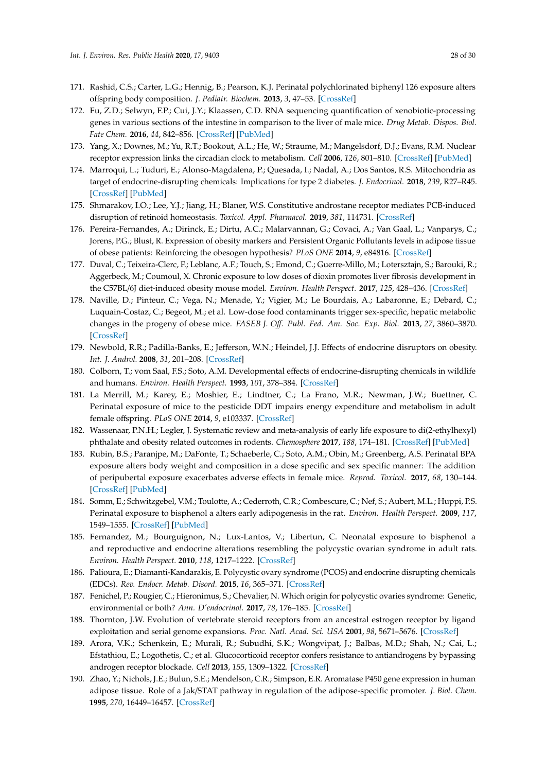171. Rashid, C.S.; Carter, L.G.; Hennig, B.; Pearson, K.J. Perinatal polychlorinated biphenyl 126 exposure alters offspring body composition. *J. Pediatr. Biochem.* **2013**, *3*, 47–53. [CrossRef]
172. Fu, Z.D.; Selwyn, F.P.; Cui, J.Y.; Klaassen, C.D. RNA sequencing quantification of xenobiotic-processing genes in various sections of the intestine in comparison to the liver of male mice. *Drug Metab. Dispos. Biol. Fate Chem.* **2016**, *44*, 842–856. [CrossRef] [PubMed]
173. Yang, X.; Downes, M.; Yu, R.T.; Bookout, A.L.; He, W.; Straume, M.; Mangelsdorf, D.J.; Evans, R.M. Nuclear receptor expression links the circadian clock to metabolism. *Cell* **2006**, *126*, 801–810. [CrossRef] [PubMed]
174. Marroqui, L.; Tuduri, E.; Alonso-Magdalena, P.; Quesada, I.; Nadal, A.; Dos Santos, R.S. Mitochondria as target of endocrine-disrupting chemicals: Implications for type 2 diabetes. *J. Endocrinol.* **2018**, *239*, R27–R45. [CrossRef] [PubMed]
175. Shmarakov, I.O.; Lee, Y.J.; Jiang, H.; Blaner, W.S. Constitutive androstane receptor mediates PCB-induced disruption of retinoid homeostasis. *Toxicol. Appl. Pharmacol.* **2019**, *381*, 114731. [CrossRef]
176. Pereira-Fernandes, A.; Dirinck, E.; Dirtu, A.C.; Malarvannan, G.; Covaci, A.; Van Gaal, L.; Vanparys, C.; Jorens, P.G.; Blust, R. Expression of obesity markers and Persistent Organic Pollutants levels in adipose tissue of obese patients: Reinforcing the obesogen hypothesis? *PLoS ONE* **2014**, *9*, e84816. [CrossRef]
177. Duval, C.; Teixeira-Clerc, F.; Leblanc, A.F.; Touch, S.; Emond, C.; Guerre-Millo, M.; Lotersztajn, S.; Barouki, R.; Aggerbeck, M.; Coumoul, X. Chronic exposure to low doses of dioxin promotes liver fibrosis development in the C57BL/6J diet-induced obesity mouse model. *Environ. Health Perspect.* **2017**, *125*, 428–436. [CrossRef]
178. Naville, D.; Pinteur, C.; Vega, N.; Menade, Y.; Vigier, M.; Le Bourdais, A.; Labaronne, E.; Debard, C.; Luquain-Costaz, C.; Begeot, M.; et al. Low-dose food contaminants trigger sex-specific, hepatic metabolic changes in the progeny of obese mice. *FASEB J. Off. Publ. Fed. Am. Soc. Exp. Biol.* **2013**, *27*, 3860–3870. [CrossRef]
179. Newbold, R.R.; Padilla-Banks, E.; Jefferson, W.N.; Heindel, J.J. Effects of endocrine disruptors on obesity. *Int. J. Androl.* **2008**, *31*, 201–208. [CrossRef]
180. Colborn, T.; vom Saal, F.S.; Soto, A.M. Developmental effects of endocrine-disrupting chemicals in wildlife and humans. *Environ. Health Perspect.* **1993**, *101*, 378–384. [CrossRef]
181. La Merrill, M.; Karey, E.; Moshier, E.; Lindtner, C.; La Frano, M.R.; Newman, J.W.; Buettner, C. Perinatal exposure of mice to the pesticide DDT impairs energy expenditure and metabolism in adult female offspring. *PLoS ONE* **2014**, *9*, e103337. [CrossRef]
182. Wassenaar, P.N.H.; Legler, J. Systematic review and meta-analysis of early life exposure to di(2-ethylhexyl) phthalate and obesity related outcomes in rodents. *Chemosphere* **2017**, *188*, 174–181. [CrossRef] [PubMed]
183. Rubin, B.S.; Paranjpe, M.; DaFonte, T.; Schaeberle, C.; Soto, A.M.; Obin, M.; Greenberg, A.S. Perinatal BPA exposure alters body weight and composition in a dose specific and sex specific manner: The addition of peripubertal exposure exacerbates adverse effects in female mice. *Reprod. Toxicol.* **2017**, *68*, 130–144. [CrossRef] [PubMed]
184. Somm, E.; Schwitzgebel, V.M.; Toulotte, A.; Cederroth, C.R.; Combescure, C.; Nef, S.; Aubert, M.L.; Huppi, P.S. Perinatal exposure to bisphenol a alters early adipogenesis in the rat. *Environ. Health Perspect.* **2009**, *117*, 1549–1555. [CrossRef] [PubMed]
185. Fernandez, M.; Bourguignon, N.; Lux-Lantos, V.; Libertun, C. Neonatal exposure to bisphenol a and reproductive and endocrine alterations resembling the polycystic ovarian syndrome in adult rats. *Environ. Health Perspect.* **2010**, *118*, 1217–1222. [CrossRef]
186. Palioura, E.; Diamanti-Kandarakis, E. Polycystic ovary syndrome (PCOS) and endocrine disrupting chemicals (EDCs). *Rev. Endocr. Metab. Disord.* **2015**, *16*, 365–371. [CrossRef]
187. Fenichel, P.; Rougier, C.; Hieronimus, S.; Chevalier, N. Which origin for polycystic ovaries syndrome: Genetic, environmental or both? *Ann. D'endocrinol.* **2017**, *78*, 176–185. [CrossRef]
188. Thornton, J.W. Evolution of vertebrate steroid receptors from an ancestral estrogen receptor by ligand exploitation and serial genome expansions. *Proc. Natl. Acad. Sci. USA* **2001**, *98*, 5671–5676. [CrossRef]
189. Arora, V.K.; Schenkein, E.; Murali, R.; Subudhi, S.K.; Wongvipat, J.; Balbas, M.D.; Shah, N.; Cai, L.; Efstathiou, E.; Logothetis, C.; et al. Glucocorticoid receptor confers resistance to antiandrogens by bypassing androgen receptor blockade. *Cell* **2013**, *155*, 1309–1322. [CrossRef]
190. Zhao, Y.; Nichols, J.E.; Bulun, S.E.; Mendelson, C.R.; Simpson, E.R. Aromatase P450 gene expression in human adipose tissue. Role of a Jak/STAT pathway in regulation of the adipose-specific promoter. *J. Biol. Chem.* **1995**, *270*, 16449–16457. [CrossRef]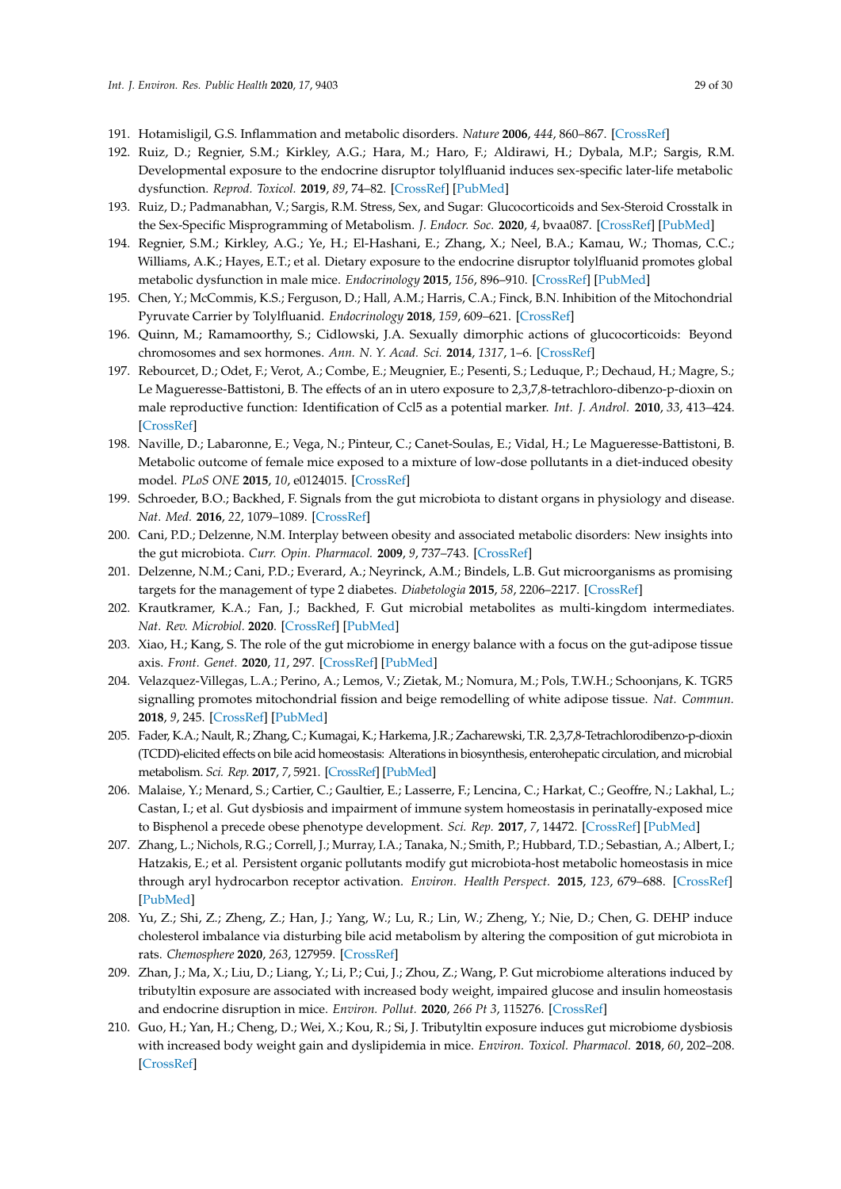191. Hotamisligil, G.S. Inflammation and metabolic disorders. *Nature* **2006**, *444*, 860–867. [CrossRef]
192. Ruiz, D.; Regnier, S.M.; Kirkley, A.G.; Hara, M.; Haro, F.; Aldirawi, H.; Dybala, M.P.; Sargis, R.M. Developmental exposure to the endocrine disruptor tolylfluanid induces sex-specific later-life metabolic dysfunction. *Reprod. Toxicol.* **2019**, *89*, 74–82. [CrossRef] [PubMed]
193. Ruiz, D.; Padmanabhan, V.; Sargis, R.M. Stress, Sex, and Sugar: Glucocorticoids and Sex-Steroid Crosstalk in the Sex-Specific Misprogramming of Metabolism. *J. Endocr. Soc.* **2020**, *4*, bvaa087. [CrossRef] [PubMed]
194. Regnier, S.M.; Kirkley, A.G.; Ye, H.; El-Hashani, E.; Zhang, X.; Neel, B.A.; Kamau, W.; Thomas, C.C.; Williams, A.K.; Hayes, E.T.; et al. Dietary exposure to the endocrine disruptor tolylfluanid promotes global metabolic dysfunction in male mice. *Endocrinology* **2015**, *156*, 896–910. [CrossRef] [PubMed]
195. Chen, Y.; McCommis, K.S.; Ferguson, D.; Hall, A.M.; Harris, C.A.; Finck, B.N. Inhibition of the Mitochondrial Pyruvate Carrier by Tolylfluanid. *Endocrinology* **2018**, *159*, 609–621. [CrossRef]
196. Quinn, M.; Ramamoorthy, S.; Cidlowski, J.A. Sexually dimorphic actions of glucocorticoids: Beyond chromosomes and sex hormones. *Ann. N. Y. Acad. Sci.* **2014**, *1317*, 1–6. [CrossRef]
197. Rebourcet, D.; Odet, F.; Verot, A.; Combe, E.; Meugnier, E.; Pesenti, S.; Leduque, P.; Dechaud, H.; Magre, S.; Le Magueresse-Battistoni, B. The effects of an in utero exposure to 2,3,7,8-tetrachloro-dibenzo-p-dioxin on male reproductive function: Identification of Ccl5 as a potential marker. *Int. J. Androl.* **2010**, *33*, 413–424. [CrossRef]
198. Naville, D.; Labaronne, E.; Vega, N.; Pinteur, C.; Canet-Soulas, E.; Vidal, H.; Le Magueresse-Battistoni, B. Metabolic outcome of female mice exposed to a mixture of low-dose pollutants in a diet-induced obesity model. *PLoS ONE* **2015**, *10*, e0124015. [CrossRef]
199. Schroeder, B.O.; Backhed, F. Signals from the gut microbiota to distant organs in physiology and disease. *Nat. Med.* **2016**, *22*, 1079–1089. [CrossRef]
200. Cani, P.D.; Delzenne, N.M. Interplay between obesity and associated metabolic disorders: New insights into the gut microbiota. *Curr. Opin. Pharmacol.* **2009**, *9*, 737–743. [CrossRef]
201. Delzenne, N.M.; Cani, P.D.; Everard, A.; Neyrinck, A.M.; Bindels, L.B. Gut microorganisms as promising targets for the management of type 2 diabetes. *Diabetologia* **2015**, *58*, 2206–2217. [CrossRef]
202. Krautkramer, K.A.; Fan, J.; Backhed, F. Gut microbial metabolites as multi-kingdom intermediates. *Nat. Rev. Microbiol.* **2020**. [CrossRef] [PubMed]
203. Xiao, H.; Kang, S. The role of the gut microbiome in energy balance with a focus on the gut-adipose tissue axis. *Front. Genet.* **2020**, *11*, 297. [CrossRef] [PubMed]
204. Velazquez-Villegas, L.A.; Perino, A.; Lemos, V.; Zietak, M.; Nomura, M.; Pols, T.W.H.; Schoonjans, K. TGR5 signalling promotes mitochondrial fission and beige remodelling of white adipose tissue. *Nat. Commun.* **2018**, *9*, 245. [CrossRef] [PubMed]
205. Fader, K.A.; Nault, R.; Zhang, C.; Kumagai, K.; Harkema, J.R.; Zacharewski, T.R. 2,3,7,8-Tetrachlorodibenzo-p-dioxin (TCDD)-elicited effects on bile acid homeostasis: Alterations in biosynthesis, enterohepatic circulation, and microbial metabolism. *Sci. Rep.* **2017**, *7*, 5921. [CrossRef] [PubMed]
206. Malaise, Y.; Menard, S.; Cartier, C.; Gaultier, E.; Lasserre, F.; Lencina, C.; Harkat, C.; Geoffre, N.; Lakhal, L.; Castan, I.; et al. Gut dysbiosis and impairment of immune system homeostasis in perinatally-exposed mice to Bisphenol a precede obese phenotype development. *Sci. Rep.* **2017**, *7*, 14472. [CrossRef] [PubMed]
207. Zhang, L.; Nichols, R.G.; Correll, J.; Murray, I.A.; Tanaka, N.; Smith, P.; Hubbard, T.D.; Sebastian, A.; Albert, I.; Hatzakis, E.; et al. Persistent organic pollutants modify gut microbiota-host metabolic homeostasis in mice through aryl hydrocarbon receptor activation. *Environ. Health Perspect.* **2015**, *123*, 679–688. [CrossRef] [PubMed]
208. Yu, Z.; Shi, Z.; Zheng, Z.; Han, J.; Yang, W.; Lu, R.; Lin, W.; Zheng, Y.; Nie, D.; Chen, G. DEHP induce cholesterol imbalance via disturbing bile acid metabolism by altering the composition of gut microbiota in rats. *Chemosphere* **2020**, *263*, 127959. [CrossRef]
209. Zhan, J.; Ma, X.; Liu, D.; Liang, Y.; Li, P.; Cui, J.; Zhou, Z.; Wang, P. Gut microbiome alterations induced by tributyltin exposure are associated with increased body weight, impaired glucose and insulin homeostasis and endocrine disruption in mice. *Environ. Pollut.* **2020**, *266 Pt 3*, 115276. [CrossRef]
210. Guo, H.; Yan, H.; Cheng, D.; Wei, X.; Kou, R.; Si, J. Tributyltin exposure induces gut microbiome dysbiosis with increased body weight gain and dyslipidemia in mice. *Environ. Toxicol. Pharmacol.* **2018**, *60*, 202–208. [CrossRef]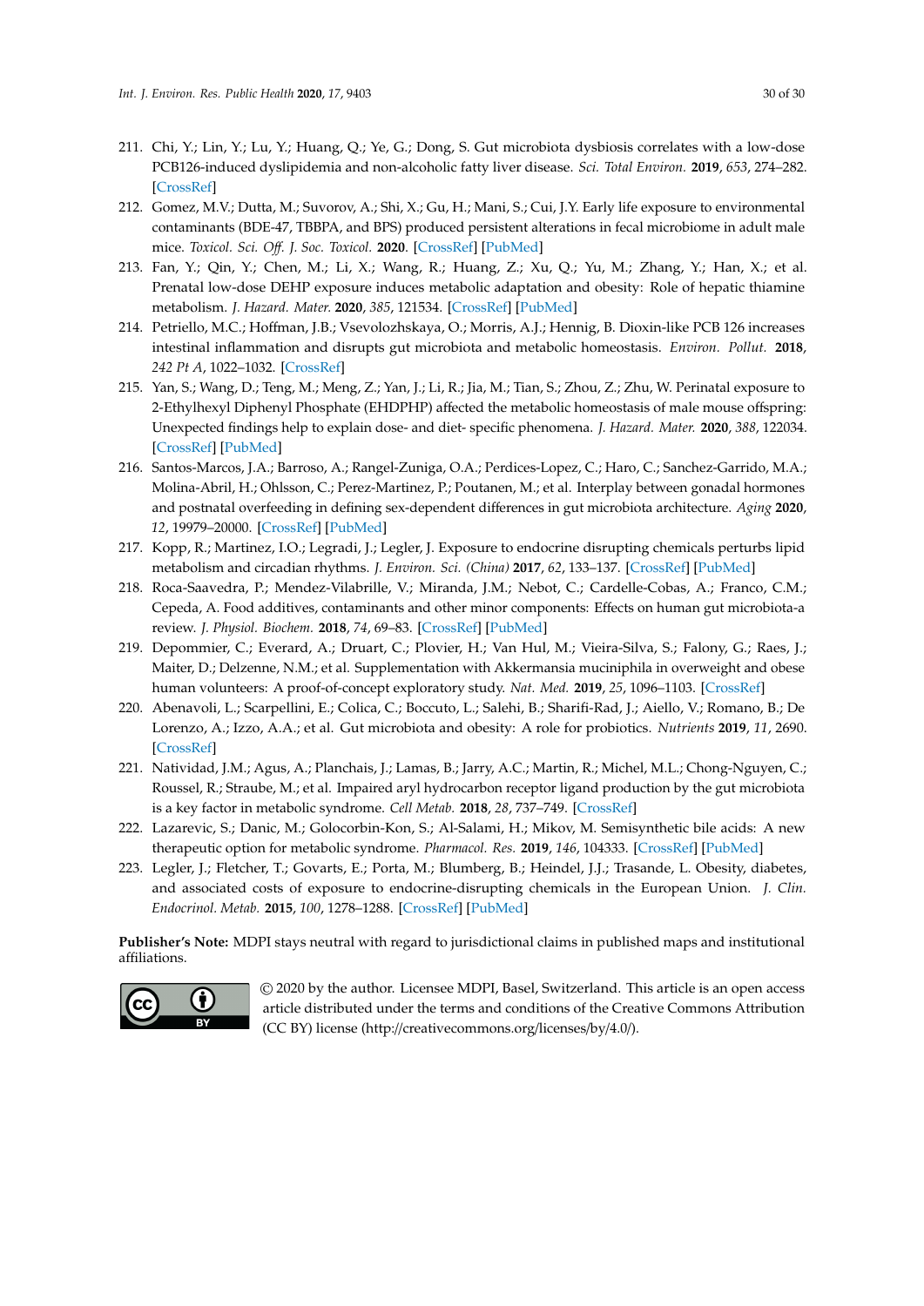211. Chi, Y.; Lin, Y.; Lu, Y.; Huang, Q.; Ye, G.; Dong, S. Gut microbiota dysbiosis correlates with a low-dose PCB126-induced dyslipidemia and non-alcoholic fatty liver disease. *Sci. Total Environ.* **2019**, *653*, 274–282. [CrossRef]
212. Gomez, M.V.; Dutta, M.; Suvorov, A.; Shi, X.; Gu, H.; Mani, S.; Cui, J.Y. Early life exposure to environmental contaminants (BDE-47, TBBPA, and BPS) produced persistent alterations in fecal microbiome in adult male mice. *Toxicol. Sci. Off. J. Soc. Toxicol.* **2020**. [CrossRef] [PubMed]
213. Fan, Y.; Qin, Y.; Chen, M.; Li, X.; Wang, R.; Huang, Z.; Xu, Q.; Yu, M.; Zhang, Y.; Han, X.; et al. Prenatal low-dose DEHP exposure induces metabolic adaptation and obesity: Role of hepatic thiamine metabolism. *J. Hazard. Mater.* **2020**, *385*, 121534. [CrossRef] [PubMed]
214. Petriello, M.C.; Hoffman, J.B.; Vsevolozhskaya, O.; Morris, A.J.; Hennig, B. Dioxin-like PCB 126 increases intestinal inflammation and disrupts gut microbiota and metabolic homeostasis. *Environ. Pollut.* **2018**, *242 Pt A*, 1022–1032. [CrossRef]
215. Yan, S.; Wang, D.; Teng, M.; Meng, Z.; Yan, J.; Li, R.; Jia, M.; Tian, S.; Zhou, Z.; Zhu, W. Perinatal exposure to 2-Ethylhexyl Diphenyl Phosphate (EHDPHP) affected the metabolic homeostasis of male mouse offspring: Unexpected findings help to explain dose- and diet- specific phenomena. *J. Hazard. Mater.* **2020**, *388*, 122034. [CrossRef] [PubMed]
216. Santos-Marcos, J.A.; Barroso, A.; Rangel-Zuniga, O.A.; Perdices-Lopez, C.; Haro, C.; Sanchez-Garrido, M.A.; Molina-Abril, H.; Ohlsson, C.; Perez-Martinez, P.; Poutanen, M.; et al. Interplay between gonadal hormones and postnatal overfeeding in defining sex-dependent differences in gut microbiota architecture. *Aging* **2020**, *12*, 19979–20000. [CrossRef] [PubMed]
217. Kopp, R.; Martinez, I.O.; Legradi, J.; Legler, J. Exposure to endocrine disrupting chemicals perturbs lipid metabolism and circadian rhythms. *J. Environ. Sci. (China)* **2017**, *62*, 133–137. [CrossRef] [PubMed]
218. Roca-Saavedra, P.; Mendez-Vilabrille, V.; Miranda, J.M.; Nebot, C.; Cardelle-Cobas, A.; Franco, C.M.; Cepeda, A. Food additives, contaminants and other minor components: Effects on human gut microbiota-a review. *J. Physiol. Biochem.* **2018**, *74*, 69–83. [CrossRef] [PubMed]
219. Depommier, C.; Everard, A.; Druart, C.; Plovier, H.; Van Hul, M.; Vieira-Silva, S.; Falony, G.; Raes, J.; Maiter, D.; Delzenne, N.M.; et al. Supplementation with Akkermansia muciniphila in overweight and obese human volunteers: A proof-of-concept exploratory study. *Nat. Med.* **2019**, *25*, 1096–1103. [CrossRef]
220. Abenavoli, L.; Scarpellini, E.; Colica, C.; Boccuto, L.; Salehi, B.; Sharifi-Rad, J.; Aiello, V.; Romano, B.; De Lorenzo, A.; Izzo, A.A.; et al. Gut microbiota and obesity: A role for probiotics. *Nutrients* **2019**, *11*, 2690. [CrossRef]
221. Natividad, J.M.; Agus, A.; Planchais, J.; Lamas, B.; Jarry, A.C.; Martin, R.; Michel, M.L.; Chong-Nguyen, C.; Roussel, R.; Straube, M.; et al. Impaired aryl hydrocarbon receptor ligand production by the gut microbiota is a key factor in metabolic syndrome. *Cell Metab.* **2018**, *28*, 737–749. [CrossRef]
222. Lazarevic, S.; Danic, M.; Golocorbin-Kon, S.; Al-Salami, H.; Mikov, M. Semisynthetic bile acids: A new therapeutic option for metabolic syndrome. *Pharmacol. Res.* **2019**, *146*, 104333. [CrossRef] [PubMed]
223. Legler, J.; Fletcher, T.; Govarts, E.; Porta, M.; Blumberg, B.; Heindel, J.J.; Trasande, L. Obesity, diabetes, and associated costs of exposure to endocrine-disrupting chemicals in the European Union. *J. Clin. Endocrinol. Metab.* **2015**, *100*, 1278–1288. [CrossRef] [PubMed]

**Publisher's Note:** MDPI stays neutral with regard to jurisdictional claims in published maps and institutional affiliations.

© 2020 by the author. Licensee MDPI, Basel, Switzerland. This article is an open access article distributed under the terms and conditions of the Creative Commons Attribution (CC BY) license (http://creativecommons.org/licenses/by/4.0/).